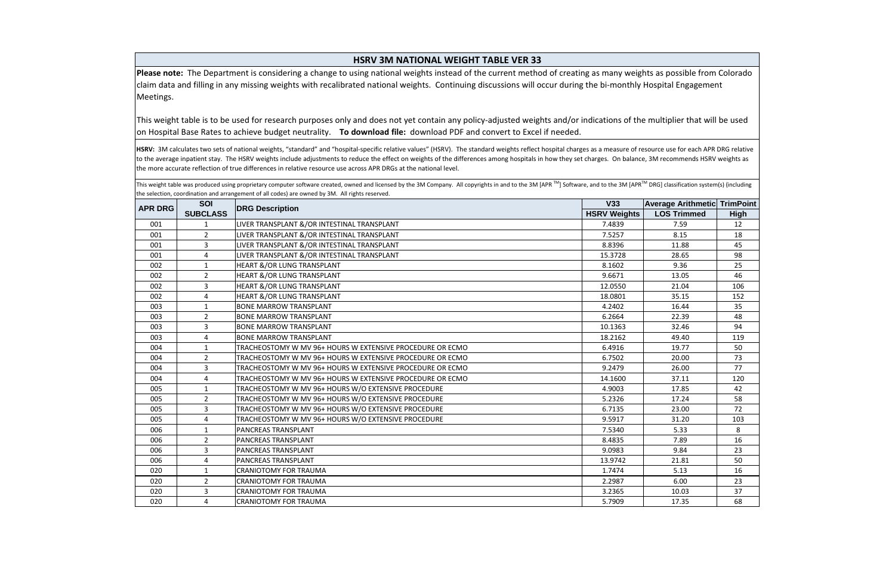## HSRV 3M NATIONAL WEIGHT TABLE VER 33

**Please note:** The Department is considering a change to using national weights instead of the current method of creating as many weights as possible from Colorado claim data and filling in any missing weights with recalibrated national weights. Continuing discussions will occur during the bi-monthly Hospital Engagement Meetings.

This weight table is to be used for research purposes only and does not yet contain any policy-adjusted weights and/or indications of the multiplier that will be used on Hospital Base Rates to achieve budget neutrality. **To download file:** download PDF and convert to Excel if needed.

**HSRV:** 3M calculates two sets of national weights, "standard" and "hospital-specific relative values" (HSRV). The standard weights reflect hospital charges as a measure of resource use for each APR DRG relative to the average inpatient stay. The HSRV weights include adjustments to reduce the effect on weights of the differences among hospitals in how they set charges. On balance, 3M recommends HSRV weights as the more accurate reflection of true differences in relative resource use across APR DRGs at the national level.

This weight table was produced using proprietary computer software created, owned and licensed by the 3M Company. All copyrights in and to the 3M [APR ™] Software, and to the 3M [APR™ DRG] classification system(s) (including the selection, coordination and arrangement of all codes) are owned by 3M. All rights reserved.

| APR DRG | SOI SUBCLASS | DRG Description | V33 HSRV Weights | Average Arithmetic LOS Trimmed | TrimPoint High |
|---|---|---|---|---|---|
| 001 | 1 | LIVER TRANSPLANT &/OR INTESTINAL TRANSPLANT | 7.4839 | 7.59 | 12 |
| 001 | 2 | LIVER TRANSPLANT &/OR INTESTINAL TRANSPLANT | 7.5257 | 8.15 | 18 |
| 001 | 3 | LIVER TRANSPLANT &/OR INTESTINAL TRANSPLANT | 8.8396 | 11.88 | 45 |
| 001 | 4 | LIVER TRANSPLANT &/OR INTESTINAL TRANSPLANT | 15.3728 | 28.65 | 98 |
| 002 | 1 | HEART &/OR LUNG TRANSPLANT | 8.1602 | 9.36 | 25 |
| 002 | 2 | HEART &/OR LUNG TRANSPLANT | 9.6671 | 13.05 | 46 |
| 002 | 3 | HEART &/OR LUNG TRANSPLANT | 12.0550 | 21.04 | 106 |
| 002 | 4 | HEART &/OR LUNG TRANSPLANT | 18.0801 | 35.15 | 152 |
| 003 | 1 | BONE MARROW TRANSPLANT | 4.2402 | 16.44 | 35 |
| 003 | 2 | BONE MARROW TRANSPLANT | 6.2664 | 22.39 | 48 |
| 003 | 3 | BONE MARROW TRANSPLANT | 10.1363 | 32.46 | 94 |
| 003 | 4 | BONE MARROW TRANSPLANT | 18.2162 | 49.40 | 119 |
| 004 | 1 | TRACHEOSTOMY W MV 96+ HOURS W EXTENSIVE PROCEDURE OR ECMO | 6.4916 | 19.77 | 50 |
| 004 | 2 | TRACHEOSTOMY W MV 96+ HOURS W EXTENSIVE PROCEDURE OR ECMO | 6.7502 | 20.00 | 73 |
| 004 | 3 | TRACHEOSTOMY W MV 96+ HOURS W EXTENSIVE PROCEDURE OR ECMO | 9.2479 | 26.00 | 77 |
| 004 | 4 | TRACHEOSTOMY W MV 96+ HOURS W EXTENSIVE PROCEDURE OR ECMO | 14.1600 | 37.11 | 120 |
| 005 | 1 | TRACHEOSTOMY W MV 96+ HOURS W/O EXTENSIVE PROCEDURE | 4.9003 | 17.85 | 42 |
| 005 | 2 | TRACHEOSTOMY W MV 96+ HOURS W/O EXTENSIVE PROCEDURE | 5.2326 | 17.24 | 58 |
| 005 | 3 | TRACHEOSTOMY W MV 96+ HOURS W/O EXTENSIVE PROCEDURE | 6.7135 | 23.00 | 72 |
| 005 | 4 | TRACHEOSTOMY W MV 96+ HOURS W/O EXTENSIVE PROCEDURE | 9.5917 | 31.20 | 103 |
| 006 | 1 | PANCREAS TRANSPLANT | 7.5340 | 5.33 | 8 |
| 006 | 2 | PANCREAS TRANSPLANT | 8.4835 | 7.89 | 16 |
| 006 | 3 | PANCREAS TRANSPLANT | 9.0983 | 9.84 | 23 |
| 006 | 4 | PANCREAS TRANSPLANT | 13.9742 | 21.81 | 50 |
| 020 | 1 | CRANIOTOMY FOR TRAUMA | 1.7474 | 5.13 | 16 |
| 020 | 2 | CRANIOTOMY FOR TRAUMA | 2.2987 | 6.00 | 23 |
| 020 | 3 | CRANIOTOMY FOR TRAUMA | 3.2365 | 10.03 | 37 |
| 020 | 4 | CRANIOTOMY FOR TRAUMA | 5.7909 | 17.35 | 68 |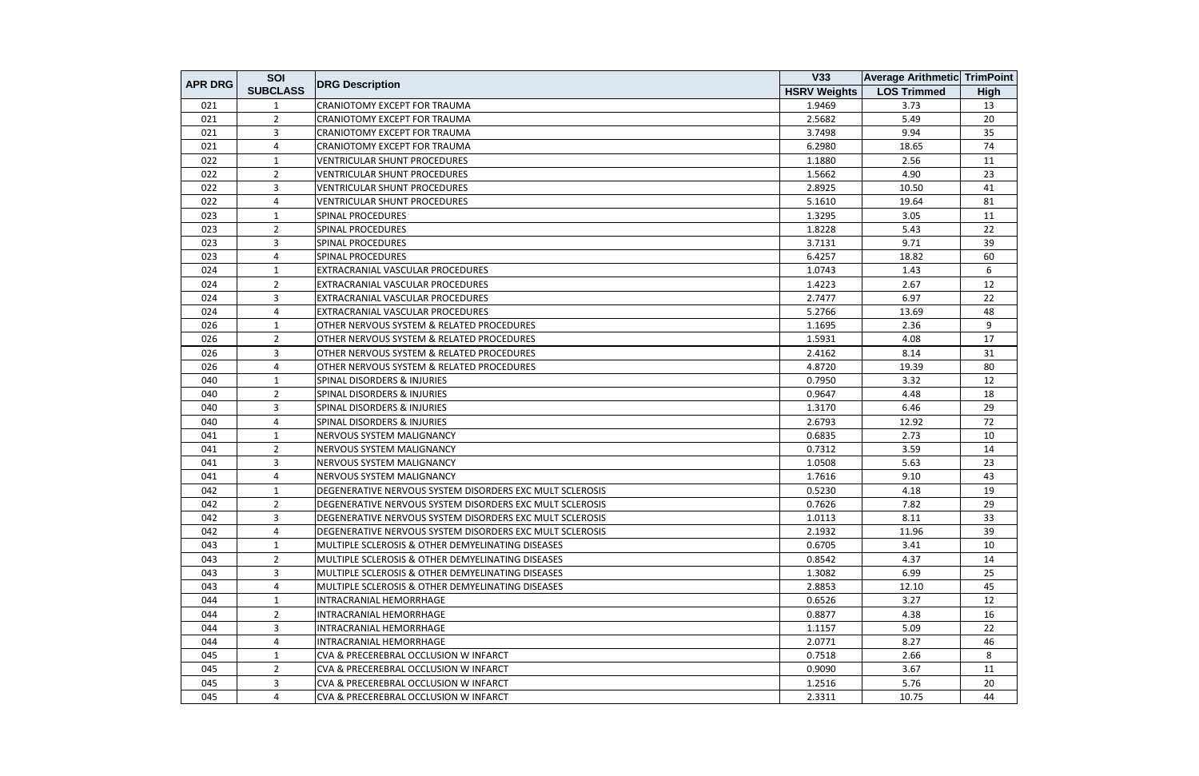| APR DRG | SOI SUBCLASS | DRG Description | V33 HSRV Weights | Average Arithmetic LOS Trimmed | TrimPoint High |
|---|---|---|---|---|---|
| 021 | 1 | CRANIOTOMY EXCEPT FOR TRAUMA | 1.9469 | 3.73 | 13 |
| 021 | 2 | CRANIOTOMY EXCEPT FOR TRAUMA | 2.5682 | 5.49 | 20 |
| 021 | 3 | CRANIOTOMY EXCEPT FOR TRAUMA | 3.7498 | 9.94 | 35 |
| 021 | 4 | CRANIOTOMY EXCEPT FOR TRAUMA | 6.2980 | 18.65 | 74 |
| 022 | 1 | VENTRICULAR SHUNT PROCEDURES | 1.1880 | 2.56 | 11 |
| 022 | 2 | VENTRICULAR SHUNT PROCEDURES | 1.5662 | 4.90 | 23 |
| 022 | 3 | VENTRICULAR SHUNT PROCEDURES | 2.8925 | 10.50 | 41 |
| 022 | 4 | VENTRICULAR SHUNT PROCEDURES | 5.1610 | 19.64 | 81 |
| 023 | 1 | SPINAL PROCEDURES | 1.3295 | 3.05 | 11 |
| 023 | 2 | SPINAL PROCEDURES | 1.8228 | 5.43 | 22 |
| 023 | 3 | SPINAL PROCEDURES | 3.7131 | 9.71 | 39 |
| 023 | 4 | SPINAL PROCEDURES | 6.4257 | 18.82 | 60 |
| 024 | 1 | EXTRACRANIAL VASCULAR PROCEDURES | 1.0743 | 1.43 | 6 |
| 024 | 2 | EXTRACRANIAL VASCULAR PROCEDURES | 1.4223 | 2.67 | 12 |
| 024 | 3 | EXTRACRANIAL VASCULAR PROCEDURES | 2.7477 | 6.97 | 22 |
| 024 | 4 | EXTRACRANIAL VASCULAR PROCEDURES | 5.2766 | 13.69 | 48 |
| 026 | 1 | OTHER NERVOUS SYSTEM & RELATED PROCEDURES | 1.1695 | 2.36 | 9 |
| 026 | 2 | OTHER NERVOUS SYSTEM & RELATED PROCEDURES | 1.5931 | 4.08 | 17 |
| 026 | 3 | OTHER NERVOUS SYSTEM & RELATED PROCEDURES | 2.4162 | 8.14 | 31 |
| 026 | 4 | OTHER NERVOUS SYSTEM & RELATED PROCEDURES | 4.8720 | 19.39 | 80 |
| 040 | 1 | SPINAL DISORDERS & INJURIES | 0.7950 | 3.32 | 12 |
| 040 | 2 | SPINAL DISORDERS & INJURIES | 0.9647 | 4.48 | 18 |
| 040 | 3 | SPINAL DISORDERS & INJURIES | 1.3170 | 6.46 | 29 |
| 040 | 4 | SPINAL DISORDERS & INJURIES | 2.6793 | 12.92 | 72 |
| 041 | 1 | NERVOUS SYSTEM MALIGNANCY | 0.6835 | 2.73 | 10 |
| 041 | 2 | NERVOUS SYSTEM MALIGNANCY | 0.7312 | 3.59 | 14 |
| 041 | 3 | NERVOUS SYSTEM MALIGNANCY | 1.0508 | 5.63 | 23 |
| 041 | 4 | NERVOUS SYSTEM MALIGNANCY | 1.7616 | 9.10 | 43 |
| 042 | 1 | DEGENERATIVE NERVOUS SYSTEM DISORDERS EXC MULT SCLEROSIS | 0.5230 | 4.18 | 19 |
| 042 | 2 | DEGENERATIVE NERVOUS SYSTEM DISORDERS EXC MULT SCLEROSIS | 0.7626 | 7.82 | 29 |
| 042 | 3 | DEGENERATIVE NERVOUS SYSTEM DISORDERS EXC MULT SCLEROSIS | 1.0113 | 8.11 | 33 |
| 042 | 4 | DEGENERATIVE NERVOUS SYSTEM DISORDERS EXC MULT SCLEROSIS | 2.1932 | 11.96 | 39 |
| 043 | 1 | MULTIPLE SCLEROSIS & OTHER DEMYELINATING DISEASES | 0.6705 | 3.41 | 10 |
| 043 | 2 | MULTIPLE SCLEROSIS & OTHER DEMYELINATING DISEASES | 0.8542 | 4.37 | 14 |
| 043 | 3 | MULTIPLE SCLEROSIS & OTHER DEMYELINATING DISEASES | 1.3082 | 6.99 | 25 |
| 043 | 4 | MULTIPLE SCLEROSIS & OTHER DEMYELINATING DISEASES | 2.8853 | 12.10 | 45 |
| 044 | 1 | INTRACRANIAL HEMORRHAGE | 0.6526 | 3.27 | 12 |
| 044 | 2 | INTRACRANIAL HEMORRHAGE | 0.8877 | 4.38 | 16 |
| 044 | 3 | INTRACRANIAL HEMORRHAGE | 1.1157 | 5.09 | 22 |
| 044 | 4 | INTRACRANIAL HEMORRHAGE | 2.0771 | 8.27 | 46 |
| 045 | 1 | CVA & PRECEREBRAL OCCLUSION W INFARCT | 0.7518 | 2.66 | 8 |
| 045 | 2 | CVA & PRECEREBRAL OCCLUSION W INFARCT | 0.9090 | 3.67 | 11 |
| 045 | 3 | CVA & PRECEREBRAL OCCLUSION W INFARCT | 1.2516 | 5.76 | 20 |
| 045 | 4 | CVA & PRECEREBRAL OCCLUSION W INFARCT | 2.3311 | 10.75 | 44 |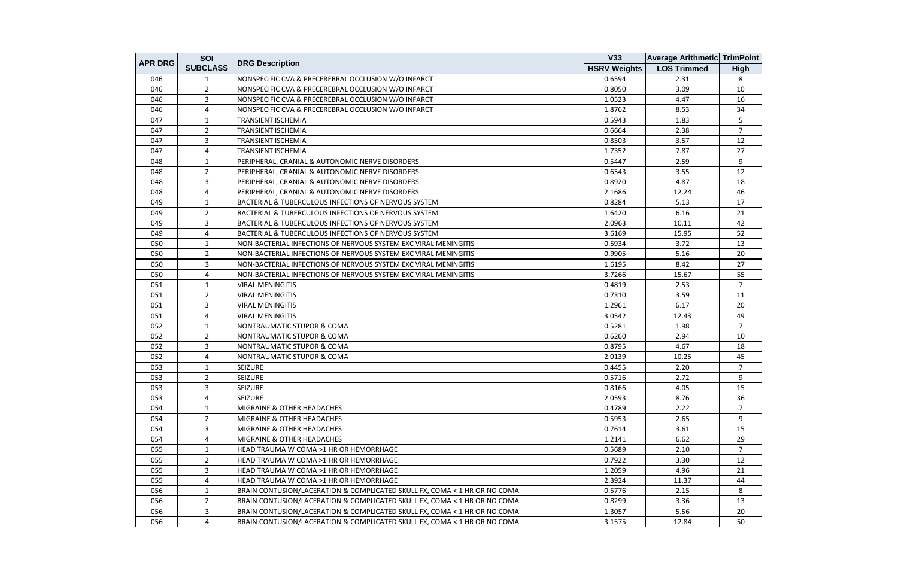| APR DRG | SOI SUBCLASS | DRG Description | V33 HSRV Weights | Average Arithmetic LOS Trimmed | TrimPoint High |
|---|---|---|---|---|---|
| 046 | 1 | NONSPECIFIC CVA & PRECEREBRAL OCCLUSION W/O INFARCT | 0.6594 | 2.31 | 8 |
| 046 | 2 | NONSPECIFIC CVA & PRECEREBRAL OCCLUSION W/O INFARCT | 0.8050 | 3.09 | 10 |
| 046 | 3 | NONSPECIFIC CVA & PRECEREBRAL OCCLUSION W/O INFARCT | 1.0523 | 4.47 | 16 |
| 046 | 4 | NONSPECIFIC CVA & PRECEREBRAL OCCLUSION W/O INFARCT | 1.8762 | 8.53 | 34 |
| 047 | 1 | TRANSIENT ISCHEMIA | 0.5943 | 1.83 | 5 |
| 047 | 2 | TRANSIENT ISCHEMIA | 0.6664 | 2.38 | 7 |
| 047 | 3 | TRANSIENT ISCHEMIA | 0.8503 | 3.57 | 12 |
| 047 | 4 | TRANSIENT ISCHEMIA | 1.7352 | 7.87 | 27 |
| 048 | 1 | PERIPHERAL, CRANIAL & AUTONOMIC NERVE DISORDERS | 0.5447 | 2.59 | 9 |
| 048 | 2 | PERIPHERAL, CRANIAL & AUTONOMIC NERVE DISORDERS | 0.6543 | 3.55 | 12 |
| 048 | 3 | PERIPHERAL, CRANIAL & AUTONOMIC NERVE DISORDERS | 0.8920 | 4.87 | 18 |
| 048 | 4 | PERIPHERAL, CRANIAL & AUTONOMIC NERVE DISORDERS | 2.1686 | 12.24 | 46 |
| 049 | 1 | BACTERIAL & TUBERCULOUS INFECTIONS OF NERVOUS SYSTEM | 0.8284 | 5.13 | 17 |
| 049 | 2 | BACTERIAL & TUBERCULOUS INFECTIONS OF NERVOUS SYSTEM | 1.6420 | 6.16 | 21 |
| 049 | 3 | BACTERIAL & TUBERCULOUS INFECTIONS OF NERVOUS SYSTEM | 2.0963 | 10.11 | 42 |
| 049 | 4 | BACTERIAL & TUBERCULOUS INFECTIONS OF NERVOUS SYSTEM | 3.6169 | 15.95 | 52 |
| 050 | 1 | NON-BACTERIAL INFECTIONS OF NERVOUS SYSTEM EXC VIRAL MENINGITIS | 0.5934 | 3.72 | 13 |
| 050 | 2 | NON-BACTERIAL INFECTIONS OF NERVOUS SYSTEM EXC VIRAL MENINGITIS | 0.9905 | 5.16 | 20 |
| 050 | 3 | NON-BACTERIAL INFECTIONS OF NERVOUS SYSTEM EXC VIRAL MENINGITIS | 1.6195 | 8.42 | 27 |
| 050 | 4 | NON-BACTERIAL INFECTIONS OF NERVOUS SYSTEM EXC VIRAL MENINGITIS | 3.7266 | 15.67 | 55 |
| 051 | 1 | VIRAL MENINGITIS | 0.4819 | 2.53 | 7 |
| 051 | 2 | VIRAL MENINGITIS | 0.7310 | 3.59 | 11 |
| 051 | 3 | VIRAL MENINGITIS | 1.2961 | 6.17 | 20 |
| 051 | 4 | VIRAL MENINGITIS | 3.0542 | 12.43 | 49 |
| 052 | 1 | NONTRAUMATIC STUPOR & COMA | 0.5281 | 1.98 | 7 |
| 052 | 2 | NONTRAUMATIC STUPOR & COMA | 0.6260 | 2.94 | 10 |
| 052 | 3 | NONTRAUMATIC STUPOR & COMA | 0.8795 | 4.67 | 18 |
| 052 | 4 | NONTRAUMATIC STUPOR & COMA | 2.0139 | 10.25 | 45 |
| 053 | 1 | SEIZURE | 0.4455 | 2.20 | 7 |
| 053 | 2 | SEIZURE | 0.5716 | 2.72 | 9 |
| 053 | 3 | SEIZURE | 0.8166 | 4.05 | 15 |
| 053 | 4 | SEIZURE | 2.0593 | 8.76 | 36 |
| 054 | 1 | MIGRAINE & OTHER HEADACHES | 0.4789 | 2.22 | 7 |
| 054 | 2 | MIGRAINE & OTHER HEADACHES | 0.5953 | 2.65 | 9 |
| 054 | 3 | MIGRAINE & OTHER HEADACHES | 0.7614 | 3.61 | 15 |
| 054 | 4 | MIGRAINE & OTHER HEADACHES | 1.2141 | 6.62 | 29 |
| 055 | 1 | HEAD TRAUMA W COMA >1 HR OR HEMORRHAGE | 0.5689 | 2.10 | 7 |
| 055 | 2 | HEAD TRAUMA W COMA >1 HR OR HEMORRHAGE | 0.7922 | 3.30 | 12 |
| 055 | 3 | HEAD TRAUMA W COMA >1 HR OR HEMORRHAGE | 1.2059 | 4.96 | 21 |
| 055 | 4 | HEAD TRAUMA W COMA >1 HR OR HEMORRHAGE | 2.3924 | 11.37 | 44 |
| 056 | 1 | BRAIN CONTUSION/LACERATION & COMPLICATED SKULL FX, COMA < 1 HR OR NO COMA | 0.5776 | 2.15 | 8 |
| 056 | 2 | BRAIN CONTUSION/LACERATION & COMPLICATED SKULL FX, COMA < 1 HR OR NO COMA | 0.8299 | 3.36 | 13 |
| 056 | 3 | BRAIN CONTUSION/LACERATION & COMPLICATED SKULL FX, COMA < 1 HR OR NO COMA | 1.3057 | 5.56 | 20 |
| 056 | 4 | BRAIN CONTUSION/LACERATION & COMPLICATED SKULL FX, COMA < 1 HR OR NO COMA | 3.1575 | 12.84 | 50 |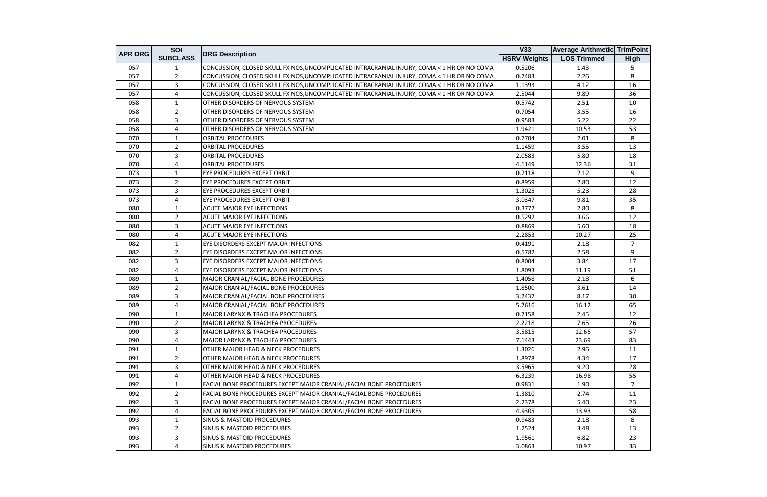| APR DRG | SOI SUBCLASS | DRG Description | V33 HSRV Weights | Average Arithmetic LOS Trimmed | TrimPoint High |
|---|---|---|---|---|---|
| 057 | 1 | CONCUSSION, CLOSED SKULL FX NOS,UNCOMPLICATED INTRACRANIAL INJURY, COMA < 1 HR OR NO COMA | 0.5206 | 1.43 | 5 |
| 057 | 2 | CONCUSSION, CLOSED SKULL FX NOS,UNCOMPLICATED INTRACRANIAL INJURY, COMA < 1 HR OR NO COMA | 0.7483 | 2.26 | 8 |
| 057 | 3 | CONCUSSION, CLOSED SKULL FX NOS,UNCOMPLICATED INTRACRANIAL INJURY, COMA < 1 HR OR NO COMA | 1.1393 | 4.12 | 16 |
| 057 | 4 | CONCUSSION, CLOSED SKULL FX NOS,UNCOMPLICATED INTRACRANIAL INJURY, COMA < 1 HR OR NO COMA | 2.5044 | 9.89 | 36 |
| 058 | 1 | OTHER DISORDERS OF NERVOUS SYSTEM | 0.5742 | 2.51 | 10 |
| 058 | 2 | OTHER DISORDERS OF NERVOUS SYSTEM | 0.7054 | 3.55 | 16 |
| 058 | 3 | OTHER DISORDERS OF NERVOUS SYSTEM | 0.9583 | 5.22 | 22 |
| 058 | 4 | OTHER DISORDERS OF NERVOUS SYSTEM | 1.9421 | 10.53 | 53 |
| 070 | 1 | ORBITAL PROCEDURES | 0.7704 | 2.01 | 8 |
| 070 | 2 | ORBITAL PROCEDURES | 1.1459 | 3.55 | 13 |
| 070 | 3 | ORBITAL PROCEDURES | 2.0583 | 5.80 | 18 |
| 070 | 4 | ORBITAL PROCEDURES | 4.1149 | 12.36 | 31 |
| 073 | 1 | EYE PROCEDURES EXCEPT ORBIT | 0.7118 | 2.12 | 9 |
| 073 | 2 | EYE PROCEDURES EXCEPT ORBIT | 0.8959 | 2.80 | 12 |
| 073 | 3 | EYE PROCEDURES EXCEPT ORBIT | 1.3025 | 5.23 | 28 |
| 073 | 4 | EYE PROCEDURES EXCEPT ORBIT | 3.0347 | 9.81 | 35 |
| 080 | 1 | ACUTE MAJOR EYE INFECTIONS | 0.3772 | 2.80 | 8 |
| 080 | 2 | ACUTE MAJOR EYE INFECTIONS | 0.5292 | 3.66 | 12 |
| 080 | 3 | ACUTE MAJOR EYE INFECTIONS | 0.8869 | 5.60 | 18 |
| 080 | 4 | ACUTE MAJOR EYE INFECTIONS | 2.2853 | 10.27 | 25 |
| 082 | 1 | EYE DISORDERS EXCEPT MAJOR INFECTIONS | 0.4191 | 2.18 | 7 |
| 082 | 2 | EYE DISORDERS EXCEPT MAJOR INFECTIONS | 0.5782 | 2.58 | 9 |
| 082 | 3 | EYE DISORDERS EXCEPT MAJOR INFECTIONS | 0.8004 | 3.84 | 17 |
| 082 | 4 | EYE DISORDERS EXCEPT MAJOR INFECTIONS | 1.8093 | 11.19 | 51 |
| 089 | 1 | MAJOR CRANIAL/FACIAL BONE PROCEDURES | 1.4058 | 2.18 | 6 |
| 089 | 2 | MAJOR CRANIAL/FACIAL BONE PROCEDURES | 1.8500 | 3.61 | 14 |
| 089 | 3 | MAJOR CRANIAL/FACIAL BONE PROCEDURES | 3.2437 | 8.17 | 30 |
| 089 | 4 | MAJOR CRANIAL/FACIAL BONE PROCEDURES | 5.7616 | 16.12 | 65 |
| 090 | 1 | MAJOR LARYNX & TRACHEA PROCEDURES | 0.7158 | 2.45 | 12 |
| 090 | 2 | MAJOR LARYNX & TRACHEA PROCEDURES | 2.2218 | 7.65 | 26 |
| 090 | 3 | MAJOR LARYNX & TRACHEA PROCEDURES | 3.5815 | 12.66 | 57 |
| 090 | 4 | MAJOR LARYNX & TRACHEA PROCEDURES | 7.1443 | 23.69 | 83 |
| 091 | 1 | OTHER MAJOR HEAD & NECK PROCEDURES | 1.3026 | 2.96 | 11 |
| 091 | 2 | OTHER MAJOR HEAD & NECK PROCEDURES | 1.8978 | 4.34 | 17 |
| 091 | 3 | OTHER MAJOR HEAD & NECK PROCEDURES | 3.5965 | 9.20 | 28 |
| 091 | 4 | OTHER MAJOR HEAD & NECK PROCEDURES | 6.3239 | 16.98 | 55 |
| 092 | 1 | FACIAL BONE PROCEDURES EXCEPT MAJOR CRANIAL/FACIAL BONE PROCEDURES | 0.9831 | 1.90 | 7 |
| 092 | 2 | FACIAL BONE PROCEDURES EXCEPT MAJOR CRANIAL/FACIAL BONE PROCEDURES | 1.3810 | 2.74 | 11 |
| 092 | 3 | FACIAL BONE PROCEDURES EXCEPT MAJOR CRANIAL/FACIAL BONE PROCEDURES | 2.2378 | 5.40 | 23 |
| 092 | 4 | FACIAL BONE PROCEDURES EXCEPT MAJOR CRANIAL/FACIAL BONE PROCEDURES | 4.9305 | 13.93 | 58 |
| 093 | 1 | SINUS & MASTOID PROCEDURES | 0.9483 | 2.18 | 8 |
| 093 | 2 | SINUS & MASTOID PROCEDURES | 1.2524 | 3.48 | 13 |
| 093 | 3 | SINUS & MASTOID PROCEDURES | 1.9561 | 6.82 | 23 |
| 093 | 4 | SINUS & MASTOID PROCEDURES | 3.0863 | 10.97 | 33 |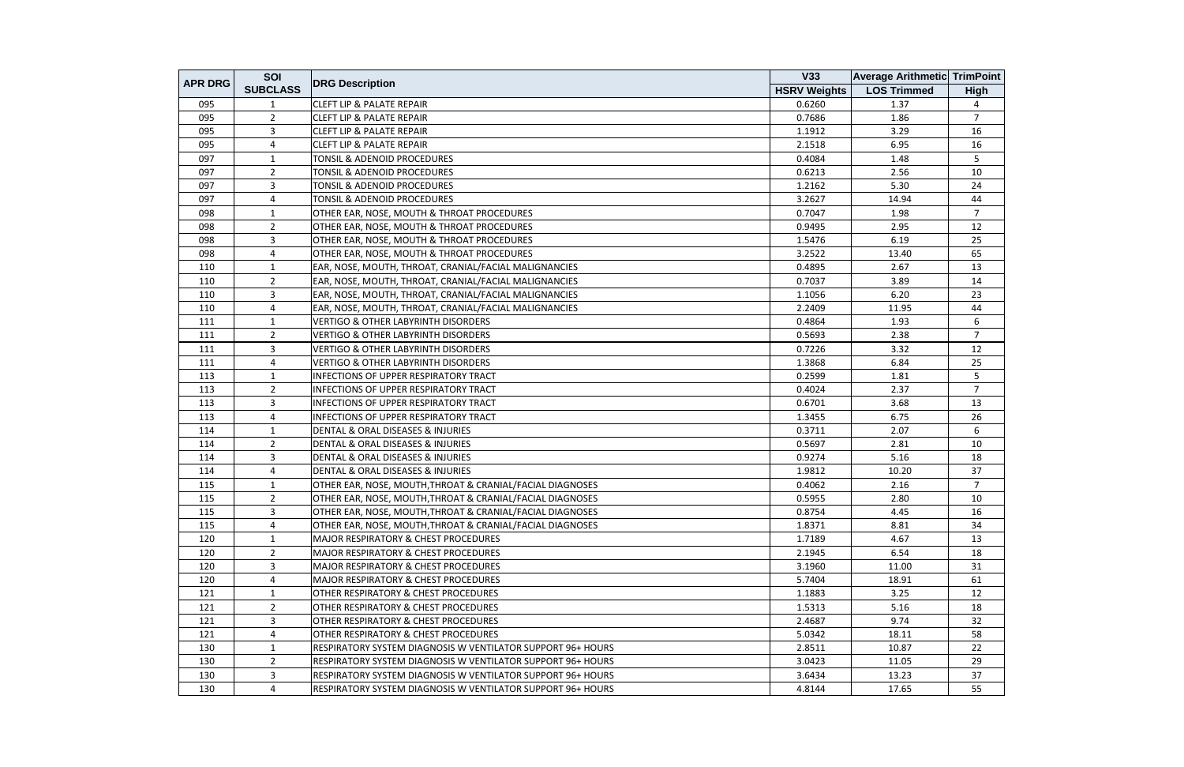| APR DRG | SOI SUBCLASS | DRG Description | V33 HSRV Weights | Average Arithmetic LOS Trimmed | TrimPoint High |
|---|---|---|---|---|---|
| 095 | 1 | CLEFT LIP & PALATE REPAIR | 0.6260 | 1.37 | 4 |
| 095 | 2 | CLEFT LIP & PALATE REPAIR | 0.7686 | 1.86 | 7 |
| 095 | 3 | CLEFT LIP & PALATE REPAIR | 1.1912 | 3.29 | 16 |
| 095 | 4 | CLEFT LIP & PALATE REPAIR | 2.1518 | 6.95 | 16 |
| 097 | 1 | TONSIL & ADENOID PROCEDURES | 0.4084 | 1.48 | 5 |
| 097 | 2 | TONSIL & ADENOID PROCEDURES | 0.6213 | 2.56 | 10 |
| 097 | 3 | TONSIL & ADENOID PROCEDURES | 1.2162 | 5.30 | 24 |
| 097 | 4 | TONSIL & ADENOID PROCEDURES | 3.2627 | 14.94 | 44 |
| 098 | 1 | OTHER EAR, NOSE, MOUTH & THROAT PROCEDURES | 0.7047 | 1.98 | 7 |
| 098 | 2 | OTHER EAR, NOSE, MOUTH & THROAT PROCEDURES | 0.9495 | 2.95 | 12 |
| 098 | 3 | OTHER EAR, NOSE, MOUTH & THROAT PROCEDURES | 1.5476 | 6.19 | 25 |
| 098 | 4 | OTHER EAR, NOSE, MOUTH & THROAT PROCEDURES | 3.2522 | 13.40 | 65 |
| 110 | 1 | EAR, NOSE, MOUTH, THROAT, CRANIAL/FACIAL MALIGNANCIES | 0.4895 | 2.67 | 13 |
| 110 | 2 | EAR, NOSE, MOUTH, THROAT, CRANIAL/FACIAL MALIGNANCIES | 0.7037 | 3.89 | 14 |
| 110 | 3 | EAR, NOSE, MOUTH, THROAT, CRANIAL/FACIAL MALIGNANCIES | 1.1056 | 6.20 | 23 |
| 110 | 4 | EAR, NOSE, MOUTH, THROAT, CRANIAL/FACIAL MALIGNANCIES | 2.2409 | 11.95 | 44 |
| 111 | 1 | VERTIGO & OTHER LABYRINTH DISORDERS | 0.4864 | 1.93 | 6 |
| 111 | 2 | VERTIGO & OTHER LABYRINTH DISORDERS | 0.5693 | 2.38 | 7 |
| 111 | 3 | VERTIGO & OTHER LABYRINTH DISORDERS | 0.7226 | 3.32 | 12 |
| 111 | 4 | VERTIGO & OTHER LABYRINTH DISORDERS | 1.3868 | 6.84 | 25 |
| 113 | 1 | INFECTIONS OF UPPER RESPIRATORY TRACT | 0.2599 | 1.81 | 5 |
| 113 | 2 | INFECTIONS OF UPPER RESPIRATORY TRACT | 0.4024 | 2.37 | 7 |
| 113 | 3 | INFECTIONS OF UPPER RESPIRATORY TRACT | 0.6701 | 3.68 | 13 |
| 113 | 4 | INFECTIONS OF UPPER RESPIRATORY TRACT | 1.3455 | 6.75 | 26 |
| 114 | 1 | DENTAL & ORAL DISEASES & INJURIES | 0.3711 | 2.07 | 6 |
| 114 | 2 | DENTAL & ORAL DISEASES & INJURIES | 0.5697 | 2.81 | 10 |
| 114 | 3 | DENTAL & ORAL DISEASES & INJURIES | 0.9274 | 5.16 | 18 |
| 114 | 4 | DENTAL & ORAL DISEASES & INJURIES | 1.9812 | 10.20 | 37 |
| 115 | 1 | OTHER EAR, NOSE, MOUTH,THROAT & CRANIAL/FACIAL DIAGNOSES | 0.4062 | 2.16 | 7 |
| 115 | 2 | OTHER EAR, NOSE, MOUTH,THROAT & CRANIAL/FACIAL DIAGNOSES | 0.5955 | 2.80 | 10 |
| 115 | 3 | OTHER EAR, NOSE, MOUTH,THROAT & CRANIAL/FACIAL DIAGNOSES | 0.8754 | 4.45 | 16 |
| 115 | 4 | OTHER EAR, NOSE, MOUTH,THROAT & CRANIAL/FACIAL DIAGNOSES | 1.8371 | 8.81 | 34 |
| 120 | 1 | MAJOR RESPIRATORY & CHEST PROCEDURES | 1.7189 | 4.67 | 13 |
| 120 | 2 | MAJOR RESPIRATORY & CHEST PROCEDURES | 2.1945 | 6.54 | 18 |
| 120 | 3 | MAJOR RESPIRATORY & CHEST PROCEDURES | 3.1960 | 11.00 | 31 |
| 120 | 4 | MAJOR RESPIRATORY & CHEST PROCEDURES | 5.7404 | 18.91 | 61 |
| 121 | 1 | OTHER RESPIRATORY & CHEST PROCEDURES | 1.1883 | 3.25 | 12 |
| 121 | 2 | OTHER RESPIRATORY & CHEST PROCEDURES | 1.5313 | 5.16 | 18 |
| 121 | 3 | OTHER RESPIRATORY & CHEST PROCEDURES | 2.4687 | 9.74 | 32 |
| 121 | 4 | OTHER RESPIRATORY & CHEST PROCEDURES | 5.0342 | 18.11 | 58 |
| 130 | 1 | RESPIRATORY SYSTEM DIAGNOSIS W VENTILATOR SUPPORT 96+ HOURS | 2.8511 | 10.87 | 22 |
| 130 | 2 | RESPIRATORY SYSTEM DIAGNOSIS W VENTILATOR SUPPORT 96+ HOURS | 3.0423 | 11.05 | 29 |
| 130 | 3 | RESPIRATORY SYSTEM DIAGNOSIS W VENTILATOR SUPPORT 96+ HOURS | 3.6434 | 13.23 | 37 |
| 130 | 4 | RESPIRATORY SYSTEM DIAGNOSIS W VENTILATOR SUPPORT 96+ HOURS | 4.8144 | 17.65 | 55 |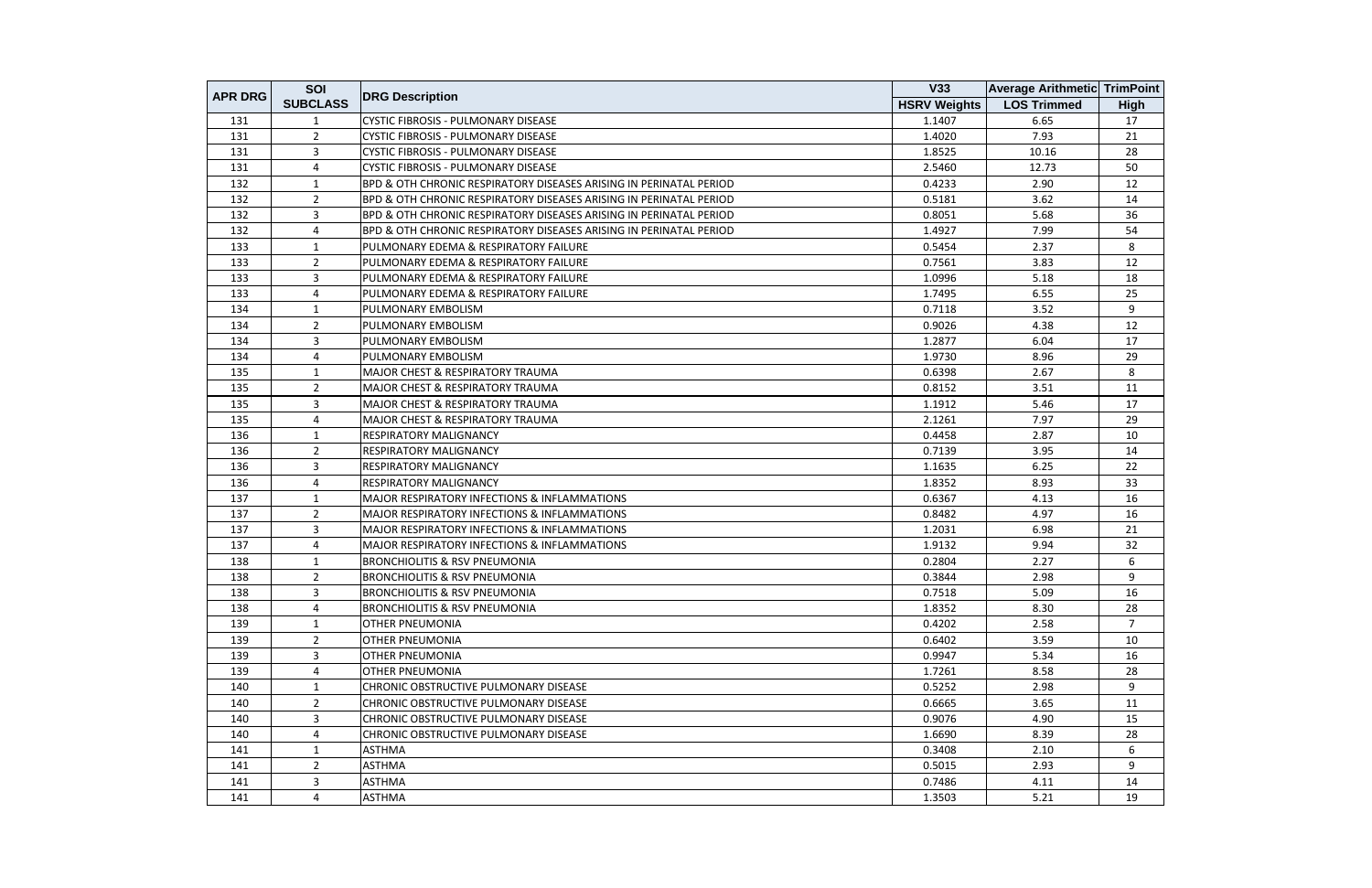| APR DRG | SOI SUBCLASS | DRG Description | V33 HSRV Weights | Average Arithmetic LOS Trimmed | TrimPoint High |
|---|---|---|---|---|---|
| 131 | 1 | CYSTIC FIBROSIS - PULMONARY DISEASE | 1.1407 | 6.65 | 17 |
| 131 | 2 | CYSTIC FIBROSIS - PULMONARY DISEASE | 1.4020 | 7.93 | 21 |
| 131 | 3 | CYSTIC FIBROSIS - PULMONARY DISEASE | 1.8525 | 10.16 | 28 |
| 131 | 4 | CYSTIC FIBROSIS - PULMONARY DISEASE | 2.5460 | 12.73 | 50 |
| 132 | 1 | BPD & OTH CHRONIC RESPIRATORY DISEASES ARISING IN PERINATAL PERIOD | 0.4233 | 2.90 | 12 |
| 132 | 2 | BPD & OTH CHRONIC RESPIRATORY DISEASES ARISING IN PERINATAL PERIOD | 0.5181 | 3.62 | 14 |
| 132 | 3 | BPD & OTH CHRONIC RESPIRATORY DISEASES ARISING IN PERINATAL PERIOD | 0.8051 | 5.68 | 36 |
| 132 | 4 | BPD & OTH CHRONIC RESPIRATORY DISEASES ARISING IN PERINATAL PERIOD | 1.4927 | 7.99 | 54 |
| 133 | 1 | PULMONARY EDEMA & RESPIRATORY FAILURE | 0.5454 | 2.37 | 8 |
| 133 | 2 | PULMONARY EDEMA & RESPIRATORY FAILURE | 0.7561 | 3.83 | 12 |
| 133 | 3 | PULMONARY EDEMA & RESPIRATORY FAILURE | 1.0996 | 5.18 | 18 |
| 133 | 4 | PULMONARY EDEMA & RESPIRATORY FAILURE | 1.7495 | 6.55 | 25 |
| 134 | 1 | PULMONARY EMBOLISM | 0.7118 | 3.52 | 9 |
| 134 | 2 | PULMONARY EMBOLISM | 0.9026 | 4.38 | 12 |
| 134 | 3 | PULMONARY EMBOLISM | 1.2877 | 6.04 | 17 |
| 134 | 4 | PULMONARY EMBOLISM | 1.9730 | 8.96 | 29 |
| 135 | 1 | MAJOR CHEST & RESPIRATORY TRAUMA | 0.6398 | 2.67 | 8 |
| 135 | 2 | MAJOR CHEST & RESPIRATORY TRAUMA | 0.8152 | 3.51 | 11 |
| 135 | 3 | MAJOR CHEST & RESPIRATORY TRAUMA | 1.1912 | 5.46 | 17 |
| 135 | 4 | MAJOR CHEST & RESPIRATORY TRAUMA | 2.1261 | 7.97 | 29 |
| 136 | 1 | RESPIRATORY MALIGNANCY | 0.4458 | 2.87 | 10 |
| 136 | 2 | RESPIRATORY MALIGNANCY | 0.7139 | 3.95 | 14 |
| 136 | 3 | RESPIRATORY MALIGNANCY | 1.1635 | 6.25 | 22 |
| 136 | 4 | RESPIRATORY MALIGNANCY | 1.8352 | 8.93 | 33 |
| 137 | 1 | MAJOR RESPIRATORY INFECTIONS & INFLAMMATIONS | 0.6367 | 4.13 | 16 |
| 137 | 2 | MAJOR RESPIRATORY INFECTIONS & INFLAMMATIONS | 0.8482 | 4.97 | 16 |
| 137 | 3 | MAJOR RESPIRATORY INFECTIONS & INFLAMMATIONS | 1.2031 | 6.98 | 21 |
| 137 | 4 | MAJOR RESPIRATORY INFECTIONS & INFLAMMATIONS | 1.9132 | 9.94 | 32 |
| 138 | 1 | BRONCHIOLITIS & RSV PNEUMONIA | 0.2804 | 2.27 | 6 |
| 138 | 2 | BRONCHIOLITIS & RSV PNEUMONIA | 0.3844 | 2.98 | 9 |
| 138 | 3 | BRONCHIOLITIS & RSV PNEUMONIA | 0.7518 | 5.09 | 16 |
| 138 | 4 | BRONCHIOLITIS & RSV PNEUMONIA | 1.8352 | 8.30 | 28 |
| 139 | 1 | OTHER PNEUMONIA | 0.4202 | 2.58 | 7 |
| 139 | 2 | OTHER PNEUMONIA | 0.6402 | 3.59 | 10 |
| 139 | 3 | OTHER PNEUMONIA | 0.9947 | 5.34 | 16 |
| 139 | 4 | OTHER PNEUMONIA | 1.7261 | 8.58 | 28 |
| 140 | 1 | CHRONIC OBSTRUCTIVE PULMONARY DISEASE | 0.5252 | 2.98 | 9 |
| 140 | 2 | CHRONIC OBSTRUCTIVE PULMONARY DISEASE | 0.6665 | 3.65 | 11 |
| 140 | 3 | CHRONIC OBSTRUCTIVE PULMONARY DISEASE | 0.9076 | 4.90 | 15 |
| 140 | 4 | CHRONIC OBSTRUCTIVE PULMONARY DISEASE | 1.6690 | 8.39 | 28 |
| 141 | 1 | ASTHMA | 0.3408 | 2.10 | 6 |
| 141 | 2 | ASTHMA | 0.5015 | 2.93 | 9 |
| 141 | 3 | ASTHMA | 0.7486 | 4.11 | 14 |
| 141 | 4 | ASTHMA | 1.3503 | 5.21 | 19 |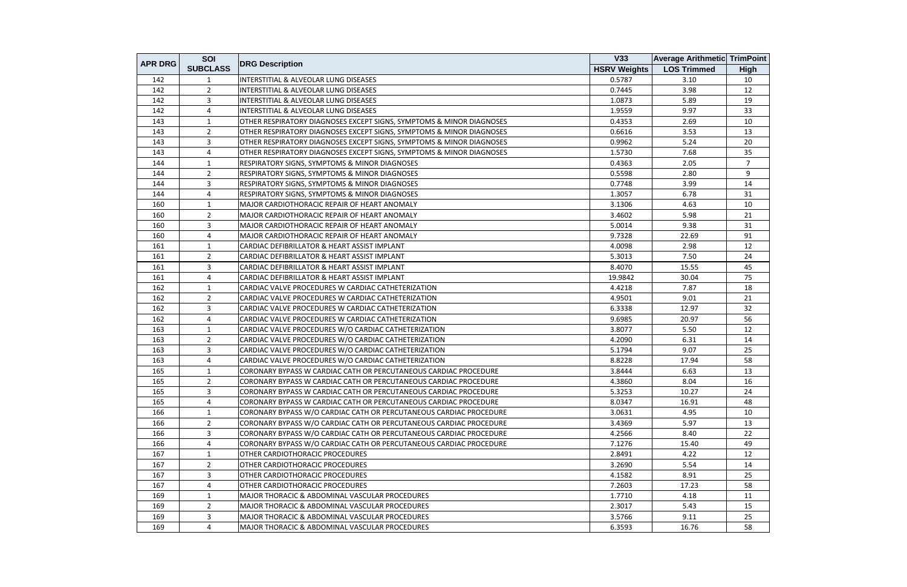| APR DRG | SOI SUBCLASS | DRG Description | V33 HSRV Weights | Average Arithmetic LOS Trimmed | TrimPoint High |
|---|---|---|---|---|---|
| 142 | 1 | INTERSTITIAL & ALVEOLAR LUNG DISEASES | 0.5787 | 3.10 | 10 |
| 142 | 2 | INTERSTITIAL & ALVEOLAR LUNG DISEASES | 0.7445 | 3.98 | 12 |
| 142 | 3 | INTERSTITIAL & ALVEOLAR LUNG DISEASES | 1.0873 | 5.89 | 19 |
| 142 | 4 | INTERSTITIAL & ALVEOLAR LUNG DISEASES | 1.9559 | 9.97 | 33 |
| 143 | 1 | OTHER RESPIRATORY DIAGNOSES EXCEPT SIGNS, SYMPTOMS & MINOR DIAGNOSES | 0.4353 | 2.69 | 10 |
| 143 | 2 | OTHER RESPIRATORY DIAGNOSES EXCEPT SIGNS, SYMPTOMS & MINOR DIAGNOSES | 0.6616 | 3.53 | 13 |
| 143 | 3 | OTHER RESPIRATORY DIAGNOSES EXCEPT SIGNS, SYMPTOMS & MINOR DIAGNOSES | 0.9962 | 5.24 | 20 |
| 143 | 4 | OTHER RESPIRATORY DIAGNOSES EXCEPT SIGNS, SYMPTOMS & MINOR DIAGNOSES | 1.5730 | 7.68 | 35 |
| 144 | 1 | RESPIRATORY SIGNS, SYMPTOMS & MINOR DIAGNOSES | 0.4363 | 2.05 | 7 |
| 144 | 2 | RESPIRATORY SIGNS, SYMPTOMS & MINOR DIAGNOSES | 0.5598 | 2.80 | 9 |
| 144 | 3 | RESPIRATORY SIGNS, SYMPTOMS & MINOR DIAGNOSES | 0.7748 | 3.99 | 14 |
| 144 | 4 | RESPIRATORY SIGNS, SYMPTOMS & MINOR DIAGNOSES | 1.3057 | 6.78 | 31 |
| 160 | 1 | MAJOR CARDIOTHORACIC REPAIR OF HEART ANOMALY | 3.1306 | 4.63 | 10 |
| 160 | 2 | MAJOR CARDIOTHORACIC REPAIR OF HEART ANOMALY | 3.4602 | 5.98 | 21 |
| 160 | 3 | MAJOR CARDIOTHORACIC REPAIR OF HEART ANOMALY | 5.0014 | 9.38 | 31 |
| 160 | 4 | MAJOR CARDIOTHORACIC REPAIR OF HEART ANOMALY | 9.7328 | 22.69 | 91 |
| 161 | 1 | CARDIAC DEFIBRILLATOR & HEART ASSIST IMPLANT | 4.0098 | 2.98 | 12 |
| 161 | 2 | CARDIAC DEFIBRILLATOR & HEART ASSIST IMPLANT | 5.3013 | 7.50 | 24 |
| 161 | 3 | CARDIAC DEFIBRILLATOR & HEART ASSIST IMPLANT | 8.4070 | 15.55 | 45 |
| 161 | 4 | CARDIAC DEFIBRILLATOR & HEART ASSIST IMPLANT | 19.9842 | 30.04 | 75 |
| 162 | 1 | CARDIAC VALVE PROCEDURES W CARDIAC CATHETERIZATION | 4.4218 | 7.87 | 18 |
| 162 | 2 | CARDIAC VALVE PROCEDURES W CARDIAC CATHETERIZATION | 4.9501 | 9.01 | 21 |
| 162 | 3 | CARDIAC VALVE PROCEDURES W CARDIAC CATHETERIZATION | 6.3338 | 12.97 | 32 |
| 162 | 4 | CARDIAC VALVE PROCEDURES W CARDIAC CATHETERIZATION | 9.6985 | 20.97 | 56 |
| 163 | 1 | CARDIAC VALVE PROCEDURES W/O CARDIAC CATHETERIZATION | 3.8077 | 5.50 | 12 |
| 163 | 2 | CARDIAC VALVE PROCEDURES W/O CARDIAC CATHETERIZATION | 4.2090 | 6.31 | 14 |
| 163 | 3 | CARDIAC VALVE PROCEDURES W/O CARDIAC CATHETERIZATION | 5.1794 | 9.07 | 25 |
| 163 | 4 | CARDIAC VALVE PROCEDURES W/O CARDIAC CATHETERIZATION | 8.8228 | 17.94 | 58 |
| 165 | 1 | CORONARY BYPASS W CARDIAC CATH OR PERCUTANEOUS CARDIAC PROCEDURE | 3.8444 | 6.63 | 13 |
| 165 | 2 | CORONARY BYPASS W CARDIAC CATH OR PERCUTANEOUS CARDIAC PROCEDURE | 4.3860 | 8.04 | 16 |
| 165 | 3 | CORONARY BYPASS W CARDIAC CATH OR PERCUTANEOUS CARDIAC PROCEDURE | 5.3253 | 10.27 | 24 |
| 165 | 4 | CORONARY BYPASS W CARDIAC CATH OR PERCUTANEOUS CARDIAC PROCEDURE | 8.0347 | 16.91 | 48 |
| 166 | 1 | CORONARY BYPASS W/O CARDIAC CATH OR PERCUTANEOUS CARDIAC PROCEDURE | 3.0631 | 4.95 | 10 |
| 166 | 2 | CORONARY BYPASS W/O CARDIAC CATH OR PERCUTANEOUS CARDIAC PROCEDURE | 3.4369 | 5.97 | 13 |
| 166 | 3 | CORONARY BYPASS W/O CARDIAC CATH OR PERCUTANEOUS CARDIAC PROCEDURE | 4.2566 | 8.40 | 22 |
| 166 | 4 | CORONARY BYPASS W/O CARDIAC CATH OR PERCUTANEOUS CARDIAC PROCEDURE | 7.1276 | 15.40 | 49 |
| 167 | 1 | OTHER CARDIOTHORACIC PROCEDURES | 2.8491 | 4.22 | 12 |
| 167 | 2 | OTHER CARDIOTHORACIC PROCEDURES | 3.2690 | 5.54 | 14 |
| 167 | 3 | OTHER CARDIOTHORACIC PROCEDURES | 4.1582 | 8.91 | 25 |
| 167 | 4 | OTHER CARDIOTHORACIC PROCEDURES | 7.2603 | 17.23 | 58 |
| 169 | 1 | MAJOR THORACIC & ABDOMINAL VASCULAR PROCEDURES | 1.7710 | 4.18 | 11 |
| 169 | 2 | MAJOR THORACIC & ABDOMINAL VASCULAR PROCEDURES | 2.3017 | 5.43 | 15 |
| 169 | 3 | MAJOR THORACIC & ABDOMINAL VASCULAR PROCEDURES | 3.5766 | 9.11 | 25 |
| 169 | 4 | MAJOR THORACIC & ABDOMINAL VASCULAR PROCEDURES | 6.3593 | 16.76 | 58 |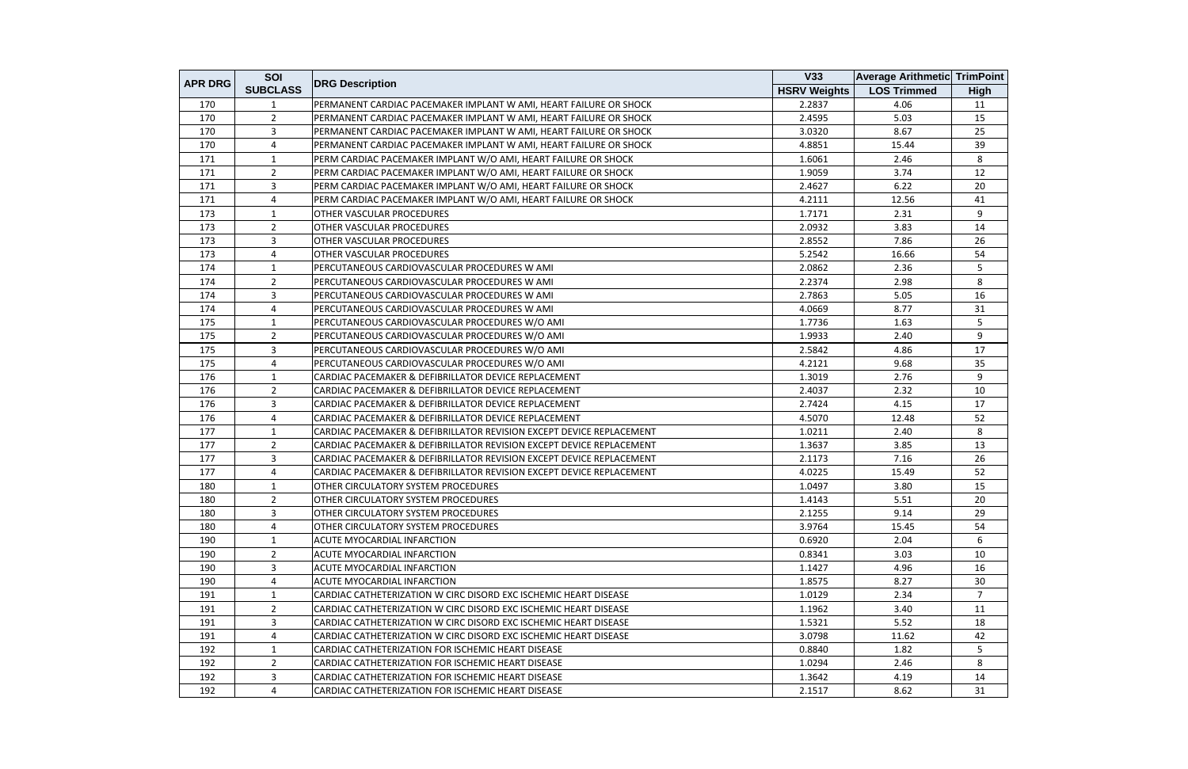| APR DRG | SOI SUBCLASS | DRG Description | V33 HSRV Weights | Average Arithmetic LOS Trimmed | TrimPoint High |
|---|---|---|---|---|---|
| 170 | 1 | PERMANENT CARDIAC PACEMAKER IMPLANT W AMI, HEART FAILURE OR SHOCK | 2.2837 | 4.06 | 11 |
| 170 | 2 | PERMANENT CARDIAC PACEMAKER IMPLANT W AMI, HEART FAILURE OR SHOCK | 2.4595 | 5.03 | 15 |
| 170 | 3 | PERMANENT CARDIAC PACEMAKER IMPLANT W AMI, HEART FAILURE OR SHOCK | 3.0320 | 8.67 | 25 |
| 170 | 4 | PERMANENT CARDIAC PACEMAKER IMPLANT W AMI, HEART FAILURE OR SHOCK | 4.8851 | 15.44 | 39 |
| 171 | 1 | PERM CARDIAC PACEMAKER IMPLANT W/O AMI, HEART FAILURE OR SHOCK | 1.6061 | 2.46 | 8 |
| 171 | 2 | PERM CARDIAC PACEMAKER IMPLANT W/O AMI, HEART FAILURE OR SHOCK | 1.9059 | 3.74 | 12 |
| 171 | 3 | PERM CARDIAC PACEMAKER IMPLANT W/O AMI, HEART FAILURE OR SHOCK | 2.4627 | 6.22 | 20 |
| 171 | 4 | PERM CARDIAC PACEMAKER IMPLANT W/O AMI, HEART FAILURE OR SHOCK | 4.2111 | 12.56 | 41 |
| 173 | 1 | OTHER VASCULAR PROCEDURES | 1.7171 | 2.31 | 9 |
| 173 | 2 | OTHER VASCULAR PROCEDURES | 2.0932 | 3.83 | 14 |
| 173 | 3 | OTHER VASCULAR PROCEDURES | 2.8552 | 7.86 | 26 |
| 173 | 4 | OTHER VASCULAR PROCEDURES | 5.2542 | 16.66 | 54 |
| 174 | 1 | PERCUTANEOUS CARDIOVASCULAR PROCEDURES W AMI | 2.0862 | 2.36 | 5 |
| 174 | 2 | PERCUTANEOUS CARDIOVASCULAR PROCEDURES W AMI | 2.2374 | 2.98 | 8 |
| 174 | 3 | PERCUTANEOUS CARDIOVASCULAR PROCEDURES W AMI | 2.7863 | 5.05 | 16 |
| 174 | 4 | PERCUTANEOUS CARDIOVASCULAR PROCEDURES W AMI | 4.0669 | 8.77 | 31 |
| 175 | 1 | PERCUTANEOUS CARDIOVASCULAR PROCEDURES W/O AMI | 1.7736 | 1.63 | 5 |
| 175 | 2 | PERCUTANEOUS CARDIOVASCULAR PROCEDURES W/O AMI | 1.9933 | 2.40 | 9 |
| 175 | 3 | PERCUTANEOUS CARDIOVASCULAR PROCEDURES W/O AMI | 2.5842 | 4.86 | 17 |
| 175 | 4 | PERCUTANEOUS CARDIOVASCULAR PROCEDURES W/O AMI | 4.2121 | 9.68 | 35 |
| 176 | 1 | CARDIAC PACEMAKER & DEFIBRILLATOR DEVICE REPLACEMENT | 1.3019 | 2.76 | 9 |
| 176 | 2 | CARDIAC PACEMAKER & DEFIBRILLATOR DEVICE REPLACEMENT | 2.4037 | 2.32 | 10 |
| 176 | 3 | CARDIAC PACEMAKER & DEFIBRILLATOR DEVICE REPLACEMENT | 2.7424 | 4.15 | 17 |
| 176 | 4 | CARDIAC PACEMAKER & DEFIBRILLATOR DEVICE REPLACEMENT | 4.5070 | 12.48 | 52 |
| 177 | 1 | CARDIAC PACEMAKER & DEFIBRILLATOR REVISION EXCEPT DEVICE REPLACEMENT | 1.0211 | 2.40 | 8 |
| 177 | 2 | CARDIAC PACEMAKER & DEFIBRILLATOR REVISION EXCEPT DEVICE REPLACEMENT | 1.3637 | 3.85 | 13 |
| 177 | 3 | CARDIAC PACEMAKER & DEFIBRILLATOR REVISION EXCEPT DEVICE REPLACEMENT | 2.1173 | 7.16 | 26 |
| 177 | 4 | CARDIAC PACEMAKER & DEFIBRILLATOR REVISION EXCEPT DEVICE REPLACEMENT | 4.0225 | 15.49 | 52 |
| 180 | 1 | OTHER CIRCULATORY SYSTEM PROCEDURES | 1.0497 | 3.80 | 15 |
| 180 | 2 | OTHER CIRCULATORY SYSTEM PROCEDURES | 1.4143 | 5.51 | 20 |
| 180 | 3 | OTHER CIRCULATORY SYSTEM PROCEDURES | 2.1255 | 9.14 | 29 |
| 180 | 4 | OTHER CIRCULATORY SYSTEM PROCEDURES | 3.9764 | 15.45 | 54 |
| 190 | 1 | ACUTE MYOCARDIAL INFARCTION | 0.6920 | 2.04 | 6 |
| 190 | 2 | ACUTE MYOCARDIAL INFARCTION | 0.8341 | 3.03 | 10 |
| 190 | 3 | ACUTE MYOCARDIAL INFARCTION | 1.1427 | 4.96 | 16 |
| 190 | 4 | ACUTE MYOCARDIAL INFARCTION | 1.8575 | 8.27 | 30 |
| 191 | 1 | CARDIAC CATHETERIZATION W CIRC DISORD EXC ISCHEMIC HEART DISEASE | 1.0129 | 2.34 | 7 |
| 191 | 2 | CARDIAC CATHETERIZATION W CIRC DISORD EXC ISCHEMIC HEART DISEASE | 1.1962 | 3.40 | 11 |
| 191 | 3 | CARDIAC CATHETERIZATION W CIRC DISORD EXC ISCHEMIC HEART DISEASE | 1.5321 | 5.52 | 18 |
| 191 | 4 | CARDIAC CATHETERIZATION W CIRC DISORD EXC ISCHEMIC HEART DISEASE | 3.0798 | 11.62 | 42 |
| 192 | 1 | CARDIAC CATHETERIZATION FOR ISCHEMIC HEART DISEASE | 0.8840 | 1.82 | 5 |
| 192 | 2 | CARDIAC CATHETERIZATION FOR ISCHEMIC HEART DISEASE | 1.0294 | 2.46 | 8 |
| 192 | 3 | CARDIAC CATHETERIZATION FOR ISCHEMIC HEART DISEASE | 1.3642 | 4.19 | 14 |
| 192 | 4 | CARDIAC CATHETERIZATION FOR ISCHEMIC HEART DISEASE | 2.1517 | 8.62 | 31 |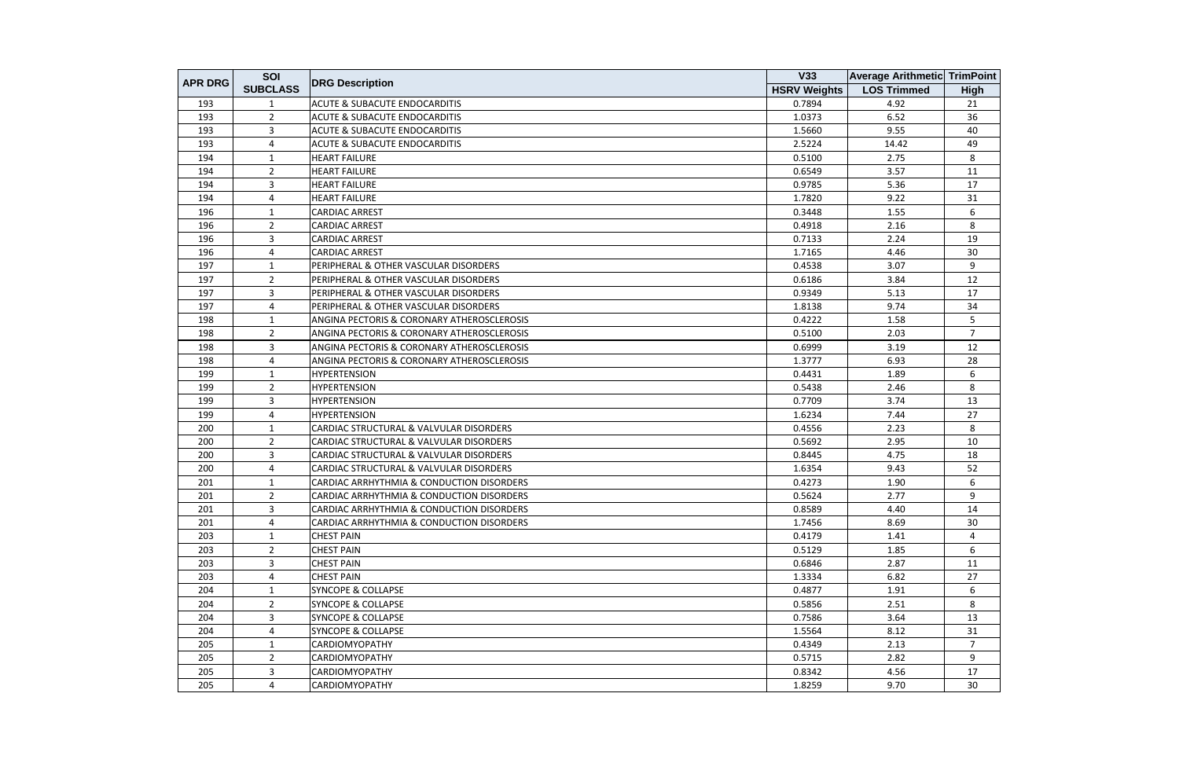| APR DRG | SOI SUBCLASS | DRG Description | V33 HSRV Weights | Average Arithmetic LOS Trimmed | TrimPoint High |
|---|---|---|---|---|---|
| 193 | 1 | ACUTE & SUBACUTE ENDOCARDITIS | 0.7894 | 4.92 | 21 |
| 193 | 2 | ACUTE & SUBACUTE ENDOCARDITIS | 1.0373 | 6.52 | 36 |
| 193 | 3 | ACUTE & SUBACUTE ENDOCARDITIS | 1.5660 | 9.55 | 40 |
| 193 | 4 | ACUTE & SUBACUTE ENDOCARDITIS | 2.5224 | 14.42 | 49 |
| 194 | 1 | HEART FAILURE | 0.5100 | 2.75 | 8 |
| 194 | 2 | HEART FAILURE | 0.6549 | 3.57 | 11 |
| 194 | 3 | HEART FAILURE | 0.9785 | 5.36 | 17 |
| 194 | 4 | HEART FAILURE | 1.7820 | 9.22 | 31 |
| 196 | 1 | CARDIAC ARREST | 0.3448 | 1.55 | 6 |
| 196 | 2 | CARDIAC ARREST | 0.4918 | 2.16 | 8 |
| 196 | 3 | CARDIAC ARREST | 0.7133 | 2.24 | 19 |
| 196 | 4 | CARDIAC ARREST | 1.7165 | 4.46 | 30 |
| 197 | 1 | PERIPHERAL & OTHER VASCULAR DISORDERS | 0.4538 | 3.07 | 9 |
| 197 | 2 | PERIPHERAL & OTHER VASCULAR DISORDERS | 0.6186 | 3.84 | 12 |
| 197 | 3 | PERIPHERAL & OTHER VASCULAR DISORDERS | 0.9349 | 5.13 | 17 |
| 197 | 4 | PERIPHERAL & OTHER VASCULAR DISORDERS | 1.8138 | 9.74 | 34 |
| 198 | 1 | ANGINA PECTORIS & CORONARY ATHEROSCLEROSIS | 0.4222 | 1.58 | 5 |
| 198 | 2 | ANGINA PECTORIS & CORONARY ATHEROSCLEROSIS | 0.5100 | 2.03 | 7 |
| 198 | 3 | ANGINA PECTORIS & CORONARY ATHEROSCLEROSIS | 0.6999 | 3.19 | 12 |
| 198 | 4 | ANGINA PECTORIS & CORONARY ATHEROSCLEROSIS | 1.3777 | 6.93 | 28 |
| 199 | 1 | HYPERTENSION | 0.4431 | 1.89 | 6 |
| 199 | 2 | HYPERTENSION | 0.5438 | 2.46 | 8 |
| 199 | 3 | HYPERTENSION | 0.7709 | 3.74 | 13 |
| 199 | 4 | HYPERTENSION | 1.6234 | 7.44 | 27 |
| 200 | 1 | CARDIAC STRUCTURAL & VALVULAR DISORDERS | 0.4556 | 2.23 | 8 |
| 200 | 2 | CARDIAC STRUCTURAL & VALVULAR DISORDERS | 0.5692 | 2.95 | 10 |
| 200 | 3 | CARDIAC STRUCTURAL & VALVULAR DISORDERS | 0.8445 | 4.75 | 18 |
| 200 | 4 | CARDIAC STRUCTURAL & VALVULAR DISORDERS | 1.6354 | 9.43 | 52 |
| 201 | 1 | CARDIAC ARRHYTHMIA & CONDUCTION DISORDERS | 0.4273 | 1.90 | 6 |
| 201 | 2 | CARDIAC ARRHYTHMIA & CONDUCTION DISORDERS | 0.5624 | 2.77 | 9 |
| 201 | 3 | CARDIAC ARRHYTHMIA & CONDUCTION DISORDERS | 0.8589 | 4.40 | 14 |
| 201 | 4 | CARDIAC ARRHYTHMIA & CONDUCTION DISORDERS | 1.7456 | 8.69 | 30 |
| 203 | 1 | CHEST PAIN | 0.4179 | 1.41 | 4 |
| 203 | 2 | CHEST PAIN | 0.5129 | 1.85 | 6 |
| 203 | 3 | CHEST PAIN | 0.6846 | 2.87 | 11 |
| 203 | 4 | CHEST PAIN | 1.3334 | 6.82 | 27 |
| 204 | 1 | SYNCOPE & COLLAPSE | 0.4877 | 1.91 | 6 |
| 204 | 2 | SYNCOPE & COLLAPSE | 0.5856 | 2.51 | 8 |
| 204 | 3 | SYNCOPE & COLLAPSE | 0.7586 | 3.64 | 13 |
| 204 | 4 | SYNCOPE & COLLAPSE | 1.5564 | 8.12 | 31 |
| 205 | 1 | CARDIOMYOPATHY | 0.4349 | 2.13 | 7 |
| 205 | 2 | CARDIOMYOPATHY | 0.5715 | 2.82 | 9 |
| 205 | 3 | CARDIOMYOPATHY | 0.8342 | 4.56 | 17 |
| 205 | 4 | CARDIOMYOPATHY | 1.8259 | 9.70 | 30 |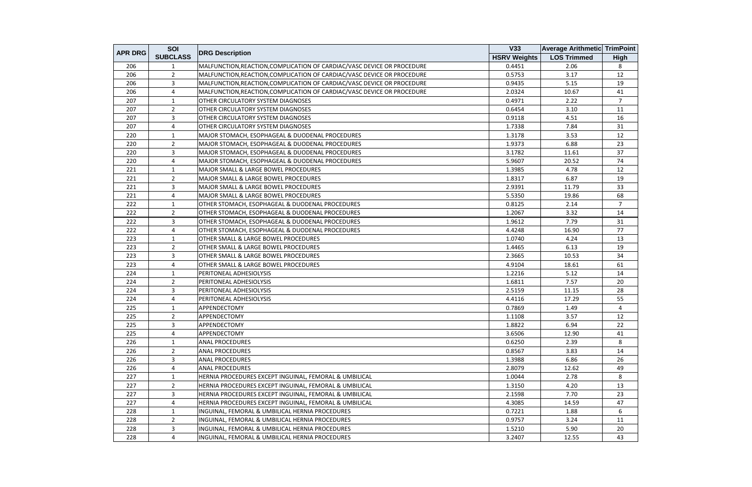| APR DRG | SOI SUBCLASS | DRG Description | V33 HSRV Weights | Average Arithmetic LOS Trimmed | TrimPoint High |
|---|---|---|---|---|---|
| 206 | 1 | MALFUNCTION,REACTION,COMPLICATION OF CARDIAC/VASC DEVICE OR PROCEDURE | 0.4451 | 2.06 | 8 |
| 206 | 2 | MALFUNCTION,REACTION,COMPLICATION OF CARDIAC/VASC DEVICE OR PROCEDURE | 0.5753 | 3.17 | 12 |
| 206 | 3 | MALFUNCTION,REACTION,COMPLICATION OF CARDIAC/VASC DEVICE OR PROCEDURE | 0.9435 | 5.15 | 19 |
| 206 | 4 | MALFUNCTION,REACTION,COMPLICATION OF CARDIAC/VASC DEVICE OR PROCEDURE | 2.0324 | 10.67 | 41 |
| 207 | 1 | OTHER CIRCULATORY SYSTEM DIAGNOSES | 0.4971 | 2.22 | 7 |
| 207 | 2 | OTHER CIRCULATORY SYSTEM DIAGNOSES | 0.6454 | 3.10 | 11 |
| 207 | 3 | OTHER CIRCULATORY SYSTEM DIAGNOSES | 0.9118 | 4.51 | 16 |
| 207 | 4 | OTHER CIRCULATORY SYSTEM DIAGNOSES | 1.7338 | 7.84 | 31 |
| 220 | 1 | MAJOR STOMACH, ESOPHAGEAL & DUODENAL PROCEDURES | 1.3178 | 3.53 | 12 |
| 220 | 2 | MAJOR STOMACH, ESOPHAGEAL & DUODENAL PROCEDURES | 1.9373 | 6.88 | 23 |
| 220 | 3 | MAJOR STOMACH, ESOPHAGEAL & DUODENAL PROCEDURES | 3.1782 | 11.61 | 37 |
| 220 | 4 | MAJOR STOMACH, ESOPHAGEAL & DUODENAL PROCEDURES | 5.9607 | 20.52 | 74 |
| 221 | 1 | MAJOR SMALL & LARGE BOWEL PROCEDURES | 1.3985 | 4.78 | 12 |
| 221 | 2 | MAJOR SMALL & LARGE BOWEL PROCEDURES | 1.8317 | 6.87 | 19 |
| 221 | 3 | MAJOR SMALL & LARGE BOWEL PROCEDURES | 2.9391 | 11.79 | 33 |
| 221 | 4 | MAJOR SMALL & LARGE BOWEL PROCEDURES | 5.5350 | 19.86 | 68 |
| 222 | 1 | OTHER STOMACH, ESOPHAGEAL & DUODENAL PROCEDURES | 0.8125 | 2.14 | 7 |
| 222 | 2 | OTHER STOMACH, ESOPHAGEAL & DUODENAL PROCEDURES | 1.2067 | 3.32 | 14 |
| 222 | 3 | OTHER STOMACH, ESOPHAGEAL & DUODENAL PROCEDURES | 1.9612 | 7.79 | 31 |
| 222 | 4 | OTHER STOMACH, ESOPHAGEAL & DUODENAL PROCEDURES | 4.4248 | 16.90 | 77 |
| 223 | 1 | OTHER SMALL & LARGE BOWEL PROCEDURES | 1.0740 | 4.24 | 13 |
| 223 | 2 | OTHER SMALL & LARGE BOWEL PROCEDURES | 1.4465 | 6.13 | 19 |
| 223 | 3 | OTHER SMALL & LARGE BOWEL PROCEDURES | 2.3665 | 10.53 | 34 |
| 223 | 4 | OTHER SMALL & LARGE BOWEL PROCEDURES | 4.9104 | 18.61 | 61 |
| 224 | 1 | PERITONEAL ADHESIOLYSIS | 1.2216 | 5.12 | 14 |
| 224 | 2 | PERITONEAL ADHESIOLYSIS | 1.6811 | 7.57 | 20 |
| 224 | 3 | PERITONEAL ADHESIOLYSIS | 2.5159 | 11.15 | 28 |
| 224 | 4 | PERITONEAL ADHESIOLYSIS | 4.4116 | 17.29 | 55 |
| 225 | 1 | APPENDECTOMY | 0.7869 | 1.49 | 4 |
| 225 | 2 | APPENDECTOMY | 1.1108 | 3.57 | 12 |
| 225 | 3 | APPENDECTOMY | 1.8822 | 6.94 | 22 |
| 225 | 4 | APPENDECTOMY | 3.6506 | 12.90 | 41 |
| 226 | 1 | ANAL PROCEDURES | 0.6250 | 2.39 | 8 |
| 226 | 2 | ANAL PROCEDURES | 0.8567 | 3.83 | 14 |
| 226 | 3 | ANAL PROCEDURES | 1.3988 | 6.86 | 26 |
| 226 | 4 | ANAL PROCEDURES | 2.8079 | 12.62 | 49 |
| 227 | 1 | HERNIA PROCEDURES EXCEPT INGUINAL, FEMORAL & UMBILICAL | 1.0044 | 2.78 | 8 |
| 227 | 2 | HERNIA PROCEDURES EXCEPT INGUINAL, FEMORAL & UMBILICAL | 1.3150 | 4.20 | 13 |
| 227 | 3 | HERNIA PROCEDURES EXCEPT INGUINAL, FEMORAL & UMBILICAL | 2.1598 | 7.70 | 23 |
| 227 | 4 | HERNIA PROCEDURES EXCEPT INGUINAL, FEMORAL & UMBILICAL | 4.3085 | 14.59 | 47 |
| 228 | 1 | INGUINAL, FEMORAL & UMBILICAL HERNIA PROCEDURES | 0.7221 | 1.88 | 6 |
| 228 | 2 | INGUINAL, FEMORAL & UMBILICAL HERNIA PROCEDURES | 0.9757 | 3.24 | 11 |
| 228 | 3 | INGUINAL, FEMORAL & UMBILICAL HERNIA PROCEDURES | 1.5210 | 5.90 | 20 |
| 228 | 4 | INGUINAL, FEMORAL & UMBILICAL HERNIA PROCEDURES | 3.2407 | 12.55 | 43 |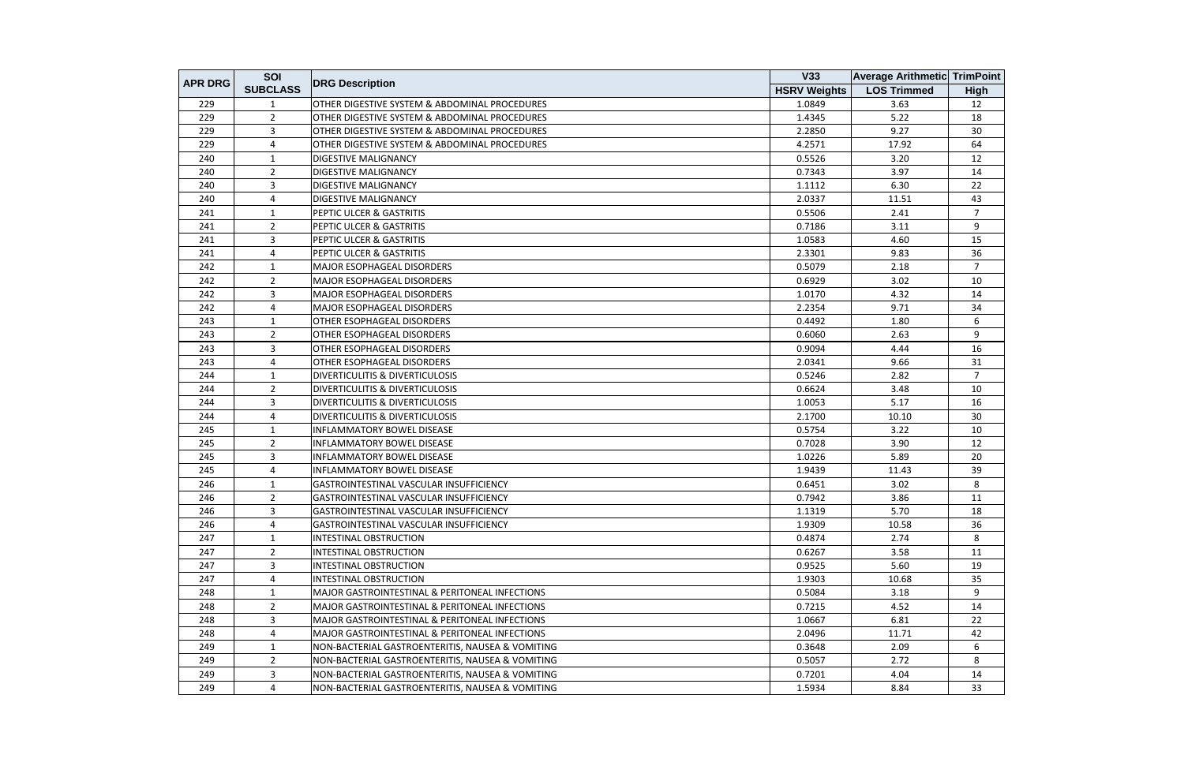| APR DRG | SOI SUBCLASS | DRG Description | V33 HSRV Weights | Average Arithmetic LOS Trimmed | TrimPoint High |
|---|---|---|---|---|---|
| 229 | 1 | OTHER DIGESTIVE SYSTEM & ABDOMINAL PROCEDURES | 1.0849 | 3.63 | 12 |
| 229 | 2 | OTHER DIGESTIVE SYSTEM & ABDOMINAL PROCEDURES | 1.4345 | 5.22 | 18 |
| 229 | 3 | OTHER DIGESTIVE SYSTEM & ABDOMINAL PROCEDURES | 2.2850 | 9.27 | 30 |
| 229 | 4 | OTHER DIGESTIVE SYSTEM & ABDOMINAL PROCEDURES | 4.2571 | 17.92 | 64 |
| 240 | 1 | DIGESTIVE MALIGNANCY | 0.5526 | 3.20 | 12 |
| 240 | 2 | DIGESTIVE MALIGNANCY | 0.7343 | 3.97 | 14 |
| 240 | 3 | DIGESTIVE MALIGNANCY | 1.1112 | 6.30 | 22 |
| 240 | 4 | DIGESTIVE MALIGNANCY | 2.0337 | 11.51 | 43 |
| 241 | 1 | PEPTIC ULCER & GASTRITIS | 0.5506 | 2.41 | 7 |
| 241 | 2 | PEPTIC ULCER & GASTRITIS | 0.7186 | 3.11 | 9 |
| 241 | 3 | PEPTIC ULCER & GASTRITIS | 1.0583 | 4.60 | 15 |
| 241 | 4 | PEPTIC ULCER & GASTRITIS | 2.3301 | 9.83 | 36 |
| 242 | 1 | MAJOR ESOPHAGEAL DISORDERS | 0.5079 | 2.18 | 7 |
| 242 | 2 | MAJOR ESOPHAGEAL DISORDERS | 0.6929 | 3.02 | 10 |
| 242 | 3 | MAJOR ESOPHAGEAL DISORDERS | 1.0170 | 4.32 | 14 |
| 242 | 4 | MAJOR ESOPHAGEAL DISORDERS | 2.2354 | 9.71 | 34 |
| 243 | 1 | OTHER ESOPHAGEAL DISORDERS | 0.4492 | 1.80 | 6 |
| 243 | 2 | OTHER ESOPHAGEAL DISORDERS | 0.6060 | 2.63 | 9 |
| 243 | 3 | OTHER ESOPHAGEAL DISORDERS | 0.9094 | 4.44 | 16 |
| 243 | 4 | OTHER ESOPHAGEAL DISORDERS | 2.0341 | 9.66 | 31 |
| 244 | 1 | DIVERTICULITIS & DIVERTICULOSIS | 0.5246 | 2.82 | 7 |
| 244 | 2 | DIVERTICULITIS & DIVERTICULOSIS | 0.6624 | 3.48 | 10 |
| 244 | 3 | DIVERTICULITIS & DIVERTICULOSIS | 1.0053 | 5.17 | 16 |
| 244 | 4 | DIVERTICULITIS & DIVERTICULOSIS | 2.1700 | 10.10 | 30 |
| 245 | 1 | INFLAMMATORY BOWEL DISEASE | 0.5754 | 3.22 | 10 |
| 245 | 2 | INFLAMMATORY BOWEL DISEASE | 0.7028 | 3.90 | 12 |
| 245 | 3 | INFLAMMATORY BOWEL DISEASE | 1.0226 | 5.89 | 20 |
| 245 | 4 | INFLAMMATORY BOWEL DISEASE | 1.9439 | 11.43 | 39 |
| 246 | 1 | GASTROINTESTINAL VASCULAR INSUFFICIENCY | 0.6451 | 3.02 | 8 |
| 246 | 2 | GASTROINTESTINAL VASCULAR INSUFFICIENCY | 0.7942 | 3.86 | 11 |
| 246 | 3 | GASTROINTESTINAL VASCULAR INSUFFICIENCY | 1.1319 | 5.70 | 18 |
| 246 | 4 | GASTROINTESTINAL VASCULAR INSUFFICIENCY | 1.9309 | 10.58 | 36 |
| 247 | 1 | INTESTINAL OBSTRUCTION | 0.4874 | 2.74 | 8 |
| 247 | 2 | INTESTINAL OBSTRUCTION | 0.6267 | 3.58 | 11 |
| 247 | 3 | INTESTINAL OBSTRUCTION | 0.9525 | 5.60 | 19 |
| 247 | 4 | INTESTINAL OBSTRUCTION | 1.9303 | 10.68 | 35 |
| 248 | 1 | MAJOR GASTROINTESTINAL & PERITONEAL INFECTIONS | 0.5084 | 3.18 | 9 |
| 248 | 2 | MAJOR GASTROINTESTINAL & PERITONEAL INFECTIONS | 0.7215 | 4.52 | 14 |
| 248 | 3 | MAJOR GASTROINTESTINAL & PERITONEAL INFECTIONS | 1.0667 | 6.81 | 22 |
| 248 | 4 | MAJOR GASTROINTESTINAL & PERITONEAL INFECTIONS | 2.0496 | 11.71 | 42 |
| 249 | 1 | NON-BACTERIAL GASTROENTERITIS, NAUSEA & VOMITING | 0.3648 | 2.09 | 6 |
| 249 | 2 | NON-BACTERIAL GASTROENTERITIS, NAUSEA & VOMITING | 0.5057 | 2.72 | 8 |
| 249 | 3 | NON-BACTERIAL GASTROENTERITIS, NAUSEA & VOMITING | 0.7201 | 4.04 | 14 |
| 249 | 4 | NON-BACTERIAL GASTROENTERITIS, NAUSEA & VOMITING | 1.5934 | 8.84 | 33 |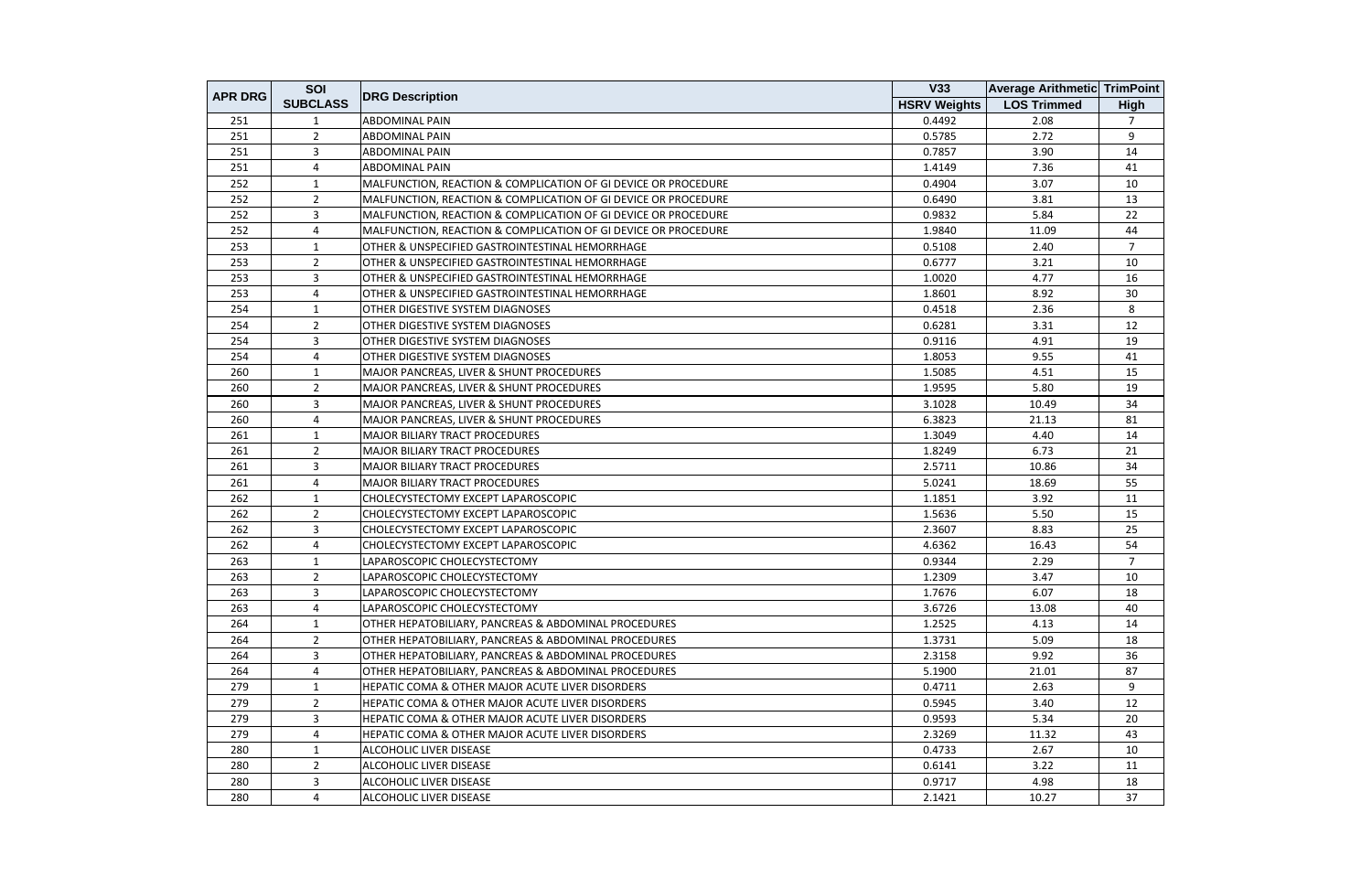| APR DRG | SOI SUBCLASS | DRG Description | V33 HSRV Weights | Average Arithmetic LOS Trimmed | TrimPoint High |
|---|---|---|---|---|---|
| 251 | 1 | ABDOMINAL PAIN | 0.4492 | 2.08 | 7 |
| 251 | 2 | ABDOMINAL PAIN | 0.5785 | 2.72 | 9 |
| 251 | 3 | ABDOMINAL PAIN | 0.7857 | 3.90 | 14 |
| 251 | 4 | ABDOMINAL PAIN | 1.4149 | 7.36 | 41 |
| 252 | 1 | MALFUNCTION, REACTION & COMPLICATION OF GI DEVICE OR PROCEDURE | 0.4904 | 3.07 | 10 |
| 252 | 2 | MALFUNCTION, REACTION & COMPLICATION OF GI DEVICE OR PROCEDURE | 0.6490 | 3.81 | 13 |
| 252 | 3 | MALFUNCTION, REACTION & COMPLICATION OF GI DEVICE OR PROCEDURE | 0.9832 | 5.84 | 22 |
| 252 | 4 | MALFUNCTION, REACTION & COMPLICATION OF GI DEVICE OR PROCEDURE | 1.9840 | 11.09 | 44 |
| 253 | 1 | OTHER & UNSPECIFIED GASTROINTESTINAL HEMORRHAGE | 0.5108 | 2.40 | 7 |
| 253 | 2 | OTHER & UNSPECIFIED GASTROINTESTINAL HEMORRHAGE | 0.6777 | 3.21 | 10 |
| 253 | 3 | OTHER & UNSPECIFIED GASTROINTESTINAL HEMORRHAGE | 1.0020 | 4.77 | 16 |
| 253 | 4 | OTHER & UNSPECIFIED GASTROINTESTINAL HEMORRHAGE | 1.8601 | 8.92 | 30 |
| 254 | 1 | OTHER DIGESTIVE SYSTEM DIAGNOSES | 0.4518 | 2.36 | 8 |
| 254 | 2 | OTHER DIGESTIVE SYSTEM DIAGNOSES | 0.6281 | 3.31 | 12 |
| 254 | 3 | OTHER DIGESTIVE SYSTEM DIAGNOSES | 0.9116 | 4.91 | 19 |
| 254 | 4 | OTHER DIGESTIVE SYSTEM DIAGNOSES | 1.8053 | 9.55 | 41 |
| 260 | 1 | MAJOR PANCREAS, LIVER & SHUNT PROCEDURES | 1.5085 | 4.51 | 15 |
| 260 | 2 | MAJOR PANCREAS, LIVER & SHUNT PROCEDURES | 1.9595 | 5.80 | 19 |
| 260 | 3 | MAJOR PANCREAS, LIVER & SHUNT PROCEDURES | 3.1028 | 10.49 | 34 |
| 260 | 4 | MAJOR PANCREAS, LIVER & SHUNT PROCEDURES | 6.3823 | 21.13 | 81 |
| 261 | 1 | MAJOR BILIARY TRACT PROCEDURES | 1.3049 | 4.40 | 14 |
| 261 | 2 | MAJOR BILIARY TRACT PROCEDURES | 1.8249 | 6.73 | 21 |
| 261 | 3 | MAJOR BILIARY TRACT PROCEDURES | 2.5711 | 10.86 | 34 |
| 261 | 4 | MAJOR BILIARY TRACT PROCEDURES | 5.0241 | 18.69 | 55 |
| 262 | 1 | CHOLECYSTECTOMY EXCEPT LAPAROSCOPIC | 1.1851 | 3.92 | 11 |
| 262 | 2 | CHOLECYSTECTOMY EXCEPT LAPAROSCOPIC | 1.5636 | 5.50 | 15 |
| 262 | 3 | CHOLECYSTECTOMY EXCEPT LAPAROSCOPIC | 2.3607 | 8.83 | 25 |
| 262 | 4 | CHOLECYSTECTOMY EXCEPT LAPAROSCOPIC | 4.6362 | 16.43 | 54 |
| 263 | 1 | LAPAROSCOPIC CHOLECYSTECTOMY | 0.9344 | 2.29 | 7 |
| 263 | 2 | LAPAROSCOPIC CHOLECYSTECTOMY | 1.2309 | 3.47 | 10 |
| 263 | 3 | LAPAROSCOPIC CHOLECYSTECTOMY | 1.7676 | 6.07 | 18 |
| 263 | 4 | LAPAROSCOPIC CHOLECYSTECTOMY | 3.6726 | 13.08 | 40 |
| 264 | 1 | OTHER HEPATOBILIARY, PANCREAS & ABDOMINAL PROCEDURES | 1.2525 | 4.13 | 14 |
| 264 | 2 | OTHER HEPATOBILIARY, PANCREAS & ABDOMINAL PROCEDURES | 1.3731 | 5.09 | 18 |
| 264 | 3 | OTHER HEPATOBILIARY, PANCREAS & ABDOMINAL PROCEDURES | 2.3158 | 9.92 | 36 |
| 264 | 4 | OTHER HEPATOBILIARY, PANCREAS & ABDOMINAL PROCEDURES | 5.1900 | 21.01 | 87 |
| 279 | 1 | HEPATIC COMA & OTHER MAJOR ACUTE LIVER DISORDERS | 0.4711 | 2.63 | 9 |
| 279 | 2 | HEPATIC COMA & OTHER MAJOR ACUTE LIVER DISORDERS | 0.5945 | 3.40 | 12 |
| 279 | 3 | HEPATIC COMA & OTHER MAJOR ACUTE LIVER DISORDERS | 0.9593 | 5.34 | 20 |
| 279 | 4 | HEPATIC COMA & OTHER MAJOR ACUTE LIVER DISORDERS | 2.3269 | 11.32 | 43 |
| 280 | 1 | ALCOHOLIC LIVER DISEASE | 0.4733 | 2.67 | 10 |
| 280 | 2 | ALCOHOLIC LIVER DISEASE | 0.6141 | 3.22 | 11 |
| 280 | 3 | ALCOHOLIC LIVER DISEASE | 0.9717 | 4.98 | 18 |
| 280 | 4 | ALCOHOLIC LIVER DISEASE | 2.1421 | 10.27 | 37 |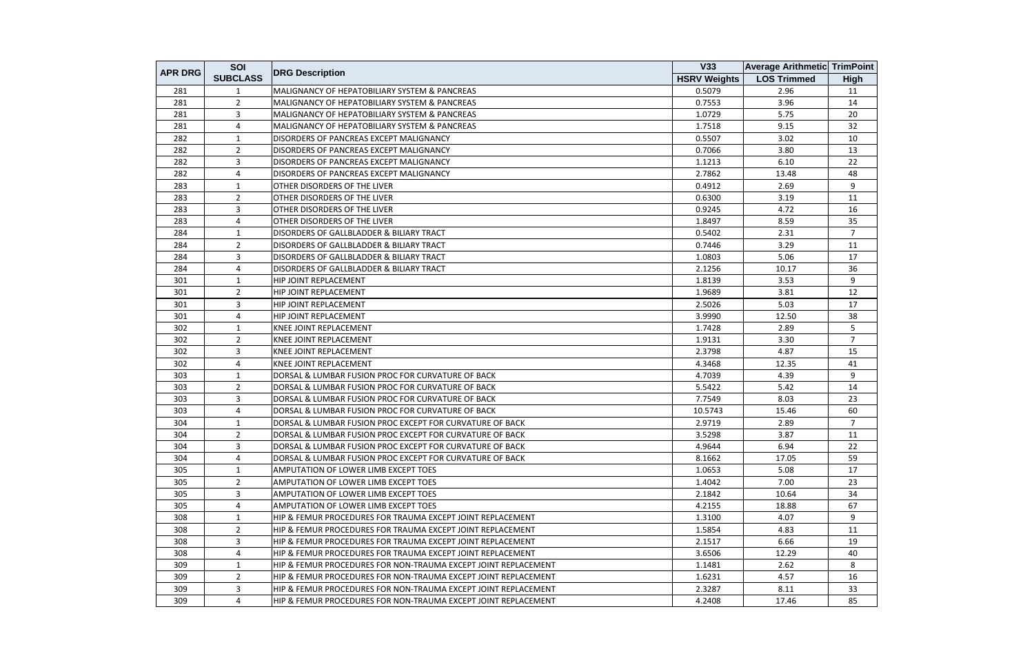| APR DRG | SOI SUBCLASS | DRG Description | V33 HSRV Weights | Average Arithmetic LOS Trimmed | TrimPoint High |
|---|---|---|---|---|---|
| 281 | 1 | MALIGNANCY OF HEPATOBILIARY SYSTEM & PANCREAS | 0.5079 | 2.96 | 11 |
| 281 | 2 | MALIGNANCY OF HEPATOBILIARY SYSTEM & PANCREAS | 0.7553 | 3.96 | 14 |
| 281 | 3 | MALIGNANCY OF HEPATOBILIARY SYSTEM & PANCREAS | 1.0729 | 5.75 | 20 |
| 281 | 4 | MALIGNANCY OF HEPATOBILIARY SYSTEM & PANCREAS | 1.7518 | 9.15 | 32 |
| 282 | 1 | DISORDERS OF PANCREAS EXCEPT MALIGNANCY | 0.5507 | 3.02 | 10 |
| 282 | 2 | DISORDERS OF PANCREAS EXCEPT MALIGNANCY | 0.7066 | 3.80 | 13 |
| 282 | 3 | DISORDERS OF PANCREAS EXCEPT MALIGNANCY | 1.1213 | 6.10 | 22 |
| 282 | 4 | DISORDERS OF PANCREAS EXCEPT MALIGNANCY | 2.7862 | 13.48 | 48 |
| 283 | 1 | OTHER DISORDERS OF THE LIVER | 0.4912 | 2.69 | 9 |
| 283 | 2 | OTHER DISORDERS OF THE LIVER | 0.6300 | 3.19 | 11 |
| 283 | 3 | OTHER DISORDERS OF THE LIVER | 0.9245 | 4.72 | 16 |
| 283 | 4 | OTHER DISORDERS OF THE LIVER | 1.8497 | 8.59 | 35 |
| 284 | 1 | DISORDERS OF GALLBLADDER & BILIARY TRACT | 0.5402 | 2.31 | 7 |
| 284 | 2 | DISORDERS OF GALLBLADDER & BILIARY TRACT | 0.7446 | 3.29 | 11 |
| 284 | 3 | DISORDERS OF GALLBLADDER & BILIARY TRACT | 1.0803 | 5.06 | 17 |
| 284 | 4 | DISORDERS OF GALLBLADDER & BILIARY TRACT | 2.1256 | 10.17 | 36 |
| 301 | 1 | HIP JOINT REPLACEMENT | 1.8139 | 3.53 | 9 |
| 301 | 2 | HIP JOINT REPLACEMENT | 1.9689 | 3.81 | 12 |
| 301 | 3 | HIP JOINT REPLACEMENT | 2.5026 | 5.03 | 17 |
| 301 | 4 | HIP JOINT REPLACEMENT | 3.9990 | 12.50 | 38 |
| 302 | 1 | KNEE JOINT REPLACEMENT | 1.7428 | 2.89 | 5 |
| 302 | 2 | KNEE JOINT REPLACEMENT | 1.9131 | 3.30 | 7 |
| 302 | 3 | KNEE JOINT REPLACEMENT | 2.3798 | 4.87 | 15 |
| 302 | 4 | KNEE JOINT REPLACEMENT | 4.3468 | 12.35 | 41 |
| 303 | 1 | DORSAL & LUMBAR FUSION PROC FOR CURVATURE OF BACK | 4.7039 | 4.39 | 9 |
| 303 | 2 | DORSAL & LUMBAR FUSION PROC FOR CURVATURE OF BACK | 5.5422 | 5.42 | 14 |
| 303 | 3 | DORSAL & LUMBAR FUSION PROC FOR CURVATURE OF BACK | 7.7549 | 8.03 | 23 |
| 303 | 4 | DORSAL & LUMBAR FUSION PROC FOR CURVATURE OF BACK | 10.5743 | 15.46 | 60 |
| 304 | 1 | DORSAL & LUMBAR FUSION PROC EXCEPT FOR CURVATURE OF BACK | 2.9719 | 2.89 | 7 |
| 304 | 2 | DORSAL & LUMBAR FUSION PROC EXCEPT FOR CURVATURE OF BACK | 3.5298 | 3.87 | 11 |
| 304 | 3 | DORSAL & LUMBAR FUSION PROC EXCEPT FOR CURVATURE OF BACK | 4.9644 | 6.94 | 22 |
| 304 | 4 | DORSAL & LUMBAR FUSION PROC EXCEPT FOR CURVATURE OF BACK | 8.1662 | 17.05 | 59 |
| 305 | 1 | AMPUTATION OF LOWER LIMB EXCEPT TOES | 1.0653 | 5.08 | 17 |
| 305 | 2 | AMPUTATION OF LOWER LIMB EXCEPT TOES | 1.4042 | 7.00 | 23 |
| 305 | 3 | AMPUTATION OF LOWER LIMB EXCEPT TOES | 2.1842 | 10.64 | 34 |
| 305 | 4 | AMPUTATION OF LOWER LIMB EXCEPT TOES | 4.2155 | 18.88 | 67 |
| 308 | 1 | HIP & FEMUR PROCEDURES FOR TRAUMA EXCEPT JOINT REPLACEMENT | 1.3100 | 4.07 | 9 |
| 308 | 2 | HIP & FEMUR PROCEDURES FOR TRAUMA EXCEPT JOINT REPLACEMENT | 1.5854 | 4.83 | 11 |
| 308 | 3 | HIP & FEMUR PROCEDURES FOR TRAUMA EXCEPT JOINT REPLACEMENT | 2.1517 | 6.66 | 19 |
| 308 | 4 | HIP & FEMUR PROCEDURES FOR TRAUMA EXCEPT JOINT REPLACEMENT | 3.6506 | 12.29 | 40 |
| 309 | 1 | HIP & FEMUR PROCEDURES FOR NON-TRAUMA EXCEPT JOINT REPLACEMENT | 1.1481 | 2.62 | 8 |
| 309 | 2 | HIP & FEMUR PROCEDURES FOR NON-TRAUMA EXCEPT JOINT REPLACEMENT | 1.6231 | 4.57 | 16 |
| 309 | 3 | HIP & FEMUR PROCEDURES FOR NON-TRAUMA EXCEPT JOINT REPLACEMENT | 2.3287 | 8.11 | 33 |
| 309 | 4 | HIP & FEMUR PROCEDURES FOR NON-TRAUMA EXCEPT JOINT REPLACEMENT | 4.2408 | 17.46 | 85 |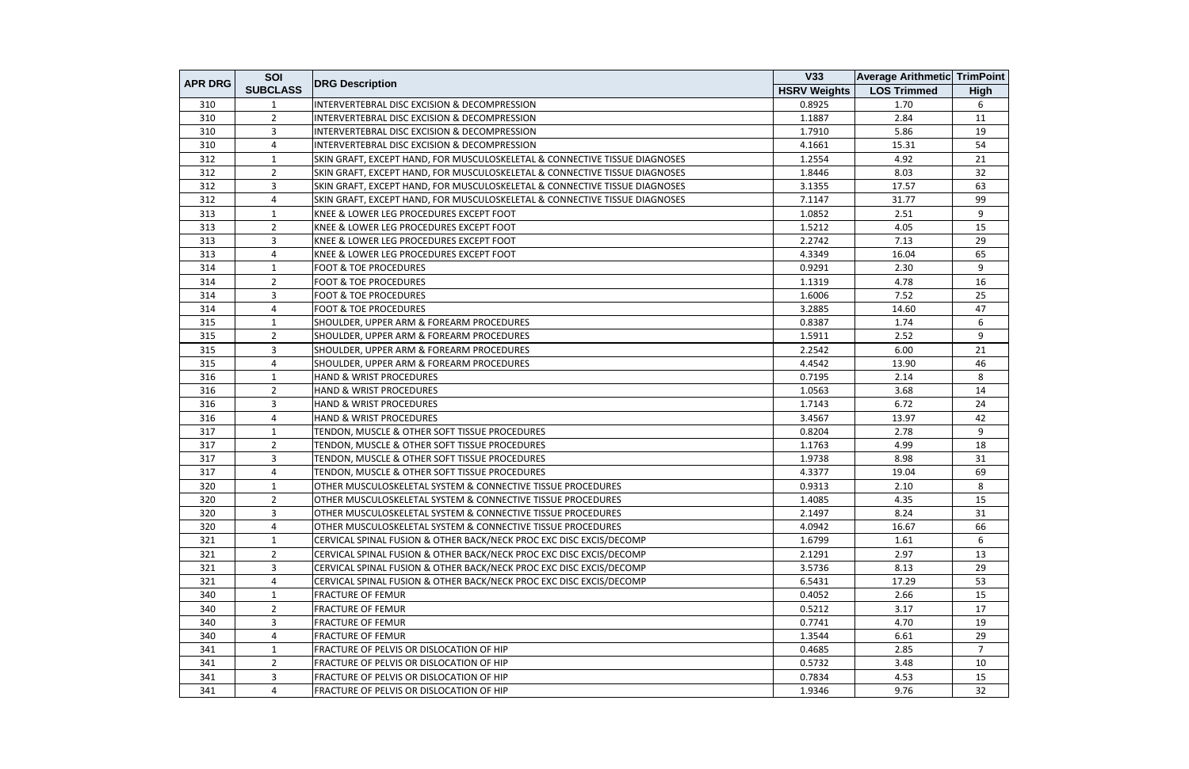| APR DRG | SOI SUBCLASS | DRG Description | V33 HSRV Weights | Average Arithmetic LOS Trimmed | TrimPoint High |
|---|---|---|---|---|---|
| 310 | 1 | INTERVERTEBRAL DISC EXCISION & DECOMPRESSION | 0.8925 | 1.70 | 6 |
| 310 | 2 | INTERVERTEBRAL DISC EXCISION & DECOMPRESSION | 1.1887 | 2.84 | 11 |
| 310 | 3 | INTERVERTEBRAL DISC EXCISION & DECOMPRESSION | 1.7910 | 5.86 | 19 |
| 310 | 4 | INTERVERTEBRAL DISC EXCISION & DECOMPRESSION | 4.1661 | 15.31 | 54 |
| 312 | 1 | SKIN GRAFT, EXCEPT HAND, FOR MUSCULOSKELETAL & CONNECTIVE TISSUE DIAGNOSES | 1.2554 | 4.92 | 21 |
| 312 | 2 | SKIN GRAFT, EXCEPT HAND, FOR MUSCULOSKELETAL & CONNECTIVE TISSUE DIAGNOSES | 1.8446 | 8.03 | 32 |
| 312 | 3 | SKIN GRAFT, EXCEPT HAND, FOR MUSCULOSKELETAL & CONNECTIVE TISSUE DIAGNOSES | 3.1355 | 17.57 | 63 |
| 312 | 4 | SKIN GRAFT, EXCEPT HAND, FOR MUSCULOSKELETAL & CONNECTIVE TISSUE DIAGNOSES | 7.1147 | 31.77 | 99 |
| 313 | 1 | KNEE & LOWER LEG PROCEDURES EXCEPT FOOT | 1.0852 | 2.51 | 9 |
| 313 | 2 | KNEE & LOWER LEG PROCEDURES EXCEPT FOOT | 1.5212 | 4.05 | 15 |
| 313 | 3 | KNEE & LOWER LEG PROCEDURES EXCEPT FOOT | 2.2742 | 7.13 | 29 |
| 313 | 4 | KNEE & LOWER LEG PROCEDURES EXCEPT FOOT | 4.3349 | 16.04 | 65 |
| 314 | 1 | FOOT & TOE PROCEDURES | 0.9291 | 2.30 | 9 |
| 314 | 2 | FOOT & TOE PROCEDURES | 1.1319 | 4.78 | 16 |
| 314 | 3 | FOOT & TOE PROCEDURES | 1.6006 | 7.52 | 25 |
| 314 | 4 | FOOT & TOE PROCEDURES | 3.2885 | 14.60 | 47 |
| 315 | 1 | SHOULDER, UPPER ARM & FOREARM PROCEDURES | 0.8387 | 1.74 | 6 |
| 315 | 2 | SHOULDER, UPPER ARM & FOREARM PROCEDURES | 1.5911 | 2.52 | 9 |
| 315 | 3 | SHOULDER, UPPER ARM & FOREARM PROCEDURES | 2.2542 | 6.00 | 21 |
| 315 | 4 | SHOULDER, UPPER ARM & FOREARM PROCEDURES | 4.4542 | 13.90 | 46 |
| 316 | 1 | HAND & WRIST PROCEDURES | 0.7195 | 2.14 | 8 |
| 316 | 2 | HAND & WRIST PROCEDURES | 1.0563 | 3.68 | 14 |
| 316 | 3 | HAND & WRIST PROCEDURES | 1.7143 | 6.72 | 24 |
| 316 | 4 | HAND & WRIST PROCEDURES | 3.4567 | 13.97 | 42 |
| 317 | 1 | TENDON, MUSCLE & OTHER SOFT TISSUE PROCEDURES | 0.8204 | 2.78 | 9 |
| 317 | 2 | TENDON, MUSCLE & OTHER SOFT TISSUE PROCEDURES | 1.1763 | 4.99 | 18 |
| 317 | 3 | TENDON, MUSCLE & OTHER SOFT TISSUE PROCEDURES | 1.9738 | 8.98 | 31 |
| 317 | 4 | TENDON, MUSCLE & OTHER SOFT TISSUE PROCEDURES | 4.3377 | 19.04 | 69 |
| 320 | 1 | OTHER MUSCULOSKELETAL SYSTEM & CONNECTIVE TISSUE PROCEDURES | 0.9313 | 2.10 | 8 |
| 320 | 2 | OTHER MUSCULOSKELETAL SYSTEM & CONNECTIVE TISSUE PROCEDURES | 1.4085 | 4.35 | 15 |
| 320 | 3 | OTHER MUSCULOSKELETAL SYSTEM & CONNECTIVE TISSUE PROCEDURES | 2.1497 | 8.24 | 31 |
| 320 | 4 | OTHER MUSCULOSKELETAL SYSTEM & CONNECTIVE TISSUE PROCEDURES | 4.0942 | 16.67 | 66 |
| 321 | 1 | CERVICAL SPINAL FUSION & OTHER BACK/NECK PROC EXC DISC EXCIS/DECOMP | 1.6799 | 1.61 | 6 |
| 321 | 2 | CERVICAL SPINAL FUSION & OTHER BACK/NECK PROC EXC DISC EXCIS/DECOMP | 2.1291 | 2.97 | 13 |
| 321 | 3 | CERVICAL SPINAL FUSION & OTHER BACK/NECK PROC EXC DISC EXCIS/DECOMP | 3.5736 | 8.13 | 29 |
| 321 | 4 | CERVICAL SPINAL FUSION & OTHER BACK/NECK PROC EXC DISC EXCIS/DECOMP | 6.5431 | 17.29 | 53 |
| 340 | 1 | FRACTURE OF FEMUR | 0.4052 | 2.66 | 15 |
| 340 | 2 | FRACTURE OF FEMUR | 0.5212 | 3.17 | 17 |
| 340 | 3 | FRACTURE OF FEMUR | 0.7741 | 4.70 | 19 |
| 340 | 4 | FRACTURE OF FEMUR | 1.3544 | 6.61 | 29 |
| 341 | 1 | FRACTURE OF PELVIS OR DISLOCATION OF HIP | 0.4685 | 2.85 | 7 |
| 341 | 2 | FRACTURE OF PELVIS OR DISLOCATION OF HIP | 0.5732 | 3.48 | 10 |
| 341 | 3 | FRACTURE OF PELVIS OR DISLOCATION OF HIP | 0.7834 | 4.53 | 15 |
| 341 | 4 | FRACTURE OF PELVIS OR DISLOCATION OF HIP | 1.9346 | 9.76 | 32 |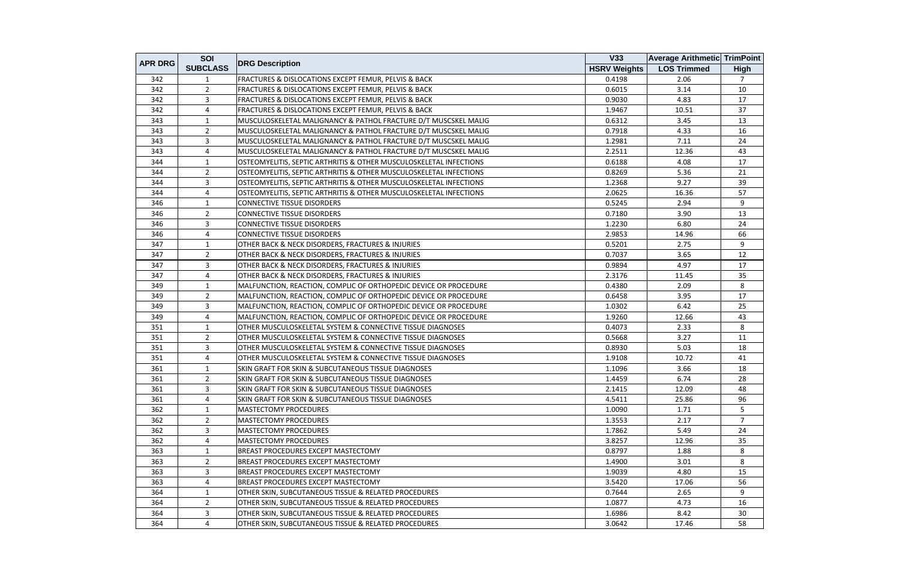| APR DRG | SOI SUBCLASS | DRG Description | V33 HSRV Weights | Average Arithmetic LOS Trimmed | TrimPoint High |
|---|---|---|---|---|---|
| 342 | 1 | FRACTURES & DISLOCATIONS EXCEPT FEMUR, PELVIS & BACK | 0.4198 | 2.06 | 7 |
| 342 | 2 | FRACTURES & DISLOCATIONS EXCEPT FEMUR, PELVIS & BACK | 0.6015 | 3.14 | 10 |
| 342 | 3 | FRACTURES & DISLOCATIONS EXCEPT FEMUR, PELVIS & BACK | 0.9030 | 4.83 | 17 |
| 342 | 4 | FRACTURES & DISLOCATIONS EXCEPT FEMUR, PELVIS & BACK | 1.9467 | 10.51 | 37 |
| 343 | 1 | MUSCULOSKELETAL MALIGNANCY & PATHOL FRACTURE D/T MUSCSKEL MALIG | 0.6312 | 3.45 | 13 |
| 343 | 2 | MUSCULOSKELETAL MALIGNANCY & PATHOL FRACTURE D/T MUSCSKEL MALIG | 0.7918 | 4.33 | 16 |
| 343 | 3 | MUSCULOSKELETAL MALIGNANCY & PATHOL FRACTURE D/T MUSCSKEL MALIG | 1.2981 | 7.11 | 24 |
| 343 | 4 | MUSCULOSKELETAL MALIGNANCY & PATHOL FRACTURE D/T MUSCSKEL MALIG | 2.2511 | 12.36 | 43 |
| 344 | 1 | OSTEOMYELITIS, SEPTIC ARTHRITIS & OTHER MUSCULOSKELETAL INFECTIONS | 0.6188 | 4.08 | 17 |
| 344 | 2 | OSTEOMYELITIS, SEPTIC ARTHRITIS & OTHER MUSCULOSKELETAL INFECTIONS | 0.8269 | 5.36 | 21 |
| 344 | 3 | OSTEOMYELITIS, SEPTIC ARTHRITIS & OTHER MUSCULOSKELETAL INFECTIONS | 1.2368 | 9.27 | 39 |
| 344 | 4 | OSTEOMYELITIS, SEPTIC ARTHRITIS & OTHER MUSCULOSKELETAL INFECTIONS | 2.0625 | 16.36 | 57 |
| 346 | 1 | CONNECTIVE TISSUE DISORDERS | 0.5245 | 2.94 | 9 |
| 346 | 2 | CONNECTIVE TISSUE DISORDERS | 0.7180 | 3.90 | 13 |
| 346 | 3 | CONNECTIVE TISSUE DISORDERS | 1.2230 | 6.80 | 24 |
| 346 | 4 | CONNECTIVE TISSUE DISORDERS | 2.9853 | 14.96 | 66 |
| 347 | 1 | OTHER BACK & NECK DISORDERS, FRACTURES & INJURIES | 0.5201 | 2.75 | 9 |
| 347 | 2 | OTHER BACK & NECK DISORDERS, FRACTURES & INJURIES | 0.7037 | 3.65 | 12 |
| 347 | 3 | OTHER BACK & NECK DISORDERS, FRACTURES & INJURIES | 0.9894 | 4.97 | 17 |
| 347 | 4 | OTHER BACK & NECK DISORDERS, FRACTURES & INJURIES | 2.3176 | 11.45 | 35 |
| 349 | 1 | MALFUNCTION, REACTION, COMPLIC OF ORTHOPEDIC DEVICE OR PROCEDURE | 0.4380 | 2.09 | 8 |
| 349 | 2 | MALFUNCTION, REACTION, COMPLIC OF ORTHOPEDIC DEVICE OR PROCEDURE | 0.6458 | 3.95 | 17 |
| 349 | 3 | MALFUNCTION, REACTION, COMPLIC OF ORTHOPEDIC DEVICE OR PROCEDURE | 1.0302 | 6.42 | 25 |
| 349 | 4 | MALFUNCTION, REACTION, COMPLIC OF ORTHOPEDIC DEVICE OR PROCEDURE | 1.9260 | 12.66 | 43 |
| 351 | 1 | OTHER MUSCULOSKELETAL SYSTEM & CONNECTIVE TISSUE DIAGNOSES | 0.4073 | 2.33 | 8 |
| 351 | 2 | OTHER MUSCULOSKELETAL SYSTEM & CONNECTIVE TISSUE DIAGNOSES | 0.5668 | 3.27 | 11 |
| 351 | 3 | OTHER MUSCULOSKELETAL SYSTEM & CONNECTIVE TISSUE DIAGNOSES | 0.8930 | 5.03 | 18 |
| 351 | 4 | OTHER MUSCULOSKELETAL SYSTEM & CONNECTIVE TISSUE DIAGNOSES | 1.9108 | 10.72 | 41 |
| 361 | 1 | SKIN GRAFT FOR SKIN & SUBCUTANEOUS TISSUE DIAGNOSES | 1.1096 | 3.66 | 18 |
| 361 | 2 | SKIN GRAFT FOR SKIN & SUBCUTANEOUS TISSUE DIAGNOSES | 1.4459 | 6.74 | 28 |
| 361 | 3 | SKIN GRAFT FOR SKIN & SUBCUTANEOUS TISSUE DIAGNOSES | 2.1415 | 12.09 | 48 |
| 361 | 4 | SKIN GRAFT FOR SKIN & SUBCUTANEOUS TISSUE DIAGNOSES | 4.5411 | 25.86 | 96 |
| 362 | 1 | MASTECTOMY PROCEDURES | 1.0090 | 1.71 | 5 |
| 362 | 2 | MASTECTOMY PROCEDURES | 1.3553 | 2.17 | 7 |
| 362 | 3 | MASTECTOMY PROCEDURES | 1.7862 | 5.49 | 24 |
| 362 | 4 | MASTECTOMY PROCEDURES | 3.8257 | 12.96 | 35 |
| 363 | 1 | BREAST PROCEDURES EXCEPT MASTECTOMY | 0.8797 | 1.88 | 8 |
| 363 | 2 | BREAST PROCEDURES EXCEPT MASTECTOMY | 1.4900 | 3.01 | 8 |
| 363 | 3 | BREAST PROCEDURES EXCEPT MASTECTOMY | 1.9039 | 4.80 | 15 |
| 363 | 4 | BREAST PROCEDURES EXCEPT MASTECTOMY | 3.5420 | 17.06 | 56 |
| 364 | 1 | OTHER SKIN, SUBCUTANEOUS TISSUE & RELATED PROCEDURES | 0.7644 | 2.65 | 9 |
| 364 | 2 | OTHER SKIN, SUBCUTANEOUS TISSUE & RELATED PROCEDURES | 1.0877 | 4.73 | 16 |
| 364 | 3 | OTHER SKIN, SUBCUTANEOUS TISSUE & RELATED PROCEDURES | 1.6986 | 8.42 | 30 |
| 364 | 4 | OTHER SKIN, SUBCUTANEOUS TISSUE & RELATED PROCEDURES | 3.0642 | 17.46 | 58 |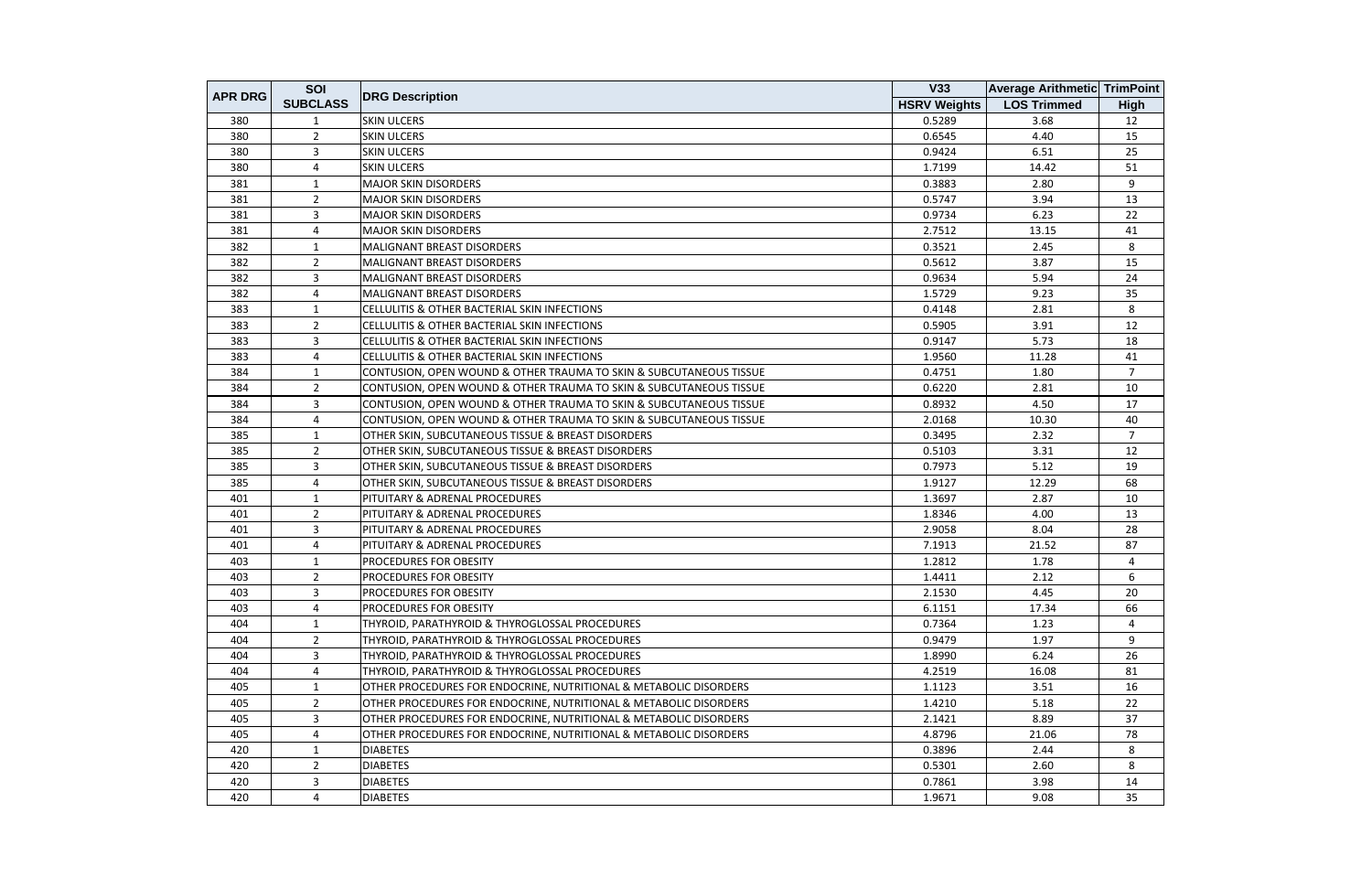| APR DRG | SOI SUBCLASS | DRG Description | V33 HSRV Weights | Average Arithmetic LOS Trimmed | TrimPoint High |
|---|---|---|---|---|---|
| 380 | 1 | SKIN ULCERS | 0.5289 | 3.68 | 12 |
| 380 | 2 | SKIN ULCERS | 0.6545 | 4.40 | 15 |
| 380 | 3 | SKIN ULCERS | 0.9424 | 6.51 | 25 |
| 380 | 4 | SKIN ULCERS | 1.7199 | 14.42 | 51 |
| 381 | 1 | MAJOR SKIN DISORDERS | 0.3883 | 2.80 | 9 |
| 381 | 2 | MAJOR SKIN DISORDERS | 0.5747 | 3.94 | 13 |
| 381 | 3 | MAJOR SKIN DISORDERS | 0.9734 | 6.23 | 22 |
| 381 | 4 | MAJOR SKIN DISORDERS | 2.7512 | 13.15 | 41 |
| 382 | 1 | MALIGNANT BREAST DISORDERS | 0.3521 | 2.45 | 8 |
| 382 | 2 | MALIGNANT BREAST DISORDERS | 0.5612 | 3.87 | 15 |
| 382 | 3 | MALIGNANT BREAST DISORDERS | 0.9634 | 5.94 | 24 |
| 382 | 4 | MALIGNANT BREAST DISORDERS | 1.5729 | 9.23 | 35 |
| 383 | 1 | CELLULITIS & OTHER BACTERIAL SKIN INFECTIONS | 0.4148 | 2.81 | 8 |
| 383 | 2 | CELLULITIS & OTHER BACTERIAL SKIN INFECTIONS | 0.5905 | 3.91 | 12 |
| 383 | 3 | CELLULITIS & OTHER BACTERIAL SKIN INFECTIONS | 0.9147 | 5.73 | 18 |
| 383 | 4 | CELLULITIS & OTHER BACTERIAL SKIN INFECTIONS | 1.9560 | 11.28 | 41 |
| 384 | 1 | CONTUSION, OPEN WOUND & OTHER TRAUMA TO SKIN & SUBCUTANEOUS TISSUE | 0.4751 | 1.80 | 7 |
| 384 | 2 | CONTUSION, OPEN WOUND & OTHER TRAUMA TO SKIN & SUBCUTANEOUS TISSUE | 0.6220 | 2.81 | 10 |
| 384 | 3 | CONTUSION, OPEN WOUND & OTHER TRAUMA TO SKIN & SUBCUTANEOUS TISSUE | 0.8932 | 4.50 | 17 |
| 384 | 4 | CONTUSION, OPEN WOUND & OTHER TRAUMA TO SKIN & SUBCUTANEOUS TISSUE | 2.0168 | 10.30 | 40 |
| 385 | 1 | OTHER SKIN, SUBCUTANEOUS TISSUE & BREAST DISORDERS | 0.3495 | 2.32 | 7 |
| 385 | 2 | OTHER SKIN, SUBCUTANEOUS TISSUE & BREAST DISORDERS | 0.5103 | 3.31 | 12 |
| 385 | 3 | OTHER SKIN, SUBCUTANEOUS TISSUE & BREAST DISORDERS | 0.7973 | 5.12 | 19 |
| 385 | 4 | OTHER SKIN, SUBCUTANEOUS TISSUE & BREAST DISORDERS | 1.9127 | 12.29 | 68 |
| 401 | 1 | PITUITARY & ADRENAL PROCEDURES | 1.3697 | 2.87 | 10 |
| 401 | 2 | PITUITARY & ADRENAL PROCEDURES | 1.8346 | 4.00 | 13 |
| 401 | 3 | PITUITARY & ADRENAL PROCEDURES | 2.9058 | 8.04 | 28 |
| 401 | 4 | PITUITARY & ADRENAL PROCEDURES | 7.1913 | 21.52 | 87 |
| 403 | 1 | PROCEDURES FOR OBESITY | 1.2812 | 1.78 | 4 |
| 403 | 2 | PROCEDURES FOR OBESITY | 1.4411 | 2.12 | 6 |
| 403 | 3 | PROCEDURES FOR OBESITY | 2.1530 | 4.45 | 20 |
| 403 | 4 | PROCEDURES FOR OBESITY | 6.1151 | 17.34 | 66 |
| 404 | 1 | THYROID, PARATHYROID & THYROGLOSSAL PROCEDURES | 0.7364 | 1.23 | 4 |
| 404 | 2 | THYROID, PARATHYROID & THYROGLOSSAL PROCEDURES | 0.9479 | 1.97 | 9 |
| 404 | 3 | THYROID, PARATHYROID & THYROGLOSSAL PROCEDURES | 1.8990 | 6.24 | 26 |
| 404 | 4 | THYROID, PARATHYROID & THYROGLOSSAL PROCEDURES | 4.2519 | 16.08 | 81 |
| 405 | 1 | OTHER PROCEDURES FOR ENDOCRINE, NUTRITIONAL & METABOLIC DISORDERS | 1.1123 | 3.51 | 16 |
| 405 | 2 | OTHER PROCEDURES FOR ENDOCRINE, NUTRITIONAL & METABOLIC DISORDERS | 1.4210 | 5.18 | 22 |
| 405 | 3 | OTHER PROCEDURES FOR ENDOCRINE, NUTRITIONAL & METABOLIC DISORDERS | 2.1421 | 8.89 | 37 |
| 405 | 4 | OTHER PROCEDURES FOR ENDOCRINE, NUTRITIONAL & METABOLIC DISORDERS | 4.8796 | 21.06 | 78 |
| 420 | 1 | DIABETES | 0.3896 | 2.44 | 8 |
| 420 | 2 | DIABETES | 0.5301 | 2.60 | 8 |
| 420 | 3 | DIABETES | 0.7861 | 3.98 | 14 |
| 420 | 4 | DIABETES | 1.9671 | 9.08 | 35 |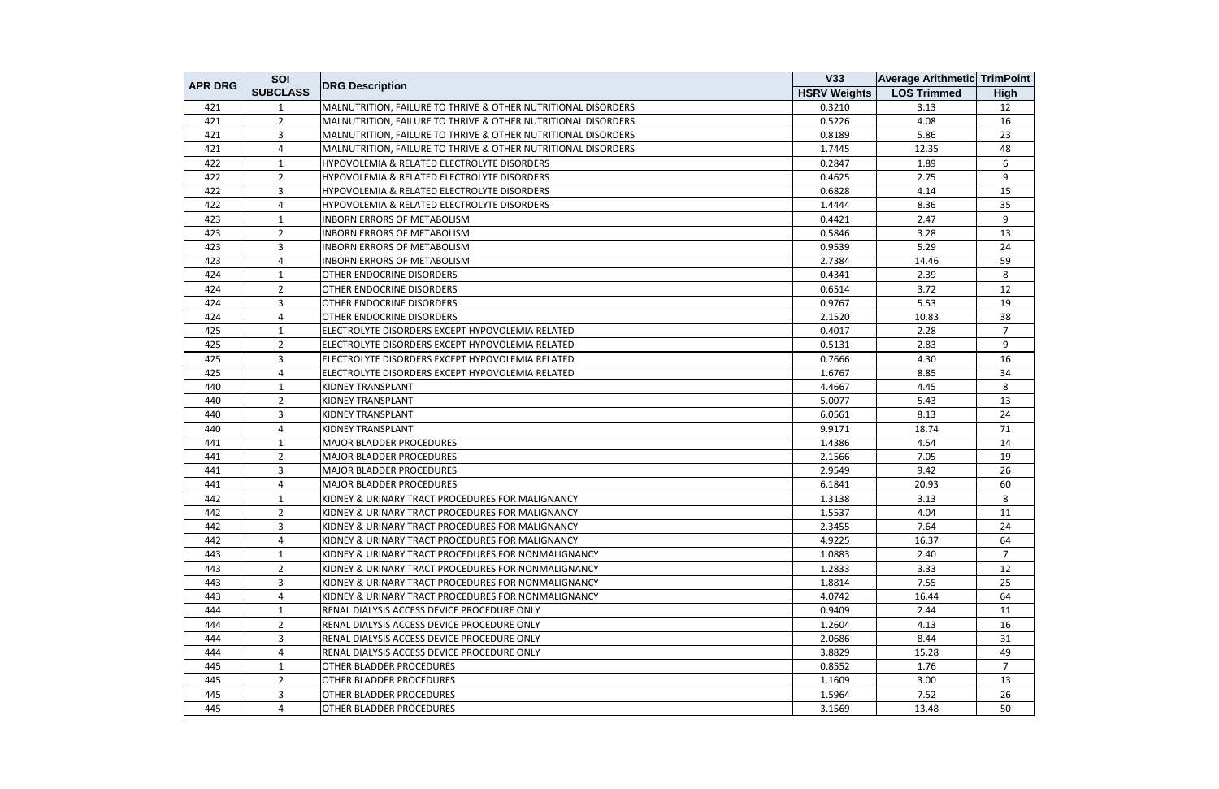| APR DRG | SOI SUBCLASS | DRG Description | V33 HSRV Weights | Average Arithmetic LOS Trimmed | TrimPoint High |
|---|---|---|---|---|---|
| 421 | 1 | MALNUTRITION, FAILURE TO THRIVE & OTHER NUTRITIONAL DISORDERS | 0.3210 | 3.13 | 12 |
| 421 | 2 | MALNUTRITION, FAILURE TO THRIVE & OTHER NUTRITIONAL DISORDERS | 0.5226 | 4.08 | 16 |
| 421 | 3 | MALNUTRITION, FAILURE TO THRIVE & OTHER NUTRITIONAL DISORDERS | 0.8189 | 5.86 | 23 |
| 421 | 4 | MALNUTRITION, FAILURE TO THRIVE & OTHER NUTRITIONAL DISORDERS | 1.7445 | 12.35 | 48 |
| 422 | 1 | HYPOVOLEMIA & RELATED ELECTROLYTE DISORDERS | 0.2847 | 1.89 | 6 |
| 422 | 2 | HYPOVOLEMIA & RELATED ELECTROLYTE DISORDERS | 0.4625 | 2.75 | 9 |
| 422 | 3 | HYPOVOLEMIA & RELATED ELECTROLYTE DISORDERS | 0.6828 | 4.14 | 15 |
| 422 | 4 | HYPOVOLEMIA & RELATED ELECTROLYTE DISORDERS | 1.4444 | 8.36 | 35 |
| 423 | 1 | INBORN ERRORS OF METABOLISM | 0.4421 | 2.47 | 9 |
| 423 | 2 | INBORN ERRORS OF METABOLISM | 0.5846 | 3.28 | 13 |
| 423 | 3 | INBORN ERRORS OF METABOLISM | 0.9539 | 5.29 | 24 |
| 423 | 4 | INBORN ERRORS OF METABOLISM | 2.7384 | 14.46 | 59 |
| 424 | 1 | OTHER ENDOCRINE DISORDERS | 0.4341 | 2.39 | 8 |
| 424 | 2 | OTHER ENDOCRINE DISORDERS | 0.6514 | 3.72 | 12 |
| 424 | 3 | OTHER ENDOCRINE DISORDERS | 0.9767 | 5.53 | 19 |
| 424 | 4 | OTHER ENDOCRINE DISORDERS | 2.1520 | 10.83 | 38 |
| 425 | 1 | ELECTROLYTE DISORDERS EXCEPT HYPOVOLEMIA RELATED | 0.4017 | 2.28 | 7 |
| 425 | 2 | ELECTROLYTE DISORDERS EXCEPT HYPOVOLEMIA RELATED | 0.5131 | 2.83 | 9 |
| 425 | 3 | ELECTROLYTE DISORDERS EXCEPT HYPOVOLEMIA RELATED | 0.7666 | 4.30 | 16 |
| 425 | 4 | ELECTROLYTE DISORDERS EXCEPT HYPOVOLEMIA RELATED | 1.6767 | 8.85 | 34 |
| 440 | 1 | KIDNEY TRANSPLANT | 4.4667 | 4.45 | 8 |
| 440 | 2 | KIDNEY TRANSPLANT | 5.0077 | 5.43 | 13 |
| 440 | 3 | KIDNEY TRANSPLANT | 6.0561 | 8.13 | 24 |
| 440 | 4 | KIDNEY TRANSPLANT | 9.9171 | 18.74 | 71 |
| 441 | 1 | MAJOR BLADDER PROCEDURES | 1.4386 | 4.54 | 14 |
| 441 | 2 | MAJOR BLADDER PROCEDURES | 2.1566 | 7.05 | 19 |
| 441 | 3 | MAJOR BLADDER PROCEDURES | 2.9549 | 9.42 | 26 |
| 441 | 4 | MAJOR BLADDER PROCEDURES | 6.1841 | 20.93 | 60 |
| 442 | 1 | KIDNEY & URINARY TRACT PROCEDURES FOR MALIGNANCY | 1.3138 | 3.13 | 8 |
| 442 | 2 | KIDNEY & URINARY TRACT PROCEDURES FOR MALIGNANCY | 1.5537 | 4.04 | 11 |
| 442 | 3 | KIDNEY & URINARY TRACT PROCEDURES FOR MALIGNANCY | 2.3455 | 7.64 | 24 |
| 442 | 4 | KIDNEY & URINARY TRACT PROCEDURES FOR MALIGNANCY | 4.9225 | 16.37 | 64 |
| 443 | 1 | KIDNEY & URINARY TRACT PROCEDURES FOR NONMALIGNANCY | 1.0883 | 2.40 | 7 |
| 443 | 2 | KIDNEY & URINARY TRACT PROCEDURES FOR NONMALIGNANCY | 1.2833 | 3.33 | 12 |
| 443 | 3 | KIDNEY & URINARY TRACT PROCEDURES FOR NONMALIGNANCY | 1.8814 | 7.55 | 25 |
| 443 | 4 | KIDNEY & URINARY TRACT PROCEDURES FOR NONMALIGNANCY | 4.0742 | 16.44 | 64 |
| 444 | 1 | RENAL DIALYSIS ACCESS DEVICE PROCEDURE ONLY | 0.9409 | 2.44 | 11 |
| 444 | 2 | RENAL DIALYSIS ACCESS DEVICE PROCEDURE ONLY | 1.2604 | 4.13 | 16 |
| 444 | 3 | RENAL DIALYSIS ACCESS DEVICE PROCEDURE ONLY | 2.0686 | 8.44 | 31 |
| 444 | 4 | RENAL DIALYSIS ACCESS DEVICE PROCEDURE ONLY | 3.8829 | 15.28 | 49 |
| 445 | 1 | OTHER BLADDER PROCEDURES | 0.8552 | 1.76 | 7 |
| 445 | 2 | OTHER BLADDER PROCEDURES | 1.1609 | 3.00 | 13 |
| 445 | 3 | OTHER BLADDER PROCEDURES | 1.5964 | 7.52 | 26 |
| 445 | 4 | OTHER BLADDER PROCEDURES | 3.1569 | 13.48 | 50 |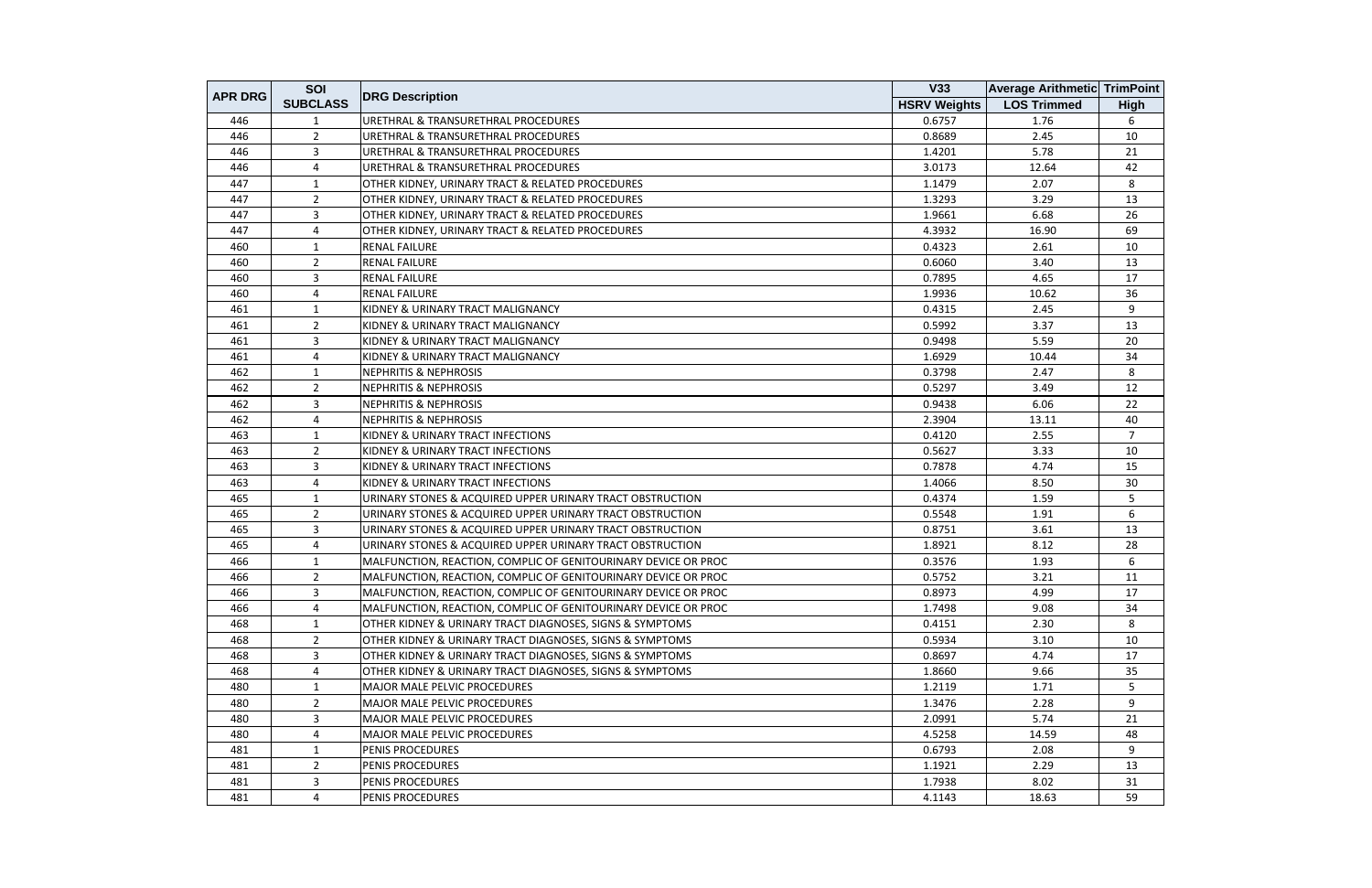| APR DRG | SOI SUBCLASS | DRG Description | V33 HSRV Weights | Average Arithmetic LOS Trimmed | TrimPoint High |
|---|---|---|---|---|---|
| 446 | 1 | URETHRAL & TRANSURETHRAL PROCEDURES | 0.6757 | 1.76 | 6 |
| 446 | 2 | URETHRAL & TRANSURETHRAL PROCEDURES | 0.8689 | 2.45 | 10 |
| 446 | 3 | URETHRAL & TRANSURETHRAL PROCEDURES | 1.4201 | 5.78 | 21 |
| 446 | 4 | URETHRAL & TRANSURETHRAL PROCEDURES | 3.0173 | 12.64 | 42 |
| 447 | 1 | OTHER KIDNEY, URINARY TRACT & RELATED PROCEDURES | 1.1479 | 2.07 | 8 |
| 447 | 2 | OTHER KIDNEY, URINARY TRACT & RELATED PROCEDURES | 1.3293 | 3.29 | 13 |
| 447 | 3 | OTHER KIDNEY, URINARY TRACT & RELATED PROCEDURES | 1.9661 | 6.68 | 26 |
| 447 | 4 | OTHER KIDNEY, URINARY TRACT & RELATED PROCEDURES | 4.3932 | 16.90 | 69 |
| 460 | 1 | RENAL FAILURE | 0.4323 | 2.61 | 10 |
| 460 | 2 | RENAL FAILURE | 0.6060 | 3.40 | 13 |
| 460 | 3 | RENAL FAILURE | 0.7895 | 4.65 | 17 |
| 460 | 4 | RENAL FAILURE | 1.9936 | 10.62 | 36 |
| 461 | 1 | KIDNEY & URINARY TRACT MALIGNANCY | 0.4315 | 2.45 | 9 |
| 461 | 2 | KIDNEY & URINARY TRACT MALIGNANCY | 0.5992 | 3.37 | 13 |
| 461 | 3 | KIDNEY & URINARY TRACT MALIGNANCY | 0.9498 | 5.59 | 20 |
| 461 | 4 | KIDNEY & URINARY TRACT MALIGNANCY | 1.6929 | 10.44 | 34 |
| 462 | 1 | NEPHRITIS & NEPHROSIS | 0.3798 | 2.47 | 8 |
| 462 | 2 | NEPHRITIS & NEPHROSIS | 0.5297 | 3.49 | 12 |
| 462 | 3 | NEPHRITIS & NEPHROSIS | 0.9438 | 6.06 | 22 |
| 462 | 4 | NEPHRITIS & NEPHROSIS | 2.3904 | 13.11 | 40 |
| 463 | 1 | KIDNEY & URINARY TRACT INFECTIONS | 0.4120 | 2.55 | 7 |
| 463 | 2 | KIDNEY & URINARY TRACT INFECTIONS | 0.5627 | 3.33 | 10 |
| 463 | 3 | KIDNEY & URINARY TRACT INFECTIONS | 0.7878 | 4.74 | 15 |
| 463 | 4 | KIDNEY & URINARY TRACT INFECTIONS | 1.4066 | 8.50 | 30 |
| 465 | 1 | URINARY STONES & ACQUIRED UPPER URINARY TRACT OBSTRUCTION | 0.4374 | 1.59 | 5 |
| 465 | 2 | URINARY STONES & ACQUIRED UPPER URINARY TRACT OBSTRUCTION | 0.5548 | 1.91 | 6 |
| 465 | 3 | URINARY STONES & ACQUIRED UPPER URINARY TRACT OBSTRUCTION | 0.8751 | 3.61 | 13 |
| 465 | 4 | URINARY STONES & ACQUIRED UPPER URINARY TRACT OBSTRUCTION | 1.8921 | 8.12 | 28 |
| 466 | 1 | MALFUNCTION, REACTION, COMPLIC OF GENITOURINARY DEVICE OR PROC | 0.3576 | 1.93 | 6 |
| 466 | 2 | MALFUNCTION, REACTION, COMPLIC OF GENITOURINARY DEVICE OR PROC | 0.5752 | 3.21 | 11 |
| 466 | 3 | MALFUNCTION, REACTION, COMPLIC OF GENITOURINARY DEVICE OR PROC | 0.8973 | 4.99 | 17 |
| 466 | 4 | MALFUNCTION, REACTION, COMPLIC OF GENITOURINARY DEVICE OR PROC | 1.7498 | 9.08 | 34 |
| 468 | 1 | OTHER KIDNEY & URINARY TRACT DIAGNOSES, SIGNS & SYMPTOMS | 0.4151 | 2.30 | 8 |
| 468 | 2 | OTHER KIDNEY & URINARY TRACT DIAGNOSES, SIGNS & SYMPTOMS | 0.5934 | 3.10 | 10 |
| 468 | 3 | OTHER KIDNEY & URINARY TRACT DIAGNOSES, SIGNS & SYMPTOMS | 0.8697 | 4.74 | 17 |
| 468 | 4 | OTHER KIDNEY & URINARY TRACT DIAGNOSES, SIGNS & SYMPTOMS | 1.8660 | 9.66 | 35 |
| 480 | 1 | MAJOR MALE PELVIC PROCEDURES | 1.2119 | 1.71 | 5 |
| 480 | 2 | MAJOR MALE PELVIC PROCEDURES | 1.3476 | 2.28 | 9 |
| 480 | 3 | MAJOR MALE PELVIC PROCEDURES | 2.0991 | 5.74 | 21 |
| 480 | 4 | MAJOR MALE PELVIC PROCEDURES | 4.5258 | 14.59 | 48 |
| 481 | 1 | PENIS PROCEDURES | 0.6793 | 2.08 | 9 |
| 481 | 2 | PENIS PROCEDURES | 1.1921 | 2.29 | 13 |
| 481 | 3 | PENIS PROCEDURES | 1.7938 | 8.02 | 31 |
| 481 | 4 | PENIS PROCEDURES | 4.1143 | 18.63 | 59 |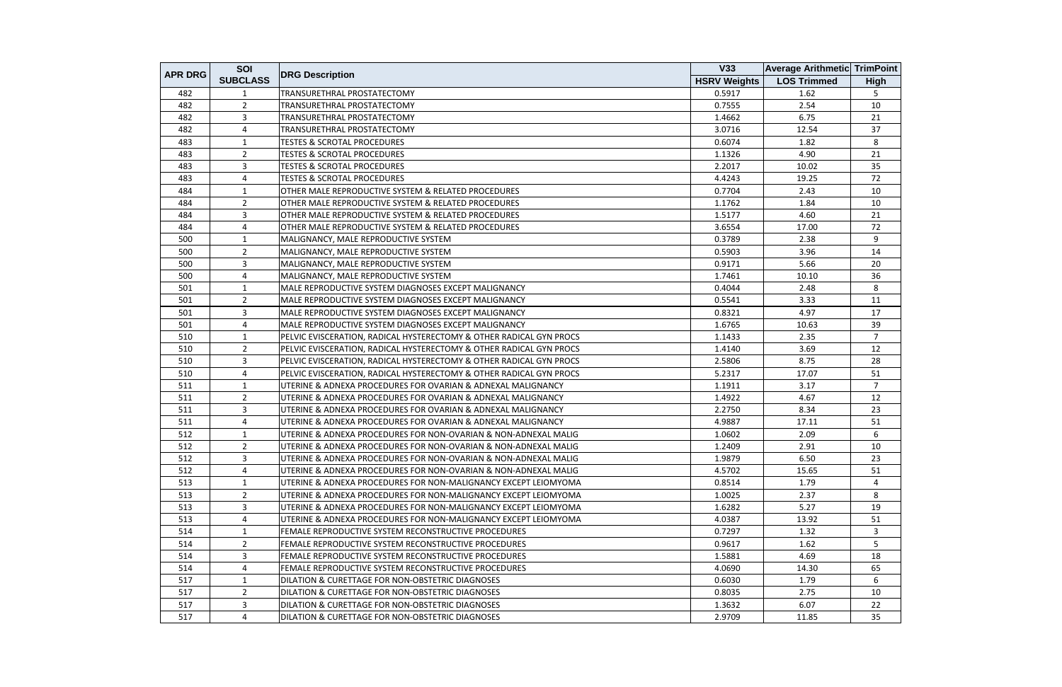| APR DRG | SOI SUBCLASS | DRG Description | V33 HSRV Weights | Average Arithmetic LOS Trimmed | TrimPoint High |
|---|---|---|---|---|---|
| 482 | 1 | TRANSURETHRAL PROSTATECTOMY | 0.5917 | 1.62 | 5 |
| 482 | 2 | TRANSURETHRAL PROSTATECTOMY | 0.7555 | 2.54 | 10 |
| 482 | 3 | TRANSURETHRAL PROSTATECTOMY | 1.4662 | 6.75 | 21 |
| 482 | 4 | TRANSURETHRAL PROSTATECTOMY | 3.0716 | 12.54 | 37 |
| 483 | 1 | TESTES & SCROTAL PROCEDURES | 0.6074 | 1.82 | 8 |
| 483 | 2 | TESTES & SCROTAL PROCEDURES | 1.1326 | 4.90 | 21 |
| 483 | 3 | TESTES & SCROTAL PROCEDURES | 2.2017 | 10.02 | 35 |
| 483 | 4 | TESTES & SCROTAL PROCEDURES | 4.4243 | 19.25 | 72 |
| 484 | 1 | OTHER MALE REPRODUCTIVE SYSTEM & RELATED PROCEDURES | 0.7704 | 2.43 | 10 |
| 484 | 2 | OTHER MALE REPRODUCTIVE SYSTEM & RELATED PROCEDURES | 1.1762 | 1.84 | 10 |
| 484 | 3 | OTHER MALE REPRODUCTIVE SYSTEM & RELATED PROCEDURES | 1.5177 | 4.60 | 21 |
| 484 | 4 | OTHER MALE REPRODUCTIVE SYSTEM & RELATED PROCEDURES | 3.6554 | 17.00 | 72 |
| 500 | 1 | MALIGNANCY, MALE REPRODUCTIVE SYSTEM | 0.3789 | 2.38 | 9 |
| 500 | 2 | MALIGNANCY, MALE REPRODUCTIVE SYSTEM | 0.5903 | 3.96 | 14 |
| 500 | 3 | MALIGNANCY, MALE REPRODUCTIVE SYSTEM | 0.9171 | 5.66 | 20 |
| 500 | 4 | MALIGNANCY, MALE REPRODUCTIVE SYSTEM | 1.7461 | 10.10 | 36 |
| 501 | 1 | MALE REPRODUCTIVE SYSTEM DIAGNOSES EXCEPT MALIGNANCY | 0.4044 | 2.48 | 8 |
| 501 | 2 | MALE REPRODUCTIVE SYSTEM DIAGNOSES EXCEPT MALIGNANCY | 0.5541 | 3.33 | 11 |
| 501 | 3 | MALE REPRODUCTIVE SYSTEM DIAGNOSES EXCEPT MALIGNANCY | 0.8321 | 4.97 | 17 |
| 501 | 4 | MALE REPRODUCTIVE SYSTEM DIAGNOSES EXCEPT MALIGNANCY | 1.6765 | 10.63 | 39 |
| 510 | 1 | PELVIC EVISCERATION, RADICAL HYSTERECTOMY & OTHER RADICAL GYN PROCS | 1.1433 | 2.35 | 7 |
| 510 | 2 | PELVIC EVISCERATION, RADICAL HYSTERECTOMY & OTHER RADICAL GYN PROCS | 1.4140 | 3.69 | 12 |
| 510 | 3 | PELVIC EVISCERATION, RADICAL HYSTERECTOMY & OTHER RADICAL GYN PROCS | 2.5806 | 8.75 | 28 |
| 510 | 4 | PELVIC EVISCERATION, RADICAL HYSTERECTOMY & OTHER RADICAL GYN PROCS | 5.2317 | 17.07 | 51 |
| 511 | 1 | UTERINE & ADNEXA PROCEDURES FOR OVARIAN & ADNEXAL MALIGNANCY | 1.1911 | 3.17 | 7 |
| 511 | 2 | UTERINE & ADNEXA PROCEDURES FOR OVARIAN & ADNEXAL MALIGNANCY | 1.4922 | 4.67 | 12 |
| 511 | 3 | UTERINE & ADNEXA PROCEDURES FOR OVARIAN & ADNEXAL MALIGNANCY | 2.2750 | 8.34 | 23 |
| 511 | 4 | UTERINE & ADNEXA PROCEDURES FOR OVARIAN & ADNEXAL MALIGNANCY | 4.9887 | 17.11 | 51 |
| 512 | 1 | UTERINE & ADNEXA PROCEDURES FOR NON-OVARIAN & NON-ADNEXAL MALIG | 1.0602 | 2.09 | 6 |
| 512 | 2 | UTERINE & ADNEXA PROCEDURES FOR NON-OVARIAN & NON-ADNEXAL MALIG | 1.2409 | 2.91 | 10 |
| 512 | 3 | UTERINE & ADNEXA PROCEDURES FOR NON-OVARIAN & NON-ADNEXAL MALIG | 1.9879 | 6.50 | 23 |
| 512 | 4 | UTERINE & ADNEXA PROCEDURES FOR NON-OVARIAN & NON-ADNEXAL MALIG | 4.5702 | 15.65 | 51 |
| 513 | 1 | UTERINE & ADNEXA PROCEDURES FOR NON-MALIGNANCY EXCEPT LEIOMYOMA | 0.8514 | 1.79 | 4 |
| 513 | 2 | UTERINE & ADNEXA PROCEDURES FOR NON-MALIGNANCY EXCEPT LEIOMYOMA | 1.0025 | 2.37 | 8 |
| 513 | 3 | UTERINE & ADNEXA PROCEDURES FOR NON-MALIGNANCY EXCEPT LEIOMYOMA | 1.6282 | 5.27 | 19 |
| 513 | 4 | UTERINE & ADNEXA PROCEDURES FOR NON-MALIGNANCY EXCEPT LEIOMYOMA | 4.0387 | 13.92 | 51 |
| 514 | 1 | FEMALE REPRODUCTIVE SYSTEM RECONSTRUCTIVE PROCEDURES | 0.7297 | 1.32 | 3 |
| 514 | 2 | FEMALE REPRODUCTIVE SYSTEM RECONSTRUCTIVE PROCEDURES | 0.9617 | 1.62 | 5 |
| 514 | 3 | FEMALE REPRODUCTIVE SYSTEM RECONSTRUCTIVE PROCEDURES | 1.5881 | 4.69 | 18 |
| 514 | 4 | FEMALE REPRODUCTIVE SYSTEM RECONSTRUCTIVE PROCEDURES | 4.0690 | 14.30 | 65 |
| 517 | 1 | DILATION & CURETTAGE FOR NON-OBSTETRIC DIAGNOSES | 0.6030 | 1.79 | 6 |
| 517 | 2 | DILATION & CURETTAGE FOR NON-OBSTETRIC DIAGNOSES | 0.8035 | 2.75 | 10 |
| 517 | 3 | DILATION & CURETTAGE FOR NON-OBSTETRIC DIAGNOSES | 1.3632 | 6.07 | 22 |
| 517 | 4 | DILATION & CURETTAGE FOR NON-OBSTETRIC DIAGNOSES | 2.9709 | 11.85 | 35 |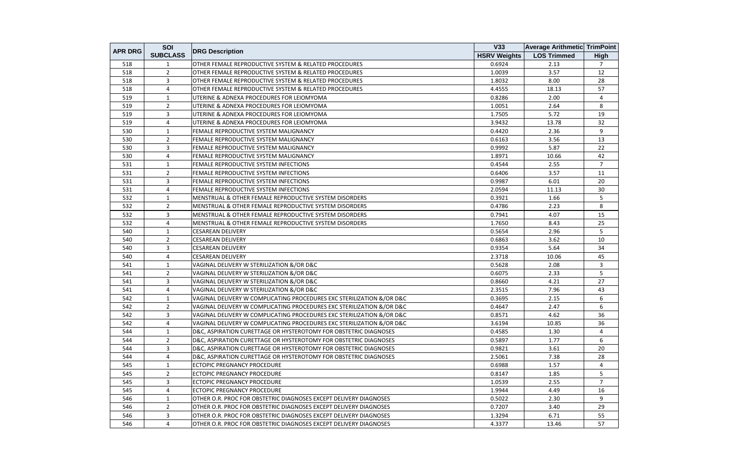| APR DRG | SOI | DRG Description | V33 | Average Arithmetic | TrimPoint |
|---|---|---|---|---|---|
| | SUBCLASS | | HSRV Weights | LOS Trimmed | High |
| 518 | 1 | OTHER FEMALE REPRODUCTIVE SYSTEM & RELATED PROCEDURES | 0.6924 | 2.13 | 7 |
| 518 | 2 | OTHER FEMALE REPRODUCTIVE SYSTEM & RELATED PROCEDURES | 1.0039 | 3.57 | 12 |
| 518 | 3 | OTHER FEMALE REPRODUCTIVE SYSTEM & RELATED PROCEDURES | 1.8032 | 8.00 | 28 |
| 518 | 4 | OTHER FEMALE REPRODUCTIVE SYSTEM & RELATED PROCEDURES | 4.4555 | 18.13 | 57 |
| 519 | 1 | UTERINE & ADNEXA PROCEDURES FOR LEIOMYOMA | 0.8286 | 2.00 | 4 |
| 519 | 2 | UTERINE & ADNEXA PROCEDURES FOR LEIOMYOMA | 1.0051 | 2.64 | 8 |
| 519 | 3 | UTERINE & ADNEXA PROCEDURES FOR LEIOMYOMA | 1.7505 | 5.72 | 19 |
| 519 | 4 | UTERINE & ADNEXA PROCEDURES FOR LEIOMYOMA | 3.9432 | 13.78 | 32 |
| 530 | 1 | FEMALE REPRODUCTIVE SYSTEM MALIGNANCY | 0.4420 | 2.36 | 9 |
| 530 | 2 | FEMALE REPRODUCTIVE SYSTEM MALIGNANCY | 0.6163 | 3.56 | 13 |
| 530 | 3 | FEMALE REPRODUCTIVE SYSTEM MALIGNANCY | 0.9992 | 5.87 | 22 |
| 530 | 4 | FEMALE REPRODUCTIVE SYSTEM MALIGNANCY | 1.8971 | 10.66 | 42 |
| 531 | 1 | FEMALE REPRODUCTIVE SYSTEM INFECTIONS | 0.4544 | 2.55 | 7 |
| 531 | 2 | FEMALE REPRODUCTIVE SYSTEM INFECTIONS | 0.6406 | 3.57 | 11 |
| 531 | 3 | FEMALE REPRODUCTIVE SYSTEM INFECTIONS | 0.9987 | 6.01 | 20 |
| 531 | 4 | FEMALE REPRODUCTIVE SYSTEM INFECTIONS | 2.0594 | 11.13 | 30 |
| 532 | 1 | MENSTRUAL & OTHER FEMALE REPRODUCTIVE SYSTEM DISORDERS | 0.3921 | 1.66 | 5 |
| 532 | 2 | MENSTRUAL & OTHER FEMALE REPRODUCTIVE SYSTEM DISORDERS | 0.4786 | 2.23 | 8 |
| 532 | 3 | MENSTRUAL & OTHER FEMALE REPRODUCTIVE SYSTEM DISORDERS | 0.7941 | 4.07 | 15 |
| 532 | 4 | MENSTRUAL & OTHER FEMALE REPRODUCTIVE SYSTEM DISORDERS | 1.7650 | 8.43 | 25 |
| 540 | 1 | CESAREAN DELIVERY | 0.5654 | 2.96 | 5 |
| 540 | 2 | CESAREAN DELIVERY | 0.6863 | 3.62 | 10 |
| 540 | 3 | CESAREAN DELIVERY | 0.9354 | 5.64 | 34 |
| 540 | 4 | CESAREAN DELIVERY | 2.3718 | 10.06 | 45 |
| 541 | 1 | VAGINAL DELIVERY W STERILIZATION &/OR D&C | 0.5628 | 2.08 | 3 |
| 541 | 2 | VAGINAL DELIVERY W STERILIZATION &/OR D&C | 0.6075 | 2.33 | 5 |
| 541 | 3 | VAGINAL DELIVERY W STERILIZATION &/OR D&C | 0.8660 | 4.21 | 27 |
| 541 | 4 | VAGINAL DELIVERY W STERILIZATION &/OR D&C | 2.3515 | 7.96 | 43 |
| 542 | 1 | VAGINAL DELIVERY W COMPLICATING PROCEDURES EXC STERILIZATION &/OR D&C | 0.3695 | 2.15 | 6 |
| 542 | 2 | VAGINAL DELIVERY W COMPLICATING PROCEDURES EXC STERILIZATION &/OR D&C | 0.4647 | 2.47 | 6 |
| 542 | 3 | VAGINAL DELIVERY W COMPLICATING PROCEDURES EXC STERILIZATION &/OR D&C | 0.8571 | 4.62 | 36 |
| 542 | 4 | VAGINAL DELIVERY W COMPLICATING PROCEDURES EXC STERILIZATION &/OR D&C | 3.6194 | 10.85 | 36 |
| 544 | 1 | D&C, ASPIRATION CURETTAGE OR HYSTEROTOMY FOR OBSTETRIC DIAGNOSES | 0.4585 | 1.30 | 4 |
| 544 | 2 | D&C, ASPIRATION CURETTAGE OR HYSTEROTOMY FOR OBSTETRIC DIAGNOSES | 0.5897 | 1.77 | 6 |
| 544 | 3 | D&C, ASPIRATION CURETTAGE OR HYSTEROTOMY FOR OBSTETRIC DIAGNOSES | 0.9821 | 3.61 | 20 |
| 544 | 4 | D&C, ASPIRATION CURETTAGE OR HYSTEROTOMY FOR OBSTETRIC DIAGNOSES | 2.5061 | 7.38 | 28 |
| 545 | 1 | ECTOPIC PREGNANCY PROCEDURE | 0.6988 | 1.57 | 4 |
| 545 | 2 | ECTOPIC PREGNANCY PROCEDURE | 0.8147 | 1.85 | 5 |
| 545 | 3 | ECTOPIC PREGNANCY PROCEDURE | 1.0539 | 2.55 | 7 |
| 545 | 4 | ECTOPIC PREGNANCY PROCEDURE | 1.9944 | 4.49 | 16 |
| 546 | 1 | OTHER O.R. PROC FOR OBSTETRIC DIAGNOSES EXCEPT DELIVERY DIAGNOSES | 0.5022 | 2.30 | 9 |
| 546 | 2 | OTHER O.R. PROC FOR OBSTETRIC DIAGNOSES EXCEPT DELIVERY DIAGNOSES | 0.7207 | 3.40 | 29 |
| 546 | 3 | OTHER O.R. PROC FOR OBSTETRIC DIAGNOSES EXCEPT DELIVERY DIAGNOSES | 1.3294 | 6.71 | 55 |
| 546 | 4 | OTHER O.R. PROC FOR OBSTETRIC DIAGNOSES EXCEPT DELIVERY DIAGNOSES | 4.3377 | 13.46 | 57 |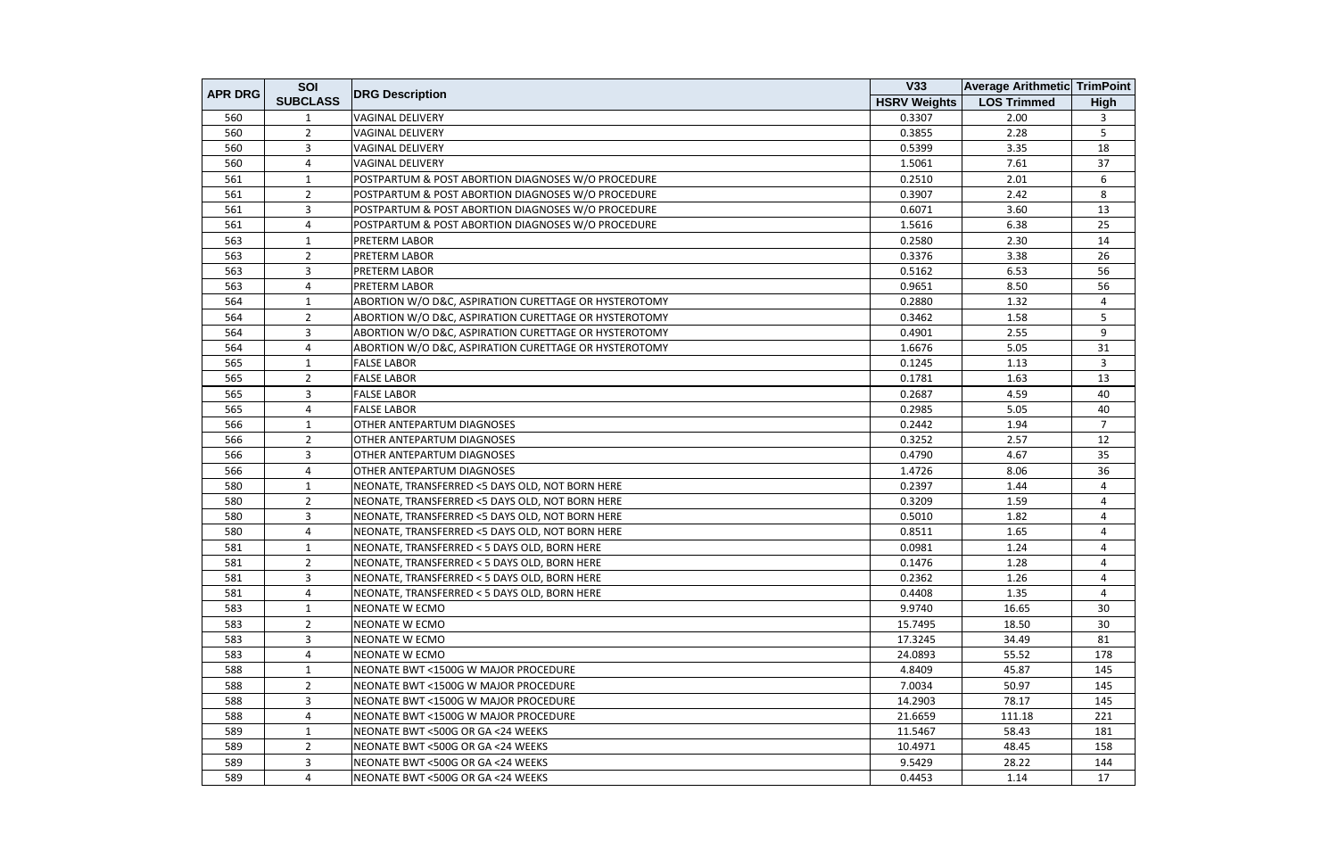| APR DRG | SOI SUBCLASS | DRG Description | V33 HSRV Weights | Average Arithmetic LOS Trimmed | TrimPoint High |
|---|---|---|---|---|---|
| 560 | 1 | VAGINAL DELIVERY | 0.3307 | 2.00 | 3 |
| 560 | 2 | VAGINAL DELIVERY | 0.3855 | 2.28 | 5 |
| 560 | 3 | VAGINAL DELIVERY | 0.5399 | 3.35 | 18 |
| 560 | 4 | VAGINAL DELIVERY | 1.5061 | 7.61 | 37 |
| 561 | 1 | POSTPARTUM & POST ABORTION DIAGNOSES W/O PROCEDURE | 0.2510 | 2.01 | 6 |
| 561 | 2 | POSTPARTUM & POST ABORTION DIAGNOSES W/O PROCEDURE | 0.3907 | 2.42 | 8 |
| 561 | 3 | POSTPARTUM & POST ABORTION DIAGNOSES W/O PROCEDURE | 0.6071 | 3.60 | 13 |
| 561 | 4 | POSTPARTUM & POST ABORTION DIAGNOSES W/O PROCEDURE | 1.5616 | 6.38 | 25 |
| 563 | 1 | PRETERM LABOR | 0.2580 | 2.30 | 14 |
| 563 | 2 | PRETERM LABOR | 0.3376 | 3.38 | 26 |
| 563 | 3 | PRETERM LABOR | 0.5162 | 6.53 | 56 |
| 563 | 4 | PRETERM LABOR | 0.9651 | 8.50 | 56 |
| 564 | 1 | ABORTION W/O D&C, ASPIRATION CURETTAGE OR HYSTEROTOMY | 0.2880 | 1.32 | 4 |
| 564 | 2 | ABORTION W/O D&C, ASPIRATION CURETTAGE OR HYSTEROTOMY | 0.3462 | 1.58 | 5 |
| 564 | 3 | ABORTION W/O D&C, ASPIRATION CURETTAGE OR HYSTEROTOMY | 0.4901 | 2.55 | 9 |
| 564 | 4 | ABORTION W/O D&C, ASPIRATION CURETTAGE OR HYSTEROTOMY | 1.6676 | 5.05 | 31 |
| 565 | 1 | FALSE LABOR | 0.1245 | 1.13 | 3 |
| 565 | 2 | FALSE LABOR | 0.1781 | 1.63 | 13 |
| 565 | 3 | FALSE LABOR | 0.2687 | 4.59 | 40 |
| 565 | 4 | FALSE LABOR | 0.2985 | 5.05 | 40 |
| 566 | 1 | OTHER ANTEPARTUM DIAGNOSES | 0.2442 | 1.94 | 7 |
| 566 | 2 | OTHER ANTEPARTUM DIAGNOSES | 0.3252 | 2.57 | 12 |
| 566 | 3 | OTHER ANTEPARTUM DIAGNOSES | 0.4790 | 4.67 | 35 |
| 566 | 4 | OTHER ANTEPARTUM DIAGNOSES | 1.4726 | 8.06 | 36 |
| 580 | 1 | NEONATE, TRANSFERRED <5 DAYS OLD, NOT BORN HERE | 0.2397 | 1.44 | 4 |
| 580 | 2 | NEONATE, TRANSFERRED <5 DAYS OLD, NOT BORN HERE | 0.3209 | 1.59 | 4 |
| 580 | 3 | NEONATE, TRANSFERRED <5 DAYS OLD, NOT BORN HERE | 0.5010 | 1.82 | 4 |
| 580 | 4 | NEONATE, TRANSFERRED <5 DAYS OLD, NOT BORN HERE | 0.8511 | 1.65 | 4 |
| 581 | 1 | NEONATE, TRANSFERRED < 5 DAYS OLD, BORN HERE | 0.0981 | 1.24 | 4 |
| 581 | 2 | NEONATE, TRANSFERRED < 5 DAYS OLD, BORN HERE | 0.1476 | 1.28 | 4 |
| 581 | 3 | NEONATE, TRANSFERRED < 5 DAYS OLD, BORN HERE | 0.2362 | 1.26 | 4 |
| 581 | 4 | NEONATE, TRANSFERRED < 5 DAYS OLD, BORN HERE | 0.4408 | 1.35 | 4 |
| 583 | 1 | NEONATE W ECMO | 9.9740 | 16.65 | 30 |
| 583 | 2 | NEONATE W ECMO | 15.7495 | 18.50 | 30 |
| 583 | 3 | NEONATE W ECMO | 17.3245 | 34.49 | 81 |
| 583 | 4 | NEONATE W ECMO | 24.0893 | 55.52 | 178 |
| 588 | 1 | NEONATE BWT <1500G W MAJOR PROCEDURE | 4.8409 | 45.87 | 145 |
| 588 | 2 | NEONATE BWT <1500G W MAJOR PROCEDURE | 7.0034 | 50.97 | 145 |
| 588 | 3 | NEONATE BWT <1500G W MAJOR PROCEDURE | 14.2903 | 78.17 | 145 |
| 588 | 4 | NEONATE BWT <1500G W MAJOR PROCEDURE | 21.6659 | 111.18 | 221 |
| 589 | 1 | NEONATE BWT <500G OR GA <24 WEEKS | 11.5467 | 58.43 | 181 |
| 589 | 2 | NEONATE BWT <500G OR GA <24 WEEKS | 10.4971 | 48.45 | 158 |
| 589 | 3 | NEONATE BWT <500G OR GA <24 WEEKS | 9.5429 | 28.22 | 144 |
| 589 | 4 | NEONATE BWT <500G OR GA <24 WEEKS | 0.4453 | 1.14 | 17 |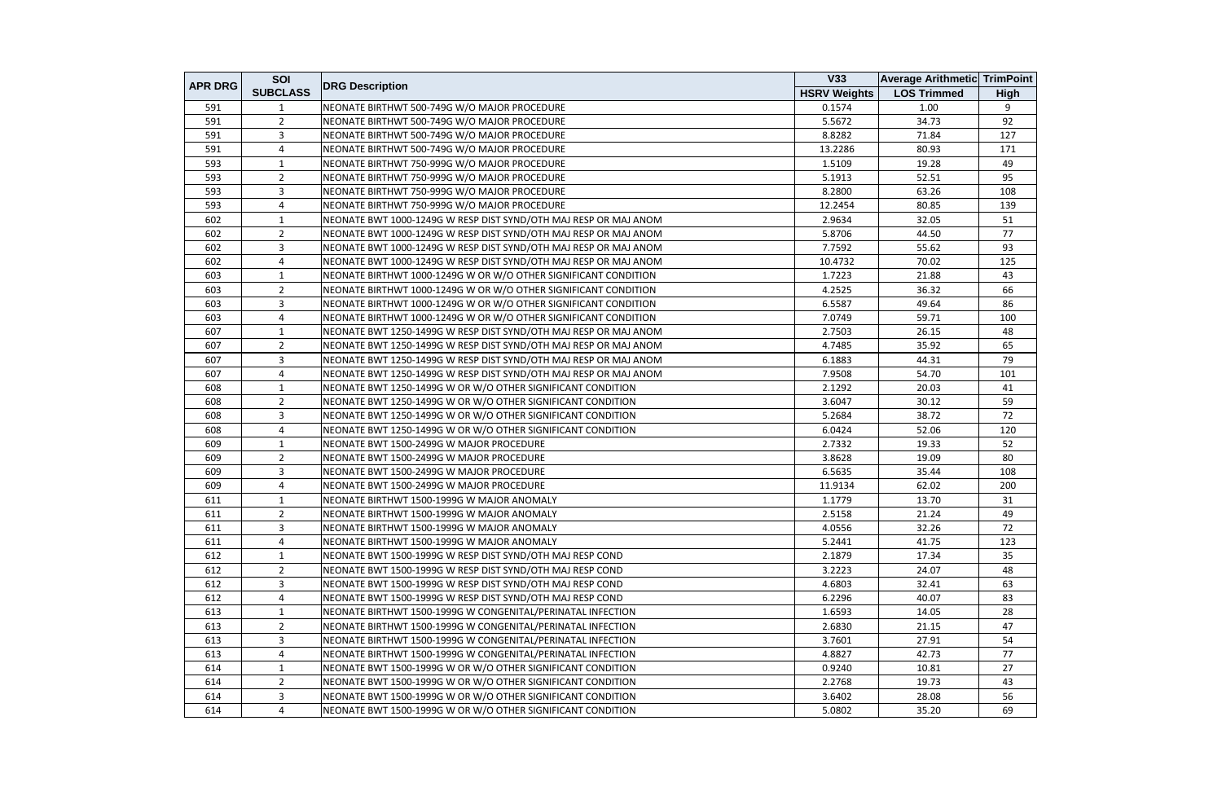| APR DRG | SOI SUBCLASS | DRG Description | V33 HSRV Weights | Average Arithmetic LOS Trimmed | TrimPoint High |
|---|---|---|---|---|---|
| 591 | 1 | NEONATE BIRTHWT 500-749G W/O MAJOR PROCEDURE | 0.1574 | 1.00 | 9 |
| 591 | 2 | NEONATE BIRTHWT 500-749G W/O MAJOR PROCEDURE | 5.5672 | 34.73 | 92 |
| 591 | 3 | NEONATE BIRTHWT 500-749G W/O MAJOR PROCEDURE | 8.8282 | 71.84 | 127 |
| 591 | 4 | NEONATE BIRTHWT 500-749G W/O MAJOR PROCEDURE | 13.2286 | 80.93 | 171 |
| 593 | 1 | NEONATE BIRTHWT 750-999G W/O MAJOR PROCEDURE | 1.5109 | 19.28 | 49 |
| 593 | 2 | NEONATE BIRTHWT 750-999G W/O MAJOR PROCEDURE | 5.1913 | 52.51 | 95 |
| 593 | 3 | NEONATE BIRTHWT 750-999G W/O MAJOR PROCEDURE | 8.2800 | 63.26 | 108 |
| 593 | 4 | NEONATE BIRTHWT 750-999G W/O MAJOR PROCEDURE | 12.2454 | 80.85 | 139 |
| 602 | 1 | NEONATE BWT 1000-1249G W RESP DIST SYND/OTH MAJ RESP OR MAJ ANOM | 2.9634 | 32.05 | 51 |
| 602 | 2 | NEONATE BWT 1000-1249G W RESP DIST SYND/OTH MAJ RESP OR MAJ ANOM | 5.8706 | 44.50 | 77 |
| 602 | 3 | NEONATE BWT 1000-1249G W RESP DIST SYND/OTH MAJ RESP OR MAJ ANOM | 7.7592 | 55.62 | 93 |
| 602 | 4 | NEONATE BWT 1000-1249G W RESP DIST SYND/OTH MAJ RESP OR MAJ ANOM | 10.4732 | 70.02 | 125 |
| 603 | 1 | NEONATE BIRTHWT 1000-1249G W OR W/O OTHER SIGNIFICANT CONDITION | 1.7223 | 21.88 | 43 |
| 603 | 2 | NEONATE BIRTHWT 1000-1249G W OR W/O OTHER SIGNIFICANT CONDITION | 4.2525 | 36.32 | 66 |
| 603 | 3 | NEONATE BIRTHWT 1000-1249G W OR W/O OTHER SIGNIFICANT CONDITION | 6.5587 | 49.64 | 86 |
| 603 | 4 | NEONATE BIRTHWT 1000-1249G W OR W/O OTHER SIGNIFICANT CONDITION | 7.0749 | 59.71 | 100 |
| 607 | 1 | NEONATE BWT 1250-1499G W RESP DIST SYND/OTH MAJ RESP OR MAJ ANOM | 2.7503 | 26.15 | 48 |
| 607 | 2 | NEONATE BWT 1250-1499G W RESP DIST SYND/OTH MAJ RESP OR MAJ ANOM | 4.7485 | 35.92 | 65 |
| 607 | 3 | NEONATE BWT 1250-1499G W RESP DIST SYND/OTH MAJ RESP OR MAJ ANOM | 6.1883 | 44.31 | 79 |
| 607 | 4 | NEONATE BWT 1250-1499G W RESP DIST SYND/OTH MAJ RESP OR MAJ ANOM | 7.9508 | 54.70 | 101 |
| 608 | 1 | NEONATE BWT 1250-1499G W OR W/O OTHER SIGNIFICANT CONDITION | 2.1292 | 20.03 | 41 |
| 608 | 2 | NEONATE BWT 1250-1499G W OR W/O OTHER SIGNIFICANT CONDITION | 3.6047 | 30.12 | 59 |
| 608 | 3 | NEONATE BWT 1250-1499G W OR W/O OTHER SIGNIFICANT CONDITION | 5.2684 | 38.72 | 72 |
| 608 | 4 | NEONATE BWT 1250-1499G W OR W/O OTHER SIGNIFICANT CONDITION | 6.0424 | 52.06 | 120 |
| 609 | 1 | NEONATE BWT 1500-2499G W MAJOR PROCEDURE | 2.7332 | 19.33 | 52 |
| 609 | 2 | NEONATE BWT 1500-2499G W MAJOR PROCEDURE | 3.8628 | 19.09 | 80 |
| 609 | 3 | NEONATE BWT 1500-2499G W MAJOR PROCEDURE | 6.5635 | 35.44 | 108 |
| 609 | 4 | NEONATE BWT 1500-2499G W MAJOR PROCEDURE | 11.9134 | 62.02 | 200 |
| 611 | 1 | NEONATE BIRTHWT 1500-1999G W MAJOR ANOMALY | 1.1779 | 13.70 | 31 |
| 611 | 2 | NEONATE BIRTHWT 1500-1999G W MAJOR ANOMALY | 2.5158 | 21.24 | 49 |
| 611 | 3 | NEONATE BIRTHWT 1500-1999G W MAJOR ANOMALY | 4.0556 | 32.26 | 72 |
| 611 | 4 | NEONATE BIRTHWT 1500-1999G W MAJOR ANOMALY | 5.2441 | 41.75 | 123 |
| 612 | 1 | NEONATE BWT 1500-1999G W RESP DIST SYND/OTH MAJ RESP COND | 2.1879 | 17.34 | 35 |
| 612 | 2 | NEONATE BWT 1500-1999G W RESP DIST SYND/OTH MAJ RESP COND | 3.2223 | 24.07 | 48 |
| 612 | 3 | NEONATE BWT 1500-1999G W RESP DIST SYND/OTH MAJ RESP COND | 4.6803 | 32.41 | 63 |
| 612 | 4 | NEONATE BWT 1500-1999G W RESP DIST SYND/OTH MAJ RESP COND | 6.2296 | 40.07 | 83 |
| 613 | 1 | NEONATE BIRTHWT 1500-1999G W CONGENITAL/PERINATAL INFECTION | 1.6593 | 14.05 | 28 |
| 613 | 2 | NEONATE BIRTHWT 1500-1999G W CONGENITAL/PERINATAL INFECTION | 2.6830 | 21.15 | 47 |
| 613 | 3 | NEONATE BIRTHWT 1500-1999G W CONGENITAL/PERINATAL INFECTION | 3.7601 | 27.91 | 54 |
| 613 | 4 | NEONATE BIRTHWT 1500-1999G W CONGENITAL/PERINATAL INFECTION | 4.8827 | 42.73 | 77 |
| 614 | 1 | NEONATE BWT 1500-1999G W OR W/O OTHER SIGNIFICANT CONDITION | 0.9240 | 10.81 | 27 |
| 614 | 2 | NEONATE BWT 1500-1999G W OR W/O OTHER SIGNIFICANT CONDITION | 2.2768 | 19.73 | 43 |
| 614 | 3 | NEONATE BWT 1500-1999G W OR W/O OTHER SIGNIFICANT CONDITION | 3.6402 | 28.08 | 56 |
| 614 | 4 | NEONATE BWT 1500-1999G W OR W/O OTHER SIGNIFICANT CONDITION | 5.0802 | 35.20 | 69 |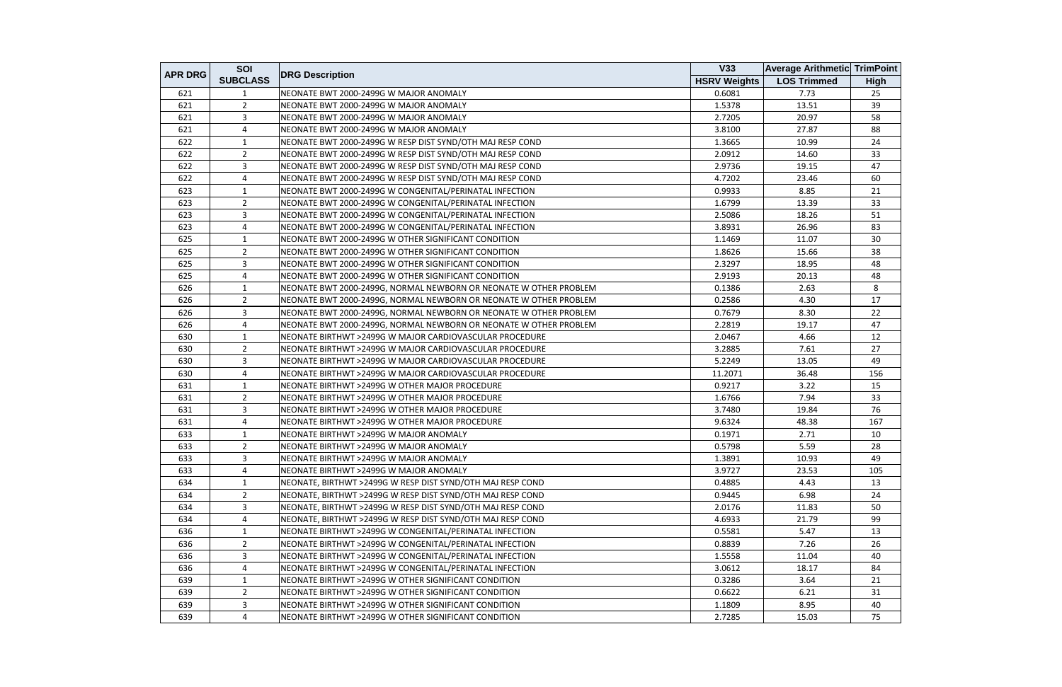| APR DRG | SOI | DRG Description | V33 | Average Arithmetic | TrimPoint |
|---|---|---|---|---|---|
| | SUBCLASS | | HSRV Weights | LOS Trimmed | High |
| 621 | 1 | NEONATE BWT 2000-2499G W MAJOR ANOMALY | 0.6081 | 7.73 | 25 |
| 621 | 2 | NEONATE BWT 2000-2499G W MAJOR ANOMALY | 1.5378 | 13.51 | 39 |
| 621 | 3 | NEONATE BWT 2000-2499G W MAJOR ANOMALY | 2.7205 | 20.97 | 58 |
| 621 | 4 | NEONATE BWT 2000-2499G W MAJOR ANOMALY | 3.8100 | 27.87 | 88 |
| 622 | 1 | NEONATE BWT 2000-2499G W RESP DIST SYND/OTH MAJ RESP COND | 1.3665 | 10.99 | 24 |
| 622 | 2 | NEONATE BWT 2000-2499G W RESP DIST SYND/OTH MAJ RESP COND | 2.0912 | 14.60 | 33 |
| 622 | 3 | NEONATE BWT 2000-2499G W RESP DIST SYND/OTH MAJ RESP COND | 2.9736 | 19.15 | 47 |
| 622 | 4 | NEONATE BWT 2000-2499G W RESP DIST SYND/OTH MAJ RESP COND | 4.7202 | 23.46 | 60 |
| 623 | 1 | NEONATE BWT 2000-2499G W CONGENITAL/PERINATAL INFECTION | 0.9933 | 8.85 | 21 |
| 623 | 2 | NEONATE BWT 2000-2499G W CONGENITAL/PERINATAL INFECTION | 1.6799 | 13.39 | 33 |
| 623 | 3 | NEONATE BWT 2000-2499G W CONGENITAL/PERINATAL INFECTION | 2.5086 | 18.26 | 51 |
| 623 | 4 | NEONATE BWT 2000-2499G W CONGENITAL/PERINATAL INFECTION | 3.8931 | 26.96 | 83 |
| 625 | 1 | NEONATE BWT 2000-2499G W OTHER SIGNIFICANT CONDITION | 1.1469 | 11.07 | 30 |
| 625 | 2 | NEONATE BWT 2000-2499G W OTHER SIGNIFICANT CONDITION | 1.8626 | 15.66 | 38 |
| 625 | 3 | NEONATE BWT 2000-2499G W OTHER SIGNIFICANT CONDITION | 2.3297 | 18.95 | 48 |
| 625 | 4 | NEONATE BWT 2000-2499G W OTHER SIGNIFICANT CONDITION | 2.9193 | 20.13 | 48 |
| 626 | 1 | NEONATE BWT 2000-2499G, NORMAL NEWBORN OR NEONATE W OTHER PROBLEM | 0.1386 | 2.63 | 8 |
| 626 | 2 | NEONATE BWT 2000-2499G, NORMAL NEWBORN OR NEONATE W OTHER PROBLEM | 0.2586 | 4.30 | 17 |
| 626 | 3 | NEONATE BWT 2000-2499G, NORMAL NEWBORN OR NEONATE W OTHER PROBLEM | 0.7679 | 8.30 | 22 |
| 626 | 4 | NEONATE BWT 2000-2499G, NORMAL NEWBORN OR NEONATE W OTHER PROBLEM | 2.2819 | 19.17 | 47 |
| 630 | 1 | NEONATE BIRTHWT >2499G W MAJOR CARDIOVASCULAR PROCEDURE | 2.0467 | 4.66 | 12 |
| 630 | 2 | NEONATE BIRTHWT >2499G W MAJOR CARDIOVASCULAR PROCEDURE | 3.2885 | 7.61 | 27 |
| 630 | 3 | NEONATE BIRTHWT >2499G W MAJOR CARDIOVASCULAR PROCEDURE | 5.2249 | 13.05 | 49 |
| 630 | 4 | NEONATE BIRTHWT >2499G W MAJOR CARDIOVASCULAR PROCEDURE | 11.2071 | 36.48 | 156 |
| 631 | 1 | NEONATE BIRTHWT >2499G W OTHER MAJOR PROCEDURE | 0.9217 | 3.22 | 15 |
| 631 | 2 | NEONATE BIRTHWT >2499G W OTHER MAJOR PROCEDURE | 1.6766 | 7.94 | 33 |
| 631 | 3 | NEONATE BIRTHWT >2499G W OTHER MAJOR PROCEDURE | 3.7480 | 19.84 | 76 |
| 631 | 4 | NEONATE BIRTHWT >2499G W OTHER MAJOR PROCEDURE | 9.6324 | 48.38 | 167 |
| 633 | 1 | NEONATE BIRTHWT >2499G W MAJOR ANOMALY | 0.1971 | 2.71 | 10 |
| 633 | 2 | NEONATE BIRTHWT >2499G W MAJOR ANOMALY | 0.5798 | 5.59 | 28 |
| 633 | 3 | NEONATE BIRTHWT >2499G W MAJOR ANOMALY | 1.3891 | 10.93 | 49 |
| 633 | 4 | NEONATE BIRTHWT >2499G W MAJOR ANOMALY | 3.9727 | 23.53 | 105 |
| 634 | 1 | NEONATE, BIRTHWT >2499G W RESP DIST SYND/OTH MAJ RESP COND | 0.4885 | 4.43 | 13 |
| 634 | 2 | NEONATE, BIRTHWT >2499G W RESP DIST SYND/OTH MAJ RESP COND | 0.9445 | 6.98 | 24 |
| 634 | 3 | NEONATE, BIRTHWT >2499G W RESP DIST SYND/OTH MAJ RESP COND | 2.0176 | 11.83 | 50 |
| 634 | 4 | NEONATE, BIRTHWT >2499G W RESP DIST SYND/OTH MAJ RESP COND | 4.6933 | 21.79 | 99 |
| 636 | 1 | NEONATE BIRTHWT >2499G W CONGENITAL/PERINATAL INFECTION | 0.5581 | 5.47 | 13 |
| 636 | 2 | NEONATE BIRTHWT >2499G W CONGENITAL/PERINATAL INFECTION | 0.8839 | 7.26 | 26 |
| 636 | 3 | NEONATE BIRTHWT >2499G W CONGENITAL/PERINATAL INFECTION | 1.5558 | 11.04 | 40 |
| 636 | 4 | NEONATE BIRTHWT >2499G W CONGENITAL/PERINATAL INFECTION | 3.0612 | 18.17 | 84 |
| 639 | 1 | NEONATE BIRTHWT >2499G W OTHER SIGNIFICANT CONDITION | 0.3286 | 3.64 | 21 |
| 639 | 2 | NEONATE BIRTHWT >2499G W OTHER SIGNIFICANT CONDITION | 0.6622 | 6.21 | 31 |
| 639 | 3 | NEONATE BIRTHWT >2499G W OTHER SIGNIFICANT CONDITION | 1.1809 | 8.95 | 40 |
| 639 | 4 | NEONATE BIRTHWT >2499G W OTHER SIGNIFICANT CONDITION | 2.7285 | 15.03 | 75 |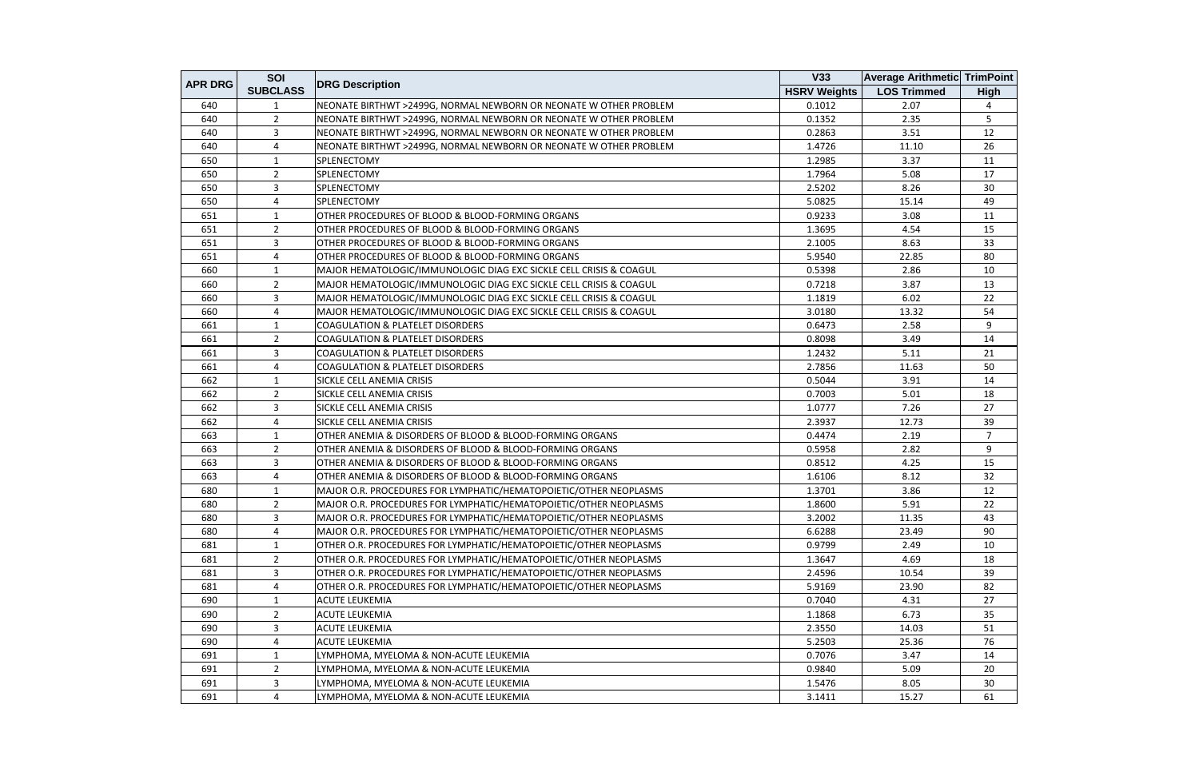| APR DRG | SOI SUBCLASS | DRG Description | V33 HSRV Weights | Average Arithmetic LOS Trimmed | TrimPoint High |
|---|---|---|---|---|---|
| 640 | 1 | NEONATE BIRTHWT >2499G, NORMAL NEWBORN OR NEONATE W OTHER PROBLEM | 0.1012 | 2.07 | 4 |
| 640 | 2 | NEONATE BIRTHWT >2499G, NORMAL NEWBORN OR NEONATE W OTHER PROBLEM | 0.1352 | 2.35 | 5 |
| 640 | 3 | NEONATE BIRTHWT >2499G, NORMAL NEWBORN OR NEONATE W OTHER PROBLEM | 0.2863 | 3.51 | 12 |
| 640 | 4 | NEONATE BIRTHWT >2499G, NORMAL NEWBORN OR NEONATE W OTHER PROBLEM | 1.4726 | 11.10 | 26 |
| 650 | 1 | SPLENECTOMY | 1.2985 | 3.37 | 11 |
| 650 | 2 | SPLENECTOMY | 1.7964 | 5.08 | 17 |
| 650 | 3 | SPLENECTOMY | 2.5202 | 8.26 | 30 |
| 650 | 4 | SPLENECTOMY | 5.0825 | 15.14 | 49 |
| 651 | 1 | OTHER PROCEDURES OF BLOOD & BLOOD-FORMING ORGANS | 0.9233 | 3.08 | 11 |
| 651 | 2 | OTHER PROCEDURES OF BLOOD & BLOOD-FORMING ORGANS | 1.3695 | 4.54 | 15 |
| 651 | 3 | OTHER PROCEDURES OF BLOOD & BLOOD-FORMING ORGANS | 2.1005 | 8.63 | 33 |
| 651 | 4 | OTHER PROCEDURES OF BLOOD & BLOOD-FORMING ORGANS | 5.9540 | 22.85 | 80 |
| 660 | 1 | MAJOR HEMATOLOGIC/IMMUNOLOGIC DIAG EXC SICKLE CELL CRISIS & COAGUL | 0.5398 | 2.86 | 10 |
| 660 | 2 | MAJOR HEMATOLOGIC/IMMUNOLOGIC DIAG EXC SICKLE CELL CRISIS & COAGUL | 0.7218 | 3.87 | 13 |
| 660 | 3 | MAJOR HEMATOLOGIC/IMMUNOLOGIC DIAG EXC SICKLE CELL CRISIS & COAGUL | 1.1819 | 6.02 | 22 |
| 660 | 4 | MAJOR HEMATOLOGIC/IMMUNOLOGIC DIAG EXC SICKLE CELL CRISIS & COAGUL | 3.0180 | 13.32 | 54 |
| 661 | 1 | COAGULATION & PLATELET DISORDERS | 0.6473 | 2.58 | 9 |
| 661 | 2 | COAGULATION & PLATELET DISORDERS | 0.8098 | 3.49 | 14 |
| 661 | 3 | COAGULATION & PLATELET DISORDERS | 1.2432 | 5.11 | 21 |
| 661 | 4 | COAGULATION & PLATELET DISORDERS | 2.7856 | 11.63 | 50 |
| 662 | 1 | SICKLE CELL ANEMIA CRISIS | 0.5044 | 3.91 | 14 |
| 662 | 2 | SICKLE CELL ANEMIA CRISIS | 0.7003 | 5.01 | 18 |
| 662 | 3 | SICKLE CELL ANEMIA CRISIS | 1.0777 | 7.26 | 27 |
| 662 | 4 | SICKLE CELL ANEMIA CRISIS | 2.3937 | 12.73 | 39 |
| 663 | 1 | OTHER ANEMIA & DISORDERS OF BLOOD & BLOOD-FORMING ORGANS | 0.4474 | 2.19 | 7 |
| 663 | 2 | OTHER ANEMIA & DISORDERS OF BLOOD & BLOOD-FORMING ORGANS | 0.5958 | 2.82 | 9 |
| 663 | 3 | OTHER ANEMIA & DISORDERS OF BLOOD & BLOOD-FORMING ORGANS | 0.8512 | 4.25 | 15 |
| 663 | 4 | OTHER ANEMIA & DISORDERS OF BLOOD & BLOOD-FORMING ORGANS | 1.6106 | 8.12 | 32 |
| 680 | 1 | MAJOR O.R. PROCEDURES FOR LYMPHATIC/HEMATOPOIETIC/OTHER NEOPLASMS | 1.3701 | 3.86 | 12 |
| 680 | 2 | MAJOR O.R. PROCEDURES FOR LYMPHATIC/HEMATOPOIETIC/OTHER NEOPLASMS | 1.8600 | 5.91 | 22 |
| 680 | 3 | MAJOR O.R. PROCEDURES FOR LYMPHATIC/HEMATOPOIETIC/OTHER NEOPLASMS | 3.2002 | 11.35 | 43 |
| 680 | 4 | MAJOR O.R. PROCEDURES FOR LYMPHATIC/HEMATOPOIETIC/OTHER NEOPLASMS | 6.6288 | 23.49 | 90 |
| 681 | 1 | OTHER O.R. PROCEDURES FOR LYMPHATIC/HEMATOPOIETIC/OTHER NEOPLASMS | 0.9799 | 2.49 | 10 |
| 681 | 2 | OTHER O.R. PROCEDURES FOR LYMPHATIC/HEMATOPOIETIC/OTHER NEOPLASMS | 1.3647 | 4.69 | 18 |
| 681 | 3 | OTHER O.R. PROCEDURES FOR LYMPHATIC/HEMATOPOIETIC/OTHER NEOPLASMS | 2.4596 | 10.54 | 39 |
| 681 | 4 | OTHER O.R. PROCEDURES FOR LYMPHATIC/HEMATOPOIETIC/OTHER NEOPLASMS | 5.9169 | 23.90 | 82 |
| 690 | 1 | ACUTE LEUKEMIA | 0.7040 | 4.31 | 27 |
| 690 | 2 | ACUTE LEUKEMIA | 1.1868 | 6.73 | 35 |
| 690 | 3 | ACUTE LEUKEMIA | 2.3550 | 14.03 | 51 |
| 690 | 4 | ACUTE LEUKEMIA | 5.2503 | 25.36 | 76 |
| 691 | 1 | LYMPHOMA, MYELOMA & NON-ACUTE LEUKEMIA | 0.7076 | 3.47 | 14 |
| 691 | 2 | LYMPHOMA, MYELOMA & NON-ACUTE LEUKEMIA | 0.9840 | 5.09 | 20 |
| 691 | 3 | LYMPHOMA, MYELOMA & NON-ACUTE LEUKEMIA | 1.5476 | 8.05 | 30 |
| 691 | 4 | LYMPHOMA, MYELOMA & NON-ACUTE LEUKEMIA | 3.1411 | 15.27 | 61 |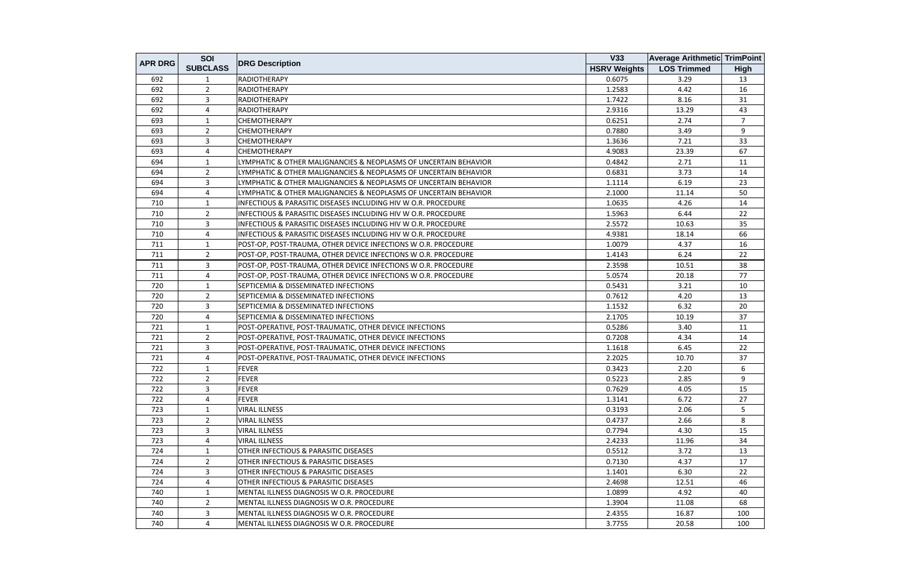| APR DRG | SOI SUBCLASS | DRG Description | V33 HSRV Weights | Average Arithmetic LOS Trimmed | TrimPoint High |
|---|---|---|---|---|---|
| 692 | 1 | RADIOTHERAPY | 0.6075 | 3.29 | 13 |
| 692 | 2 | RADIOTHERAPY | 1.2583 | 4.42 | 16 |
| 692 | 3 | RADIOTHERAPY | 1.7422 | 8.16 | 31 |
| 692 | 4 | RADIOTHERAPY | 2.9316 | 13.29 | 43 |
| 693 | 1 | CHEMOTHERAPY | 0.6251 | 2.74 | 7 |
| 693 | 2 | CHEMOTHERAPY | 0.7880 | 3.49 | 9 |
| 693 | 3 | CHEMOTHERAPY | 1.3636 | 7.21 | 33 |
| 693 | 4 | CHEMOTHERAPY | 4.9083 | 23.39 | 67 |
| 694 | 1 | LYMPHATIC & OTHER MALIGNANCIES & NEOPLASMS OF UNCERTAIN BEHAVIOR | 0.4842 | 2.71 | 11 |
| 694 | 2 | LYMPHATIC & OTHER MALIGNANCIES & NEOPLASMS OF UNCERTAIN BEHAVIOR | 0.6831 | 3.73 | 14 |
| 694 | 3 | LYMPHATIC & OTHER MALIGNANCIES & NEOPLASMS OF UNCERTAIN BEHAVIOR | 1.1114 | 6.19 | 23 |
| 694 | 4 | LYMPHATIC & OTHER MALIGNANCIES & NEOPLASMS OF UNCERTAIN BEHAVIOR | 2.1000 | 11.14 | 50 |
| 710 | 1 | INFECTIOUS & PARASITIC DISEASES INCLUDING HIV W O.R. PROCEDURE | 1.0635 | 4.26 | 14 |
| 710 | 2 | INFECTIOUS & PARASITIC DISEASES INCLUDING HIV W O.R. PROCEDURE | 1.5963 | 6.44 | 22 |
| 710 | 3 | INFECTIOUS & PARASITIC DISEASES INCLUDING HIV W O.R. PROCEDURE | 2.5572 | 10.63 | 35 |
| 710 | 4 | INFECTIOUS & PARASITIC DISEASES INCLUDING HIV W O.R. PROCEDURE | 4.9381 | 18.14 | 66 |
| 711 | 1 | POST-OP, POST-TRAUMA, OTHER DEVICE INFECTIONS W O.R. PROCEDURE | 1.0079 | 4.37 | 16 |
| 711 | 2 | POST-OP, POST-TRAUMA, OTHER DEVICE INFECTIONS W O.R. PROCEDURE | 1.4143 | 6.24 | 22 |
| 711 | 3 | POST-OP, POST-TRAUMA, OTHER DEVICE INFECTIONS W O.R. PROCEDURE | 2.3598 | 10.51 | 38 |
| 711 | 4 | POST-OP, POST-TRAUMA, OTHER DEVICE INFECTIONS W O.R. PROCEDURE | 5.0574 | 20.18 | 77 |
| 720 | 1 | SEPTICEMIA & DISSEMINATED INFECTIONS | 0.5431 | 3.21 | 10 |
| 720 | 2 | SEPTICEMIA & DISSEMINATED INFECTIONS | 0.7612 | 4.20 | 13 |
| 720 | 3 | SEPTICEMIA & DISSEMINATED INFECTIONS | 1.1532 | 6.32 | 20 |
| 720 | 4 | SEPTICEMIA & DISSEMINATED INFECTIONS | 2.1705 | 10.19 | 37 |
| 721 | 1 | POST-OPERATIVE, POST-TRAUMATIC, OTHER DEVICE INFECTIONS | 0.5286 | 3.40 | 11 |
| 721 | 2 | POST-OPERATIVE, POST-TRAUMATIC, OTHER DEVICE INFECTIONS | 0.7208 | 4.34 | 14 |
| 721 | 3 | POST-OPERATIVE, POST-TRAUMATIC, OTHER DEVICE INFECTIONS | 1.1618 | 6.45 | 22 |
| 721 | 4 | POST-OPERATIVE, POST-TRAUMATIC, OTHER DEVICE INFECTIONS | 2.2025 | 10.70 | 37 |
| 722 | 1 | FEVER | 0.3423 | 2.20 | 6 |
| 722 | 2 | FEVER | 0.5223 | 2.85 | 9 |
| 722 | 3 | FEVER | 0.7629 | 4.05 | 15 |
| 722 | 4 | FEVER | 1.3141 | 6.72 | 27 |
| 723 | 1 | VIRAL ILLNESS | 0.3193 | 2.06 | 5 |
| 723 | 2 | VIRAL ILLNESS | 0.4737 | 2.66 | 8 |
| 723 | 3 | VIRAL ILLNESS | 0.7794 | 4.30 | 15 |
| 723 | 4 | VIRAL ILLNESS | 2.4233 | 11.96 | 34 |
| 724 | 1 | OTHER INFECTIOUS & PARASITIC DISEASES | 0.5512 | 3.72 | 13 |
| 724 | 2 | OTHER INFECTIOUS & PARASITIC DISEASES | 0.7130 | 4.37 | 17 |
| 724 | 3 | OTHER INFECTIOUS & PARASITIC DISEASES | 1.1401 | 6.30 | 22 |
| 724 | 4 | OTHER INFECTIOUS & PARASITIC DISEASES | 2.4698 | 12.51 | 46 |
| 740 | 1 | MENTAL ILLNESS DIAGNOSIS W O.R. PROCEDURE | 1.0899 | 4.92 | 40 |
| 740 | 2 | MENTAL ILLNESS DIAGNOSIS W O.R. PROCEDURE | 1.3904 | 11.08 | 68 |
| 740 | 3 | MENTAL ILLNESS DIAGNOSIS W O.R. PROCEDURE | 2.4355 | 16.87 | 100 |
| 740 | 4 | MENTAL ILLNESS DIAGNOSIS W O.R. PROCEDURE | 3.7755 | 20.58 | 100 |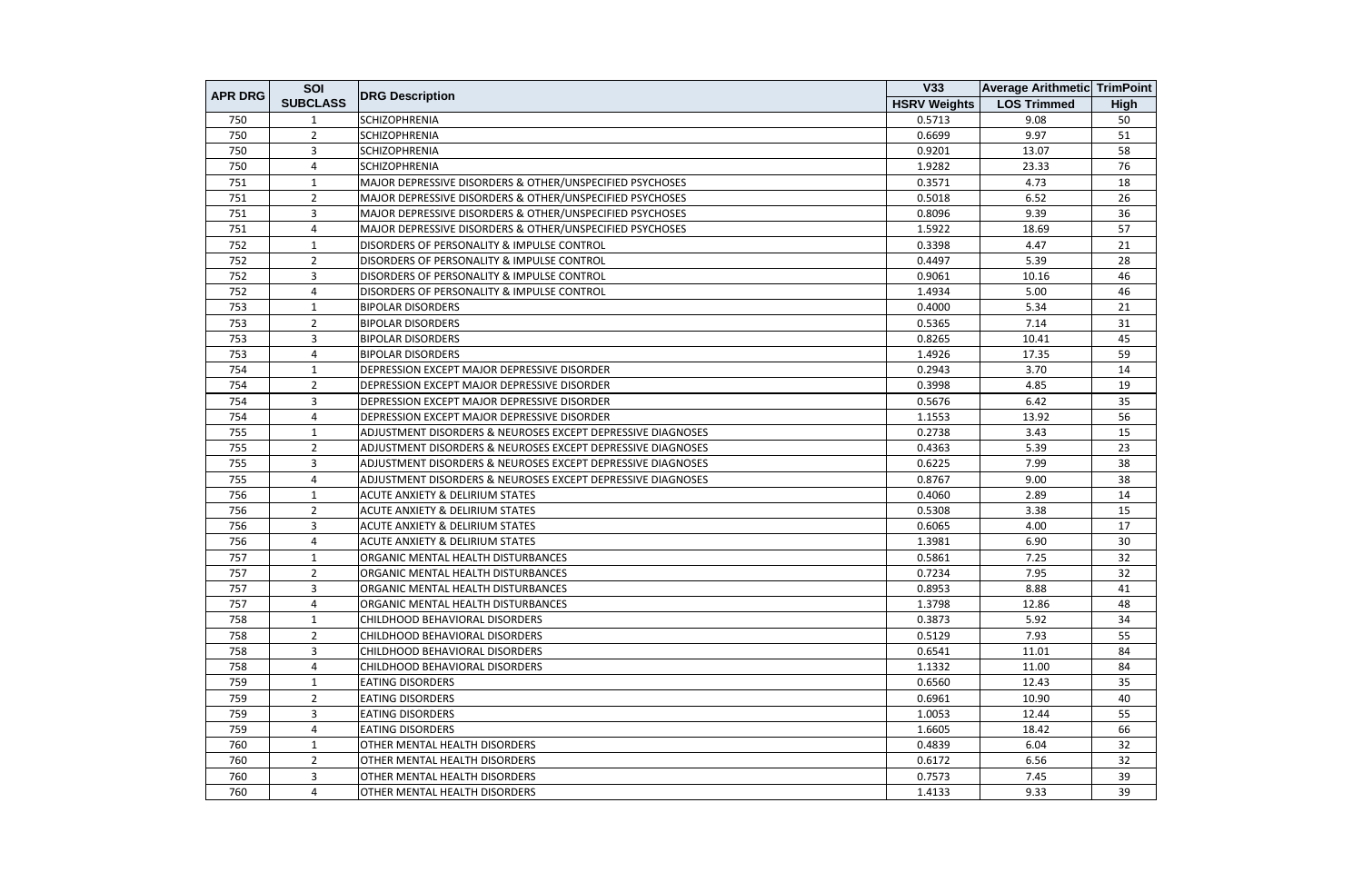| APR DRG | SOI SUBCLASS | DRG Description | V33 HSRV Weights | Average Arithmetic LOS Trimmed | TrimPoint High |
|---|---|---|---|---|---|
| 750 | 1 | SCHIZOPHRENIA | 0.5713 | 9.08 | 50 |
| 750 | 2 | SCHIZOPHRENIA | 0.6699 | 9.97 | 51 |
| 750 | 3 | SCHIZOPHRENIA | 0.9201 | 13.07 | 58 |
| 750 | 4 | SCHIZOPHRENIA | 1.9282 | 23.33 | 76 |
| 751 | 1 | MAJOR DEPRESSIVE DISORDERS & OTHER/UNSPECIFIED PSYCHOSES | 0.3571 | 4.73 | 18 |
| 751 | 2 | MAJOR DEPRESSIVE DISORDERS & OTHER/UNSPECIFIED PSYCHOSES | 0.5018 | 6.52 | 26 |
| 751 | 3 | MAJOR DEPRESSIVE DISORDERS & OTHER/UNSPECIFIED PSYCHOSES | 0.8096 | 9.39 | 36 |
| 751 | 4 | MAJOR DEPRESSIVE DISORDERS & OTHER/UNSPECIFIED PSYCHOSES | 1.5922 | 18.69 | 57 |
| 752 | 1 | DISORDERS OF PERSONALITY & IMPULSE CONTROL | 0.3398 | 4.47 | 21 |
| 752 | 2 | DISORDERS OF PERSONALITY & IMPULSE CONTROL | 0.4497 | 5.39 | 28 |
| 752 | 3 | DISORDERS OF PERSONALITY & IMPULSE CONTROL | 0.9061 | 10.16 | 46 |
| 752 | 4 | DISORDERS OF PERSONALITY & IMPULSE CONTROL | 1.4934 | 5.00 | 46 |
| 753 | 1 | BIPOLAR DISORDERS | 0.4000 | 5.34 | 21 |
| 753 | 2 | BIPOLAR DISORDERS | 0.5365 | 7.14 | 31 |
| 753 | 3 | BIPOLAR DISORDERS | 0.8265 | 10.41 | 45 |
| 753 | 4 | BIPOLAR DISORDERS | 1.4926 | 17.35 | 59 |
| 754 | 1 | DEPRESSION EXCEPT MAJOR DEPRESSIVE DISORDER | 0.2943 | 3.70 | 14 |
| 754 | 2 | DEPRESSION EXCEPT MAJOR DEPRESSIVE DISORDER | 0.3998 | 4.85 | 19 |
| 754 | 3 | DEPRESSION EXCEPT MAJOR DEPRESSIVE DISORDER | 0.5676 | 6.42 | 35 |
| 754 | 4 | DEPRESSION EXCEPT MAJOR DEPRESSIVE DISORDER | 1.1553 | 13.92 | 56 |
| 755 | 1 | ADJUSTMENT DISORDERS & NEUROSES EXCEPT DEPRESSIVE DIAGNOSES | 0.2738 | 3.43 | 15 |
| 755 | 2 | ADJUSTMENT DISORDERS & NEUROSES EXCEPT DEPRESSIVE DIAGNOSES | 0.4363 | 5.39 | 23 |
| 755 | 3 | ADJUSTMENT DISORDERS & NEUROSES EXCEPT DEPRESSIVE DIAGNOSES | 0.6225 | 7.99 | 38 |
| 755 | 4 | ADJUSTMENT DISORDERS & NEUROSES EXCEPT DEPRESSIVE DIAGNOSES | 0.8767 | 9.00 | 38 |
| 756 | 1 | ACUTE ANXIETY & DELIRIUM STATES | 0.4060 | 2.89 | 14 |
| 756 | 2 | ACUTE ANXIETY & DELIRIUM STATES | 0.5308 | 3.38 | 15 |
| 756 | 3 | ACUTE ANXIETY & DELIRIUM STATES | 0.6065 | 4.00 | 17 |
| 756 | 4 | ACUTE ANXIETY & DELIRIUM STATES | 1.3981 | 6.90 | 30 |
| 757 | 1 | ORGANIC MENTAL HEALTH DISTURBANCES | 0.5861 | 7.25 | 32 |
| 757 | 2 | ORGANIC MENTAL HEALTH DISTURBANCES | 0.7234 | 7.95 | 32 |
| 757 | 3 | ORGANIC MENTAL HEALTH DISTURBANCES | 0.8953 | 8.88 | 41 |
| 757 | 4 | ORGANIC MENTAL HEALTH DISTURBANCES | 1.3798 | 12.86 | 48 |
| 758 | 1 | CHILDHOOD BEHAVIORAL DISORDERS | 0.3873 | 5.92 | 34 |
| 758 | 2 | CHILDHOOD BEHAVIORAL DISORDERS | 0.5129 | 7.93 | 55 |
| 758 | 3 | CHILDHOOD BEHAVIORAL DISORDERS | 0.6541 | 11.01 | 84 |
| 758 | 4 | CHILDHOOD BEHAVIORAL DISORDERS | 1.1332 | 11.00 | 84 |
| 759 | 1 | EATING DISORDERS | 0.6560 | 12.43 | 35 |
| 759 | 2 | EATING DISORDERS | 0.6961 | 10.90 | 40 |
| 759 | 3 | EATING DISORDERS | 1.0053 | 12.44 | 55 |
| 759 | 4 | EATING DISORDERS | 1.6605 | 18.42 | 66 |
| 760 | 1 | OTHER MENTAL HEALTH DISORDERS | 0.4839 | 6.04 | 32 |
| 760 | 2 | OTHER MENTAL HEALTH DISORDERS | 0.6172 | 6.56 | 32 |
| 760 | 3 | OTHER MENTAL HEALTH DISORDERS | 0.7573 | 7.45 | 39 |
| 760 | 4 | OTHER MENTAL HEALTH DISORDERS | 1.4133 | 9.33 | 39 |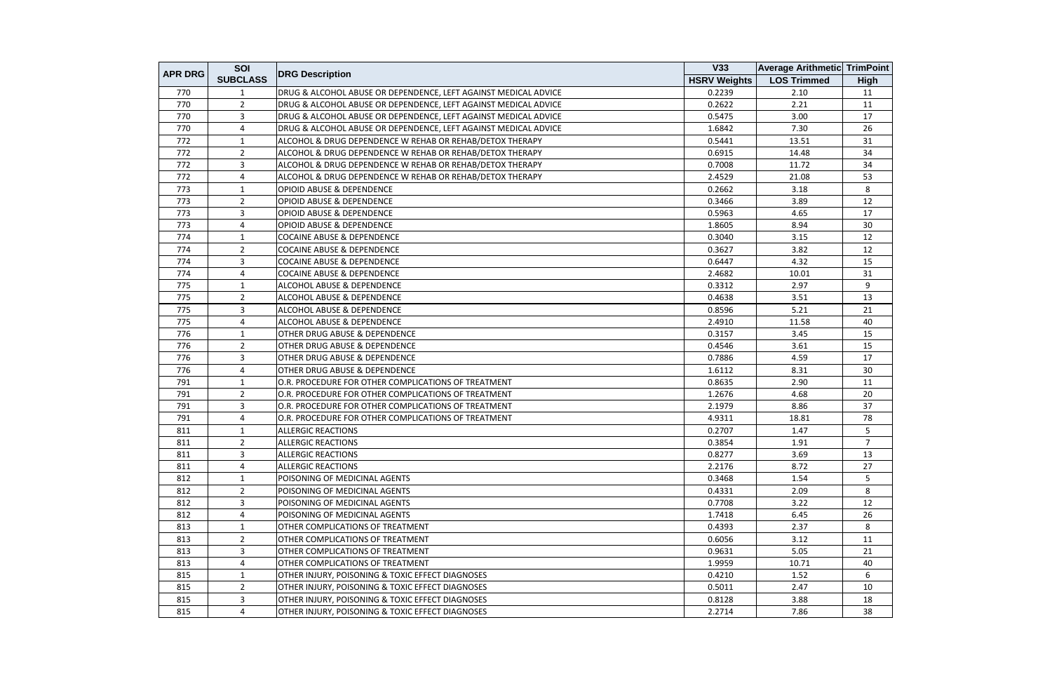| APR DRG | SOI SUBCLASS | DRG Description | V33 HSRV Weights | Average Arithmetic LOS Trimmed | TrimPoint High |
|---|---|---|---|---|---|
| 770 | 1 | DRUG & ALCOHOL ABUSE OR DEPENDENCE, LEFT AGAINST MEDICAL ADVICE | 0.2239 | 2.10 | 11 |
| 770 | 2 | DRUG & ALCOHOL ABUSE OR DEPENDENCE, LEFT AGAINST MEDICAL ADVICE | 0.2622 | 2.21 | 11 |
| 770 | 3 | DRUG & ALCOHOL ABUSE OR DEPENDENCE, LEFT AGAINST MEDICAL ADVICE | 0.5475 | 3.00 | 17 |
| 770 | 4 | DRUG & ALCOHOL ABUSE OR DEPENDENCE, LEFT AGAINST MEDICAL ADVICE | 1.6842 | 7.30 | 26 |
| 772 | 1 | ALCOHOL & DRUG DEPENDENCE W REHAB OR REHAB/DETOX THERAPY | 0.5441 | 13.51 | 31 |
| 772 | 2 | ALCOHOL & DRUG DEPENDENCE W REHAB OR REHAB/DETOX THERAPY | 0.6915 | 14.48 | 34 |
| 772 | 3 | ALCOHOL & DRUG DEPENDENCE W REHAB OR REHAB/DETOX THERAPY | 0.7008 | 11.72 | 34 |
| 772 | 4 | ALCOHOL & DRUG DEPENDENCE W REHAB OR REHAB/DETOX THERAPY | 2.4529 | 21.08 | 53 |
| 773 | 1 | OPIOID ABUSE & DEPENDENCE | 0.2662 | 3.18 | 8 |
| 773 | 2 | OPIOID ABUSE & DEPENDENCE | 0.3466 | 3.89 | 12 |
| 773 | 3 | OPIOID ABUSE & DEPENDENCE | 0.5963 | 4.65 | 17 |
| 773 | 4 | OPIOID ABUSE & DEPENDENCE | 1.8605 | 8.94 | 30 |
| 774 | 1 | COCAINE ABUSE & DEPENDENCE | 0.3040 | 3.15 | 12 |
| 774 | 2 | COCAINE ABUSE & DEPENDENCE | 0.3627 | 3.82 | 12 |
| 774 | 3 | COCAINE ABUSE & DEPENDENCE | 0.6447 | 4.32 | 15 |
| 774 | 4 | COCAINE ABUSE & DEPENDENCE | 2.4682 | 10.01 | 31 |
| 775 | 1 | ALCOHOL ABUSE & DEPENDENCE | 0.3312 | 2.97 | 9 |
| 775 | 2 | ALCOHOL ABUSE & DEPENDENCE | 0.4638 | 3.51 | 13 |
| 775 | 3 | ALCOHOL ABUSE & DEPENDENCE | 0.8596 | 5.21 | 21 |
| 775 | 4 | ALCOHOL ABUSE & DEPENDENCE | 2.4910 | 11.58 | 40 |
| 776 | 1 | OTHER DRUG ABUSE & DEPENDENCE | 0.3157 | 3.45 | 15 |
| 776 | 2 | OTHER DRUG ABUSE & DEPENDENCE | 0.4546 | 3.61 | 15 |
| 776 | 3 | OTHER DRUG ABUSE & DEPENDENCE | 0.7886 | 4.59 | 17 |
| 776 | 4 | OTHER DRUG ABUSE & DEPENDENCE | 1.6112 | 8.31 | 30 |
| 791 | 1 | O.R. PROCEDURE FOR OTHER COMPLICATIONS OF TREATMENT | 0.8635 | 2.90 | 11 |
| 791 | 2 | O.R. PROCEDURE FOR OTHER COMPLICATIONS OF TREATMENT | 1.2676 | 4.68 | 20 |
| 791 | 3 | O.R. PROCEDURE FOR OTHER COMPLICATIONS OF TREATMENT | 2.1979 | 8.86 | 37 |
| 791 | 4 | O.R. PROCEDURE FOR OTHER COMPLICATIONS OF TREATMENT | 4.9311 | 18.81 | 78 |
| 811 | 1 | ALLERGIC REACTIONS | 0.2707 | 1.47 | 5 |
| 811 | 2 | ALLERGIC REACTIONS | 0.3854 | 1.91 | 7 |
| 811 | 3 | ALLERGIC REACTIONS | 0.8277 | 3.69 | 13 |
| 811 | 4 | ALLERGIC REACTIONS | 2.2176 | 8.72 | 27 |
| 812 | 1 | POISONING OF MEDICINAL AGENTS | 0.3468 | 1.54 | 5 |
| 812 | 2 | POISONING OF MEDICINAL AGENTS | 0.4331 | 2.09 | 8 |
| 812 | 3 | POISONING OF MEDICINAL AGENTS | 0.7708 | 3.22 | 12 |
| 812 | 4 | POISONING OF MEDICINAL AGENTS | 1.7418 | 6.45 | 26 |
| 813 | 1 | OTHER COMPLICATIONS OF TREATMENT | 0.4393 | 2.37 | 8 |
| 813 | 2 | OTHER COMPLICATIONS OF TREATMENT | 0.6056 | 3.12 | 11 |
| 813 | 3 | OTHER COMPLICATIONS OF TREATMENT | 0.9631 | 5.05 | 21 |
| 813 | 4 | OTHER COMPLICATIONS OF TREATMENT | 1.9959 | 10.71 | 40 |
| 815 | 1 | OTHER INJURY, POISONING & TOXIC EFFECT DIAGNOSES | 0.4210 | 1.52 | 6 |
| 815 | 2 | OTHER INJURY, POISONING & TOXIC EFFECT DIAGNOSES | 0.5011 | 2.47 | 10 |
| 815 | 3 | OTHER INJURY, POISONING & TOXIC EFFECT DIAGNOSES | 0.8128 | 3.88 | 18 |
| 815 | 4 | OTHER INJURY, POISONING & TOXIC EFFECT DIAGNOSES | 2.2714 | 7.86 | 38 |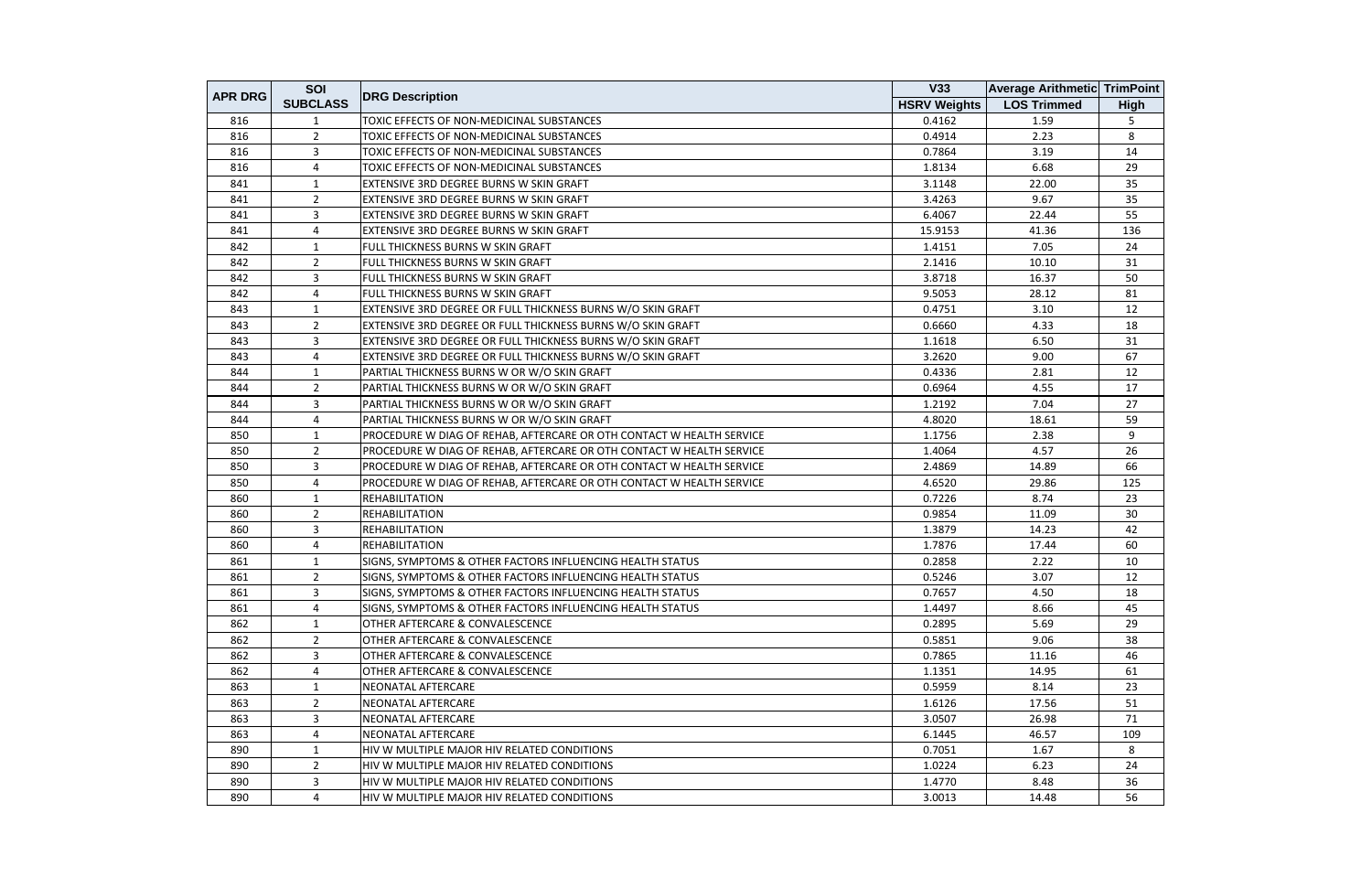| APR DRG | SOI SUBCLASS | DRG Description | V33 HSRV Weights | Average Arithmetic LOS Trimmed | TrimPoint High |
|---|---|---|---|---|---|
| 816 | 1 | TOXIC EFFECTS OF NON-MEDICINAL SUBSTANCES | 0.4162 | 1.59 | 5 |
| 816 | 2 | TOXIC EFFECTS OF NON-MEDICINAL SUBSTANCES | 0.4914 | 2.23 | 8 |
| 816 | 3 | TOXIC EFFECTS OF NON-MEDICINAL SUBSTANCES | 0.7864 | 3.19 | 14 |
| 816 | 4 | TOXIC EFFECTS OF NON-MEDICINAL SUBSTANCES | 1.8134 | 6.68 | 29 |
| 841 | 1 | EXTENSIVE 3RD DEGREE BURNS W SKIN GRAFT | 3.1148 | 22.00 | 35 |
| 841 | 2 | EXTENSIVE 3RD DEGREE BURNS W SKIN GRAFT | 3.4263 | 9.67 | 35 |
| 841 | 3 | EXTENSIVE 3RD DEGREE BURNS W SKIN GRAFT | 6.4067 | 22.44 | 55 |
| 841 | 4 | EXTENSIVE 3RD DEGREE BURNS W SKIN GRAFT | 15.9153 | 41.36 | 136 |
| 842 | 1 | FULL THICKNESS BURNS W SKIN GRAFT | 1.4151 | 7.05 | 24 |
| 842 | 2 | FULL THICKNESS BURNS W SKIN GRAFT | 2.1416 | 10.10 | 31 |
| 842 | 3 | FULL THICKNESS BURNS W SKIN GRAFT | 3.8718 | 16.37 | 50 |
| 842 | 4 | FULL THICKNESS BURNS W SKIN GRAFT | 9.5053 | 28.12 | 81 |
| 843 | 1 | EXTENSIVE 3RD DEGREE OR FULL THICKNESS BURNS W/O SKIN GRAFT | 0.4751 | 3.10 | 12 |
| 843 | 2 | EXTENSIVE 3RD DEGREE OR FULL THICKNESS BURNS W/O SKIN GRAFT | 0.6660 | 4.33 | 18 |
| 843 | 3 | EXTENSIVE 3RD DEGREE OR FULL THICKNESS BURNS W/O SKIN GRAFT | 1.1618 | 6.50 | 31 |
| 843 | 4 | EXTENSIVE 3RD DEGREE OR FULL THICKNESS BURNS W/O SKIN GRAFT | 3.2620 | 9.00 | 67 |
| 844 | 1 | PARTIAL THICKNESS BURNS W OR W/O SKIN GRAFT | 0.4336 | 2.81 | 12 |
| 844 | 2 | PARTIAL THICKNESS BURNS W OR W/O SKIN GRAFT | 0.6964 | 4.55 | 17 |
| 844 | 3 | PARTIAL THICKNESS BURNS W OR W/O SKIN GRAFT | 1.2192 | 7.04 | 27 |
| 844 | 4 | PARTIAL THICKNESS BURNS W OR W/O SKIN GRAFT | 4.8020 | 18.61 | 59 |
| 850 | 1 | PROCEDURE W DIAG OF REHAB, AFTERCARE OR OTH CONTACT W HEALTH SERVICE | 1.1756 | 2.38 | 9 |
| 850 | 2 | PROCEDURE W DIAG OF REHAB, AFTERCARE OR OTH CONTACT W HEALTH SERVICE | 1.4064 | 4.57 | 26 |
| 850 | 3 | PROCEDURE W DIAG OF REHAB, AFTERCARE OR OTH CONTACT W HEALTH SERVICE | 2.4869 | 14.89 | 66 |
| 850 | 4 | PROCEDURE W DIAG OF REHAB, AFTERCARE OR OTH CONTACT W HEALTH SERVICE | 4.6520 | 29.86 | 125 |
| 860 | 1 | REHABILITATION | 0.7226 | 8.74 | 23 |
| 860 | 2 | REHABILITATION | 0.9854 | 11.09 | 30 |
| 860 | 3 | REHABILITATION | 1.3879 | 14.23 | 42 |
| 860 | 4 | REHABILITATION | 1.7876 | 17.44 | 60 |
| 861 | 1 | SIGNS, SYMPTOMS & OTHER FACTORS INFLUENCING HEALTH STATUS | 0.2858 | 2.22 | 10 |
| 861 | 2 | SIGNS, SYMPTOMS & OTHER FACTORS INFLUENCING HEALTH STATUS | 0.5246 | 3.07 | 12 |
| 861 | 3 | SIGNS, SYMPTOMS & OTHER FACTORS INFLUENCING HEALTH STATUS | 0.7657 | 4.50 | 18 |
| 861 | 4 | SIGNS, SYMPTOMS & OTHER FACTORS INFLUENCING HEALTH STATUS | 1.4497 | 8.66 | 45 |
| 862 | 1 | OTHER AFTERCARE & CONVALESCENCE | 0.2895 | 5.69 | 29 |
| 862 | 2 | OTHER AFTERCARE & CONVALESCENCE | 0.5851 | 9.06 | 38 |
| 862 | 3 | OTHER AFTERCARE & CONVALESCENCE | 0.7865 | 11.16 | 46 |
| 862 | 4 | OTHER AFTERCARE & CONVALESCENCE | 1.1351 | 14.95 | 61 |
| 863 | 1 | NEONATAL AFTERCARE | 0.5959 | 8.14 | 23 |
| 863 | 2 | NEONATAL AFTERCARE | 1.6126 | 17.56 | 51 |
| 863 | 3 | NEONATAL AFTERCARE | 3.0507 | 26.98 | 71 |
| 863 | 4 | NEONATAL AFTERCARE | 6.1445 | 46.57 | 109 |
| 890 | 1 | HIV W MULTIPLE MAJOR HIV RELATED CONDITIONS | 0.7051 | 1.67 | 8 |
| 890 | 2 | HIV W MULTIPLE MAJOR HIV RELATED CONDITIONS | 1.0224 | 6.23 | 24 |
| 890 | 3 | HIV W MULTIPLE MAJOR HIV RELATED CONDITIONS | 1.4770 | 8.48 | 36 |
| 890 | 4 | HIV W MULTIPLE MAJOR HIV RELATED CONDITIONS | 3.0013 | 14.48 | 56 |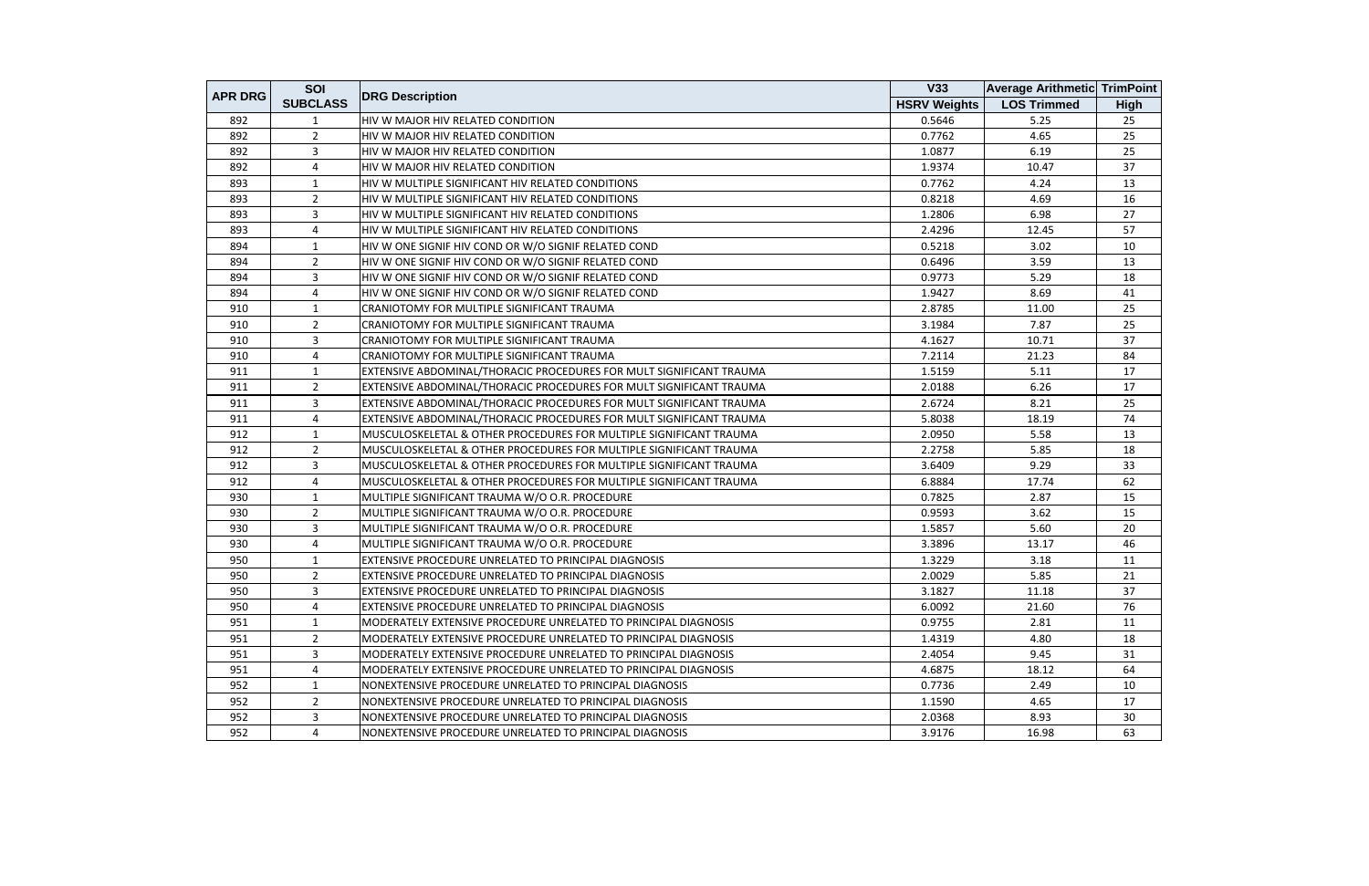| APR DRG | SOI SUBCLASS | DRG Description | V33 HSRV Weights | Average Arithmetic LOS Trimmed | TrimPoint High |
|---|---|---|---|---|---|
| 892 | 1 | HIV W MAJOR HIV RELATED CONDITION | 0.5646 | 5.25 | 25 |
| 892 | 2 | HIV W MAJOR HIV RELATED CONDITION | 0.7762 | 4.65 | 25 |
| 892 | 3 | HIV W MAJOR HIV RELATED CONDITION | 1.0877 | 6.19 | 25 |
| 892 | 4 | HIV W MAJOR HIV RELATED CONDITION | 1.9374 | 10.47 | 37 |
| 893 | 1 | HIV W MULTIPLE SIGNIFICANT HIV RELATED CONDITIONS | 0.7762 | 4.24 | 13 |
| 893 | 2 | HIV W MULTIPLE SIGNIFICANT HIV RELATED CONDITIONS | 0.8218 | 4.69 | 16 |
| 893 | 3 | HIV W MULTIPLE SIGNIFICANT HIV RELATED CONDITIONS | 1.2806 | 6.98 | 27 |
| 893 | 4 | HIV W MULTIPLE SIGNIFICANT HIV RELATED CONDITIONS | 2.4296 | 12.45 | 57 |
| 894 | 1 | HIV W ONE SIGNIF HIV COND OR W/O SIGNIF RELATED COND | 0.5218 | 3.02 | 10 |
| 894 | 2 | HIV W ONE SIGNIF HIV COND OR W/O SIGNIF RELATED COND | 0.6496 | 3.59 | 13 |
| 894 | 3 | HIV W ONE SIGNIF HIV COND OR W/O SIGNIF RELATED COND | 0.9773 | 5.29 | 18 |
| 894 | 4 | HIV W ONE SIGNIF HIV COND OR W/O SIGNIF RELATED COND | 1.9427 | 8.69 | 41 |
| 910 | 1 | CRANIOTOMY FOR MULTIPLE SIGNIFICANT TRAUMA | 2.8785 | 11.00 | 25 |
| 910 | 2 | CRANIOTOMY FOR MULTIPLE SIGNIFICANT TRAUMA | 3.1984 | 7.87 | 25 |
| 910 | 3 | CRANIOTOMY FOR MULTIPLE SIGNIFICANT TRAUMA | 4.1627 | 10.71 | 37 |
| 910 | 4 | CRANIOTOMY FOR MULTIPLE SIGNIFICANT TRAUMA | 7.2114 | 21.23 | 84 |
| 911 | 1 | EXTENSIVE ABDOMINAL/THORACIC PROCEDURES FOR MULT SIGNIFICANT TRAUMA | 1.5159 | 5.11 | 17 |
| 911 | 2 | EXTENSIVE ABDOMINAL/THORACIC PROCEDURES FOR MULT SIGNIFICANT TRAUMA | 2.0188 | 6.26 | 17 |
| 911 | 3 | EXTENSIVE ABDOMINAL/THORACIC PROCEDURES FOR MULT SIGNIFICANT TRAUMA | 2.6724 | 8.21 | 25 |
| 911 | 4 | EXTENSIVE ABDOMINAL/THORACIC PROCEDURES FOR MULT SIGNIFICANT TRAUMA | 5.8038 | 18.19 | 74 |
| 912 | 1 | MUSCULOSKELETAL & OTHER PROCEDURES FOR MULTIPLE SIGNIFICANT TRAUMA | 2.0950 | 5.58 | 13 |
| 912 | 2 | MUSCULOSKELETAL & OTHER PROCEDURES FOR MULTIPLE SIGNIFICANT TRAUMA | 2.2758 | 5.85 | 18 |
| 912 | 3 | MUSCULOSKELETAL & OTHER PROCEDURES FOR MULTIPLE SIGNIFICANT TRAUMA | 3.6409 | 9.29 | 33 |
| 912 | 4 | MUSCULOSKELETAL & OTHER PROCEDURES FOR MULTIPLE SIGNIFICANT TRAUMA | 6.8884 | 17.74 | 62 |
| 930 | 1 | MULTIPLE SIGNIFICANT TRAUMA W/O O.R. PROCEDURE | 0.7825 | 2.87 | 15 |
| 930 | 2 | MULTIPLE SIGNIFICANT TRAUMA W/O O.R. PROCEDURE | 0.9593 | 3.62 | 15 |
| 930 | 3 | MULTIPLE SIGNIFICANT TRAUMA W/O O.R. PROCEDURE | 1.5857 | 5.60 | 20 |
| 930 | 4 | MULTIPLE SIGNIFICANT TRAUMA W/O O.R. PROCEDURE | 3.3896 | 13.17 | 46 |
| 950 | 1 | EXTENSIVE PROCEDURE UNRELATED TO PRINCIPAL DIAGNOSIS | 1.3229 | 3.18 | 11 |
| 950 | 2 | EXTENSIVE PROCEDURE UNRELATED TO PRINCIPAL DIAGNOSIS | 2.0029 | 5.85 | 21 |
| 950 | 3 | EXTENSIVE PROCEDURE UNRELATED TO PRINCIPAL DIAGNOSIS | 3.1827 | 11.18 | 37 |
| 950 | 4 | EXTENSIVE PROCEDURE UNRELATED TO PRINCIPAL DIAGNOSIS | 6.0092 | 21.60 | 76 |
| 951 | 1 | MODERATELY EXTENSIVE PROCEDURE UNRELATED TO PRINCIPAL DIAGNOSIS | 0.9755 | 2.81 | 11 |
| 951 | 2 | MODERATELY EXTENSIVE PROCEDURE UNRELATED TO PRINCIPAL DIAGNOSIS | 1.4319 | 4.80 | 18 |
| 951 | 3 | MODERATELY EXTENSIVE PROCEDURE UNRELATED TO PRINCIPAL DIAGNOSIS | 2.4054 | 9.45 | 31 |
| 951 | 4 | MODERATELY EXTENSIVE PROCEDURE UNRELATED TO PRINCIPAL DIAGNOSIS | 4.6875 | 18.12 | 64 |
| 952 | 1 | NONEXTENSIVE PROCEDURE UNRELATED TO PRINCIPAL DIAGNOSIS | 0.7736 | 2.49 | 10 |
| 952 | 2 | NONEXTENSIVE PROCEDURE UNRELATED TO PRINCIPAL DIAGNOSIS | 1.1590 | 4.65 | 17 |
| 952 | 3 | NONEXTENSIVE PROCEDURE UNRELATED TO PRINCIPAL DIAGNOSIS | 2.0368 | 8.93 | 30 |
| 952 | 4 | NONEXTENSIVE PROCEDURE UNRELATED TO PRINCIPAL DIAGNOSIS | 3.9176 | 16.98 | 63 |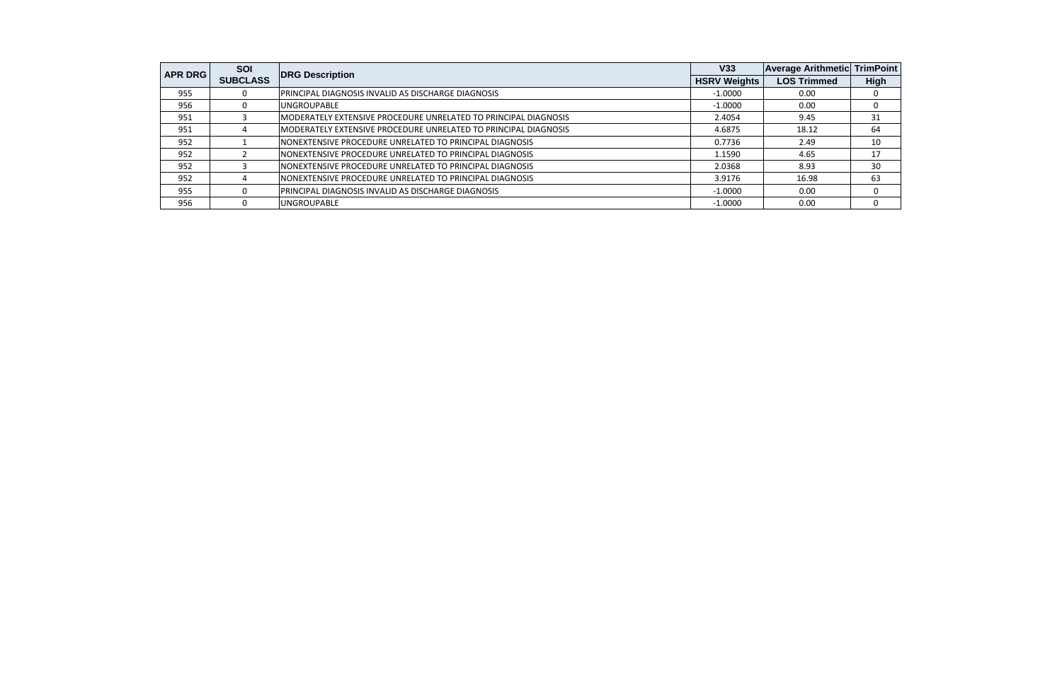| APR DRG | SOI SUBCLASS | DRG Description | V33 | Average Arithmetic | TrimPoint |
|---|---|---|---|---|---|
| | | | HSRV Weights | LOS Trimmed | High |
| 955 | 0 | PRINCIPAL DIAGNOSIS INVALID AS DISCHARGE DIAGNOSIS | -1.0000 | 0.00 | 0 |
| 956 | 0 | UNGROUPABLE | -1.0000 | 0.00 | 0 |
| 951 | 3 | MODERATELY EXTENSIVE PROCEDURE UNRELATED TO PRINCIPAL DIAGNOSIS | 2.4054 | 9.45 | 31 |
| 951 | 4 | MODERATELY EXTENSIVE PROCEDURE UNRELATED TO PRINCIPAL DIAGNOSIS | 4.6875 | 18.12 | 64 |
| 952 | 1 | NONEXTENSIVE PROCEDURE UNRELATED TO PRINCIPAL DIAGNOSIS | 0.7736 | 2.49 | 10 |
| 952 | 2 | NONEXTENSIVE PROCEDURE UNRELATED TO PRINCIPAL DIAGNOSIS | 1.1590 | 4.65 | 17 |
| 952 | 3 | NONEXTENSIVE PROCEDURE UNRELATED TO PRINCIPAL DIAGNOSIS | 2.0368 | 8.93 | 30 |
| 952 | 4 | NONEXTENSIVE PROCEDURE UNRELATED TO PRINCIPAL DIAGNOSIS | 3.9176 | 16.98 | 63 |
| 955 | 0 | PRINCIPAL DIAGNOSIS INVALID AS DISCHARGE DIAGNOSIS | -1.0000 | 0.00 | 0 |
| 956 | 0 | UNGROUPABLE | -1.0000 | 0.00 | 0 |